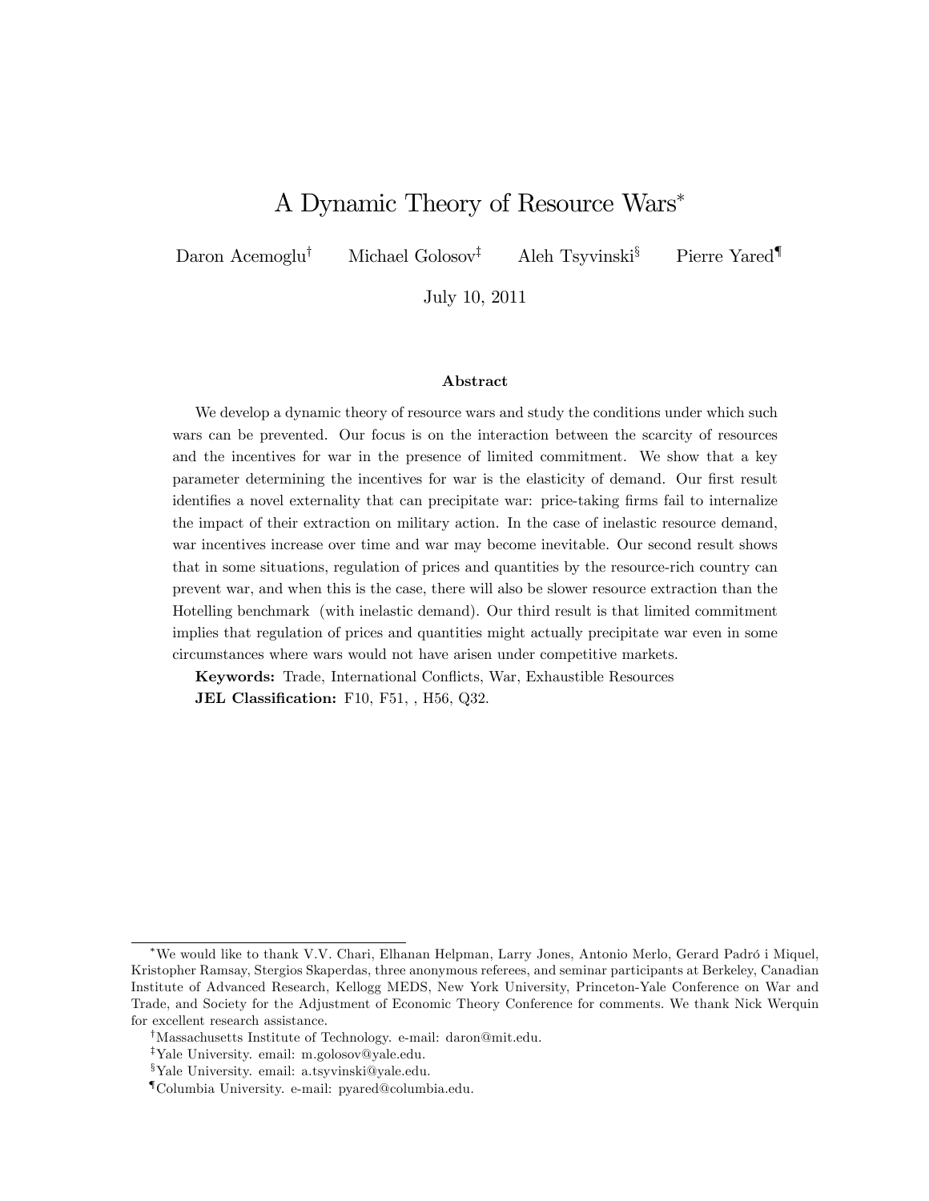# A Dynamic Theory of Resource Wars[*]

Daron Acemoglu[†] Michael Golosov[‡] Aleh Tsyvinski[§] Pierre Yared[¶]

July 10, 2011

### Abstract

We develop a dynamic theory of resource wars and study the conditions under which such wars can be prevented. Our focus is on the interaction between the scarcity of resources and the incentives for war in the presence of limited commitment. We show that a key parameter determining the incentives for war is the elasticity of demand. Our first result identifies a novel externality that can precipitate war: price-taking firms fail to internalize the impact of their extraction on military action. In the case of inelastic resource demand, war incentives increase over time and war may become inevitable. Our second result shows that in some situations, regulation of prices and quantities by the resource-rich country can prevent war, and when this is the case, there will also be slower resource extraction than the Hotelling benchmark (with inelastic demand). Our third result is that limited commitment implies that regulation of prices and quantities might actually precipitate war even in some circumstances where wars would not have arisen under competitive markets.

**Keywords:** Trade, International Conflicts, War, Exhaustible Resources

**JEL Classification:** F10, F51, , H56, Q32.

---

[*] We would like to thank V.V. Chari, Elhanan Helpman, Larry Jones, Antonio Merlo, Gerard Padró i Miquel, Kristopher Ramsay, Stergios Skaperdas, three anonymous referees, and seminar participants at Berkeley, Canadian Institute of Advanced Research, Kellogg MEDS, New York University, Princeton-Yale Conference on War and Trade, and Society for the Adjustment of Economic Theory Conference for comments. We thank Nick Werquin for excellent research assistance.

[†] Massachusetts Institute of Technology. e-mail: daron@mit.edu.

[‡] Yale University. email: m.golosov@yale.edu.

[§] Yale University. email: a.tsyvinski@yale.edu.

[¶] Columbia University. e-mail: pyared@columbia.edu.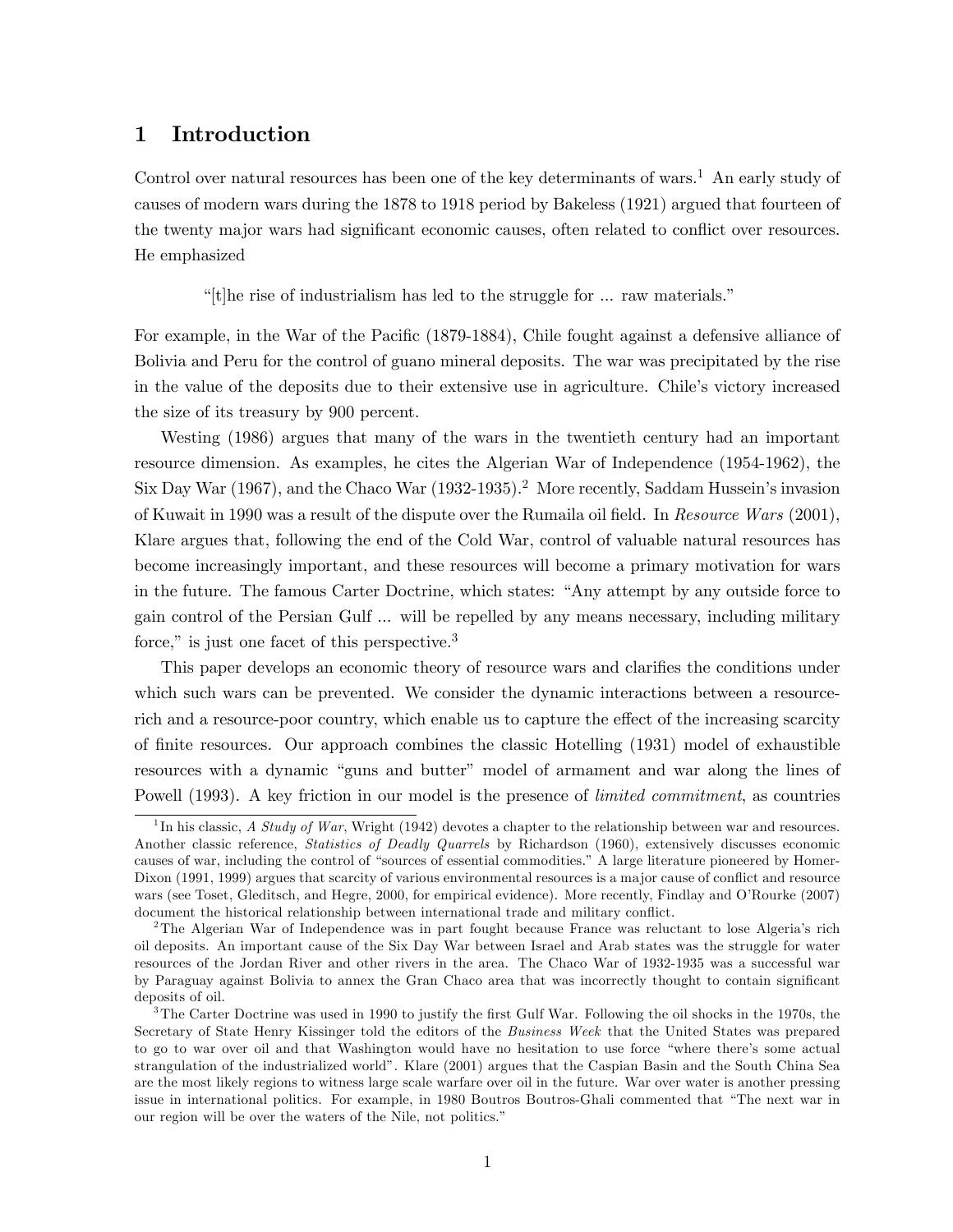# 1 Introduction

Control over natural resources has been one of the key determinants of wars.[1] An early study of causes of modern wars during the 1878 to 1918 period by Bakeless (1921) argued that fourteen of the twenty major wars had significant economic causes, often related to conflict over resources. He emphasized

> "[t]he rise of industrialism has led to the struggle for ... raw materials."

For example, in the War of the Pacific (1879-1884), Chile fought against a defensive alliance of Bolivia and Peru for the control of guano mineral deposits. The war was precipitated by the rise in the value of the deposits due to their extensive use in agriculture. Chile's victory increased the size of its treasury by 900 percent.

Westing (1986) argues that many of the wars in the twentieth century had an important resource dimension. As examples, he cites the Algerian War of Independence (1954-1962), the Six Day War (1967), and the Chaco War (1932-1935).[2] More recently, Saddam Hussein's invasion of Kuwait in 1990 was a result of the dispute over the Rumaila oil field. In *Resource Wars* (2001), Klare argues that, following the end of the Cold War, control of valuable natural resources has become increasingly important, and these resources will become a primary motivation for wars in the future. The famous Carter Doctrine, which states: "Any attempt by any outside force to gain control of the Persian Gulf ... will be repelled by any means necessary, including military force," is just one facet of this perspective.[3]

This paper develops an economic theory of resource wars and clarifies the conditions under which such wars can be prevented. We consider the dynamic interactions between a resource-rich and a resource-poor country, which enable us to capture the effect of the increasing scarcity of finite resources. Our approach combines the classic Hotelling (1931) model of exhaustible resources with a dynamic "guns and butter" model of armament and war along the lines of Powell (1993). A key friction in our model is the presence of *limited commitment*, as countries

[1] In his classic, *A Study of War*, Wright (1942) devotes a chapter to the relationship between war and resources. Another classic reference, *Statistics of Deadly Quarrels* by Richardson (1960), extensively discusses economic causes of war, including the control of "sources of essential commodities." A large literature pioneered by Homer-Dixon (1991, 1999) argues that scarcity of various environmental resources is a major cause of conflict and resource wars (see Toset, Gleditsch, and Hegre, 2000, for empirical evidence). More recently, Findlay and O'Rourke (2007) document the historical relationship between international trade and military conflict.

[2] The Algerian War of Independence was in part fought because France was reluctant to lose Algeria's rich oil deposits. An important cause of the Six Day War between Israel and Arab states was the struggle for water resources of the Jordan River and other rivers in the area. The Chaco War of 1932-1935 was a successful war by Paraguay against Bolivia to annex the Gran Chaco area that was incorrectly thought to contain significant deposits of oil.

[3] The Carter Doctrine was used in 1990 to justify the first Gulf War. Following the oil shocks in the 1970s, the Secretary of State Henry Kissinger told the editors of the *Business Week* that the United States was prepared to go to war over oil and that Washington would have no hesitation to use force "where there's some actual strangulation of the industrialized world". Klare (2001) argues that the Caspian Basin and the South China Sea are the most likely regions to witness large scale warfare over oil in the future. War over water is another pressing issue in international politics. For example, in 1980 Boutros Boutros-Ghali commented that "The next war in our region will be over the waters of the Nile, not politics."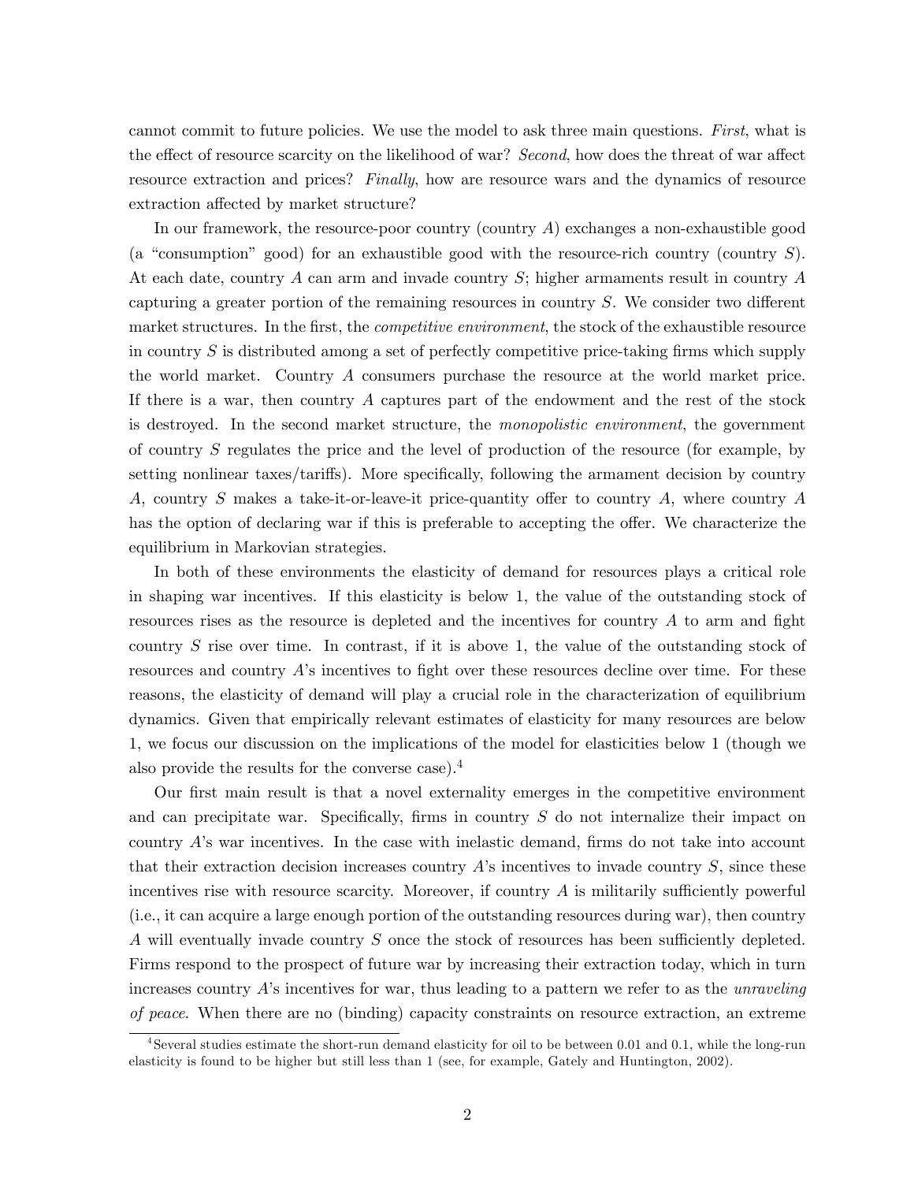cannot commit to future policies. We use the model to ask three main questions. *First*, what is the effect of resource scarcity on the likelihood of war? *Second*, how does the threat of war affect resource extraction and prices? *Finally*, how are resource wars and the dynamics of resource extraction affected by market structure?

In our framework, the resource-poor country (country $A$) exchanges a non-exhaustible good (a "consumption" good) for an exhaustible good with the resource-rich country (country $S$). At each date, country $A$ can arm and invade country $S$; higher armaments result in country $A$ capturing a greater portion of the remaining resources in country $S$. We consider two different market structures. In the first, the *competitive environment*, the stock of the exhaustible resource in country $S$ is distributed among a set of perfectly competitive price-taking firms which supply the world market. Country $A$ consumers purchase the resource at the world market price. If there is a war, then country $A$ captures part of the endowment and the rest of the stock is destroyed. In the second market structure, the *monopolistic environment*, the government of country $S$ regulates the price and the level of production of the resource (for example, by setting nonlinear taxes/tariffs). More specifically, following the armament decision by country $A$, country $S$ makes a take-it-or-leave-it price-quantity offer to country $A$, where country $A$ has the option of declaring war if this is preferable to accepting the offer. We characterize the equilibrium in Markovian strategies.

In both of these environments the elasticity of demand for resources plays a critical role in shaping war incentives. If this elasticity is below 1, the value of the outstanding stock of resources rises as the resource is depleted and the incentives for country $A$ to arm and fight country $S$ rise over time. In contrast, if it is above 1, the value of the outstanding stock of resources and country $A$'s incentives to fight over these resources decline over time. For these reasons, the elasticity of demand will play a crucial role in the characterization of equilibrium dynamics. Given that empirically relevant estimates of elasticity for many resources are below 1, we focus our discussion on the implications of the model for elasticities below 1 (though we also provide the results for the converse case).[4]

Our first main result is that a novel externality emerges in the competitive environment and can precipitate war. Specifically, firms in country $S$ do not internalize their impact on country $A$'s war incentives. In the case with inelastic demand, firms do not take into account that their extraction decision increases country $A$'s incentives to invade country $S$, since these incentives rise with resource scarcity. Moreover, if country $A$ is militarily sufficiently powerful (i.e., it can acquire a large enough portion of the outstanding resources during war), then country $A$ will eventually invade country $S$ once the stock of resources has been sufficiently depleted. Firms respond to the prospect of future war by increasing their extraction today, which in turn increases country $A$'s incentives for war, thus leading to a pattern we refer to as the *unraveling of peace*. When there are no (binding) capacity constraints on resource extraction, an extreme

[4] Several studies estimate the short-run demand elasticity for oil to be between 0.01 and 0.1, while the long-run elasticity is found to be higher but still less than 1 (see, for example, Gately and Huntington, 2002).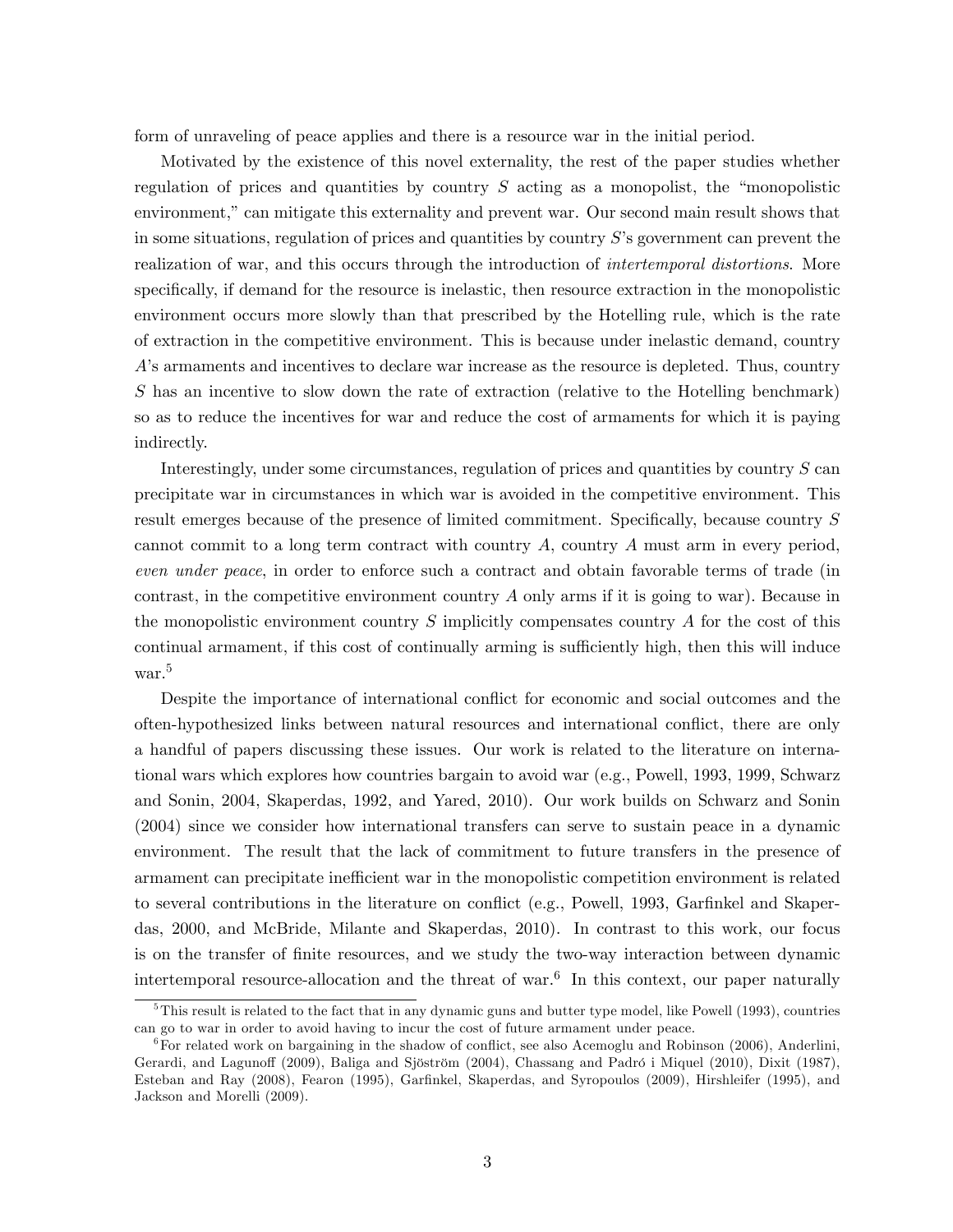form of unraveling of peace applies and there is a resource war in the initial period.

Motivated by the existence of this novel externality, the rest of the paper studies whether regulation of prices and quantities by country $S$ acting as a monopolist, the "monopolistic environment," can mitigate this externality and prevent war. Our second main result shows that in some situations, regulation of prices and quantities by country $S$'s government can prevent the realization of war, and this occurs through the introduction of *intertemporal distortions*. More specifically, if demand for the resource is inelastic, then resource extraction in the monopolistic environment occurs more slowly than that prescribed by the Hotelling rule, which is the rate of extraction in the competitive environment. This is because under inelastic demand, country $A$'s armaments and incentives to declare war increase as the resource is depleted. Thus, country $S$ has an incentive to slow down the rate of extraction (relative to the Hotelling benchmark) so as to reduce the incentives for war and reduce the cost of armaments for which it is paying indirectly.

Interestingly, under some circumstances, regulation of prices and quantities by country $S$ can precipitate war in circumstances in which war is avoided in the competitive environment. This result emerges because of the presence of limited commitment. Specifically, because country $S$ cannot commit to a long term contract with country $A$, country $A$ must arm in every period, *even under peace*, in order to enforce such a contract and obtain favorable terms of trade (in contrast, in the competitive environment country $A$ only arms if it is going to war). Because in the monopolistic environment country $S$ implicitly compensates country $A$ for the cost of this continual armament, if this cost of continually arming is sufficiently high, then this will induce war.[5]

Despite the importance of international conflict for economic and social outcomes and the often-hypothesized links between natural resources and international conflict, there are only a handful of papers discussing these issues. Our work is related to the literature on international wars which explores how countries bargain to avoid war (e.g., Powell, 1993, 1999, Schwarz and Sonin, 2004, Skaperdas, 1992, and Yared, 2010). Our work builds on Schwarz and Sonin (2004) since we consider how international transfers can serve to sustain peace in a dynamic environment. The result that the lack of commitment to future transfers in the presence of armament can precipitate inefficient war in the monopolistic competition environment is related to several contributions in the literature on conflict (e.g., Powell, 1993, Garfinkel and Skaperdas, 2000, and McBride, Milante and Skaperdas, 2010). In contrast to this work, our focus is on the transfer of finite resources, and we study the two-way interaction between dynamic intertemporal resource-allocation and the threat of war.[6] In this context, our paper naturally

[5] This result is related to the fact that in any dynamic guns and butter type model, like Powell (1993), countries can go to war in order to avoid having to incur the cost of future armament under peace.

[6] For related work on bargaining in the shadow of conflict, see also Acemoglu and Robinson (2006), Anderlini, Gerardi, and Lagunoff (2009), Baliga and Sjöström (2004), Chassang and Padró i Miquel (2010), Dixit (1987), Esteban and Ray (2008), Fearon (1995), Garfinkel, Skaperdas, and Syropoulos (2009), Hirshleifer (1995), and Jackson and Morelli (2009).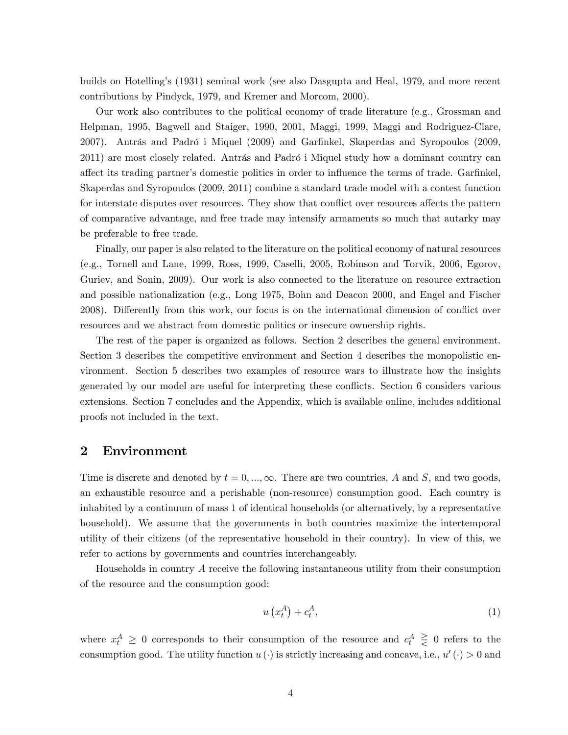builds on Hotelling's (1931) seminal work (see also Dasgupta and Heal, 1979, and more recent contributions by Pindyck, 1979, and Kremer and Morcom, 2000).

Our work also contributes to the political economy of trade literature (e.g., Grossman and Helpman, 1995, Bagwell and Staiger, 1990, 2001, Maggi, 1999, Maggi and Rodriguez-Clare, 2007). Antrás and Padró i Miquel (2009) and Garfinkel, Skaperdas and Syropoulos (2009, 2011) are most closely related. Antrás and Padró i Miquel study how a dominant country can affect its trading partner's domestic politics in order to influence the terms of trade. Garfinkel, Skaperdas and Syropoulos (2009, 2011) combine a standard trade model with a contest function for interstate disputes over resources. They show that conflict over resources affects the pattern of comparative advantage, and free trade may intensify armaments so much that autarky may be preferable to free trade.

Finally, our paper is also related to the literature on the political economy of natural resources (e.g., Tornell and Lane, 1999, Ross, 1999, Caselli, 2005, Robinson and Torvik, 2006, Egorov, Guriev, and Sonin, 2009). Our work is also connected to the literature on resource extraction and possible nationalization (e.g., Long 1975, Bohn and Deacon 2000, and Engel and Fischer 2008). Differently from this work, our focus is on the international dimension of conflict over resources and we abstract from domestic politics or insecure ownership rights.

The rest of the paper is organized as follows. Section 2 describes the general environment. Section 3 describes the competitive environment and Section 4 describes the monopolistic environment. Section 5 describes two examples of resource wars to illustrate how the insights generated by our model are useful for interpreting these conflicts. Section 6 considers various extensions. Section 7 concludes and the Appendix, which is available online, includes additional proofs not included in the text.

## 2 Environment

Time is discrete and denoted by $t = 0, ..., \infty$. There are two countries, $A$ and $S$, and two goods, an exhaustible resource and a perishable (non-resource) consumption good. Each country is inhabited by a continuum of mass 1 of identical households (or alternatively, by a representative household). We assume that the governments in both countries maximize the intertemporal utility of their citizens (of the representative household in their country). In view of this, we refer to actions by governments and countries interchangeably.

Households in country $A$ receive the following instantaneous utility from their consumption of the resource and the consumption good:

$$u\left(x_t^A\right) + c_t^A, \tag{1}$$

where $x_t^A \geq 0$ corresponds to their consumption of the resource and $c_t^A \gtreqless 0$ refers to the consumption good. The utility function $u(\cdot)$ is strictly increasing and concave, i.e., $u'(\cdot) > 0$ and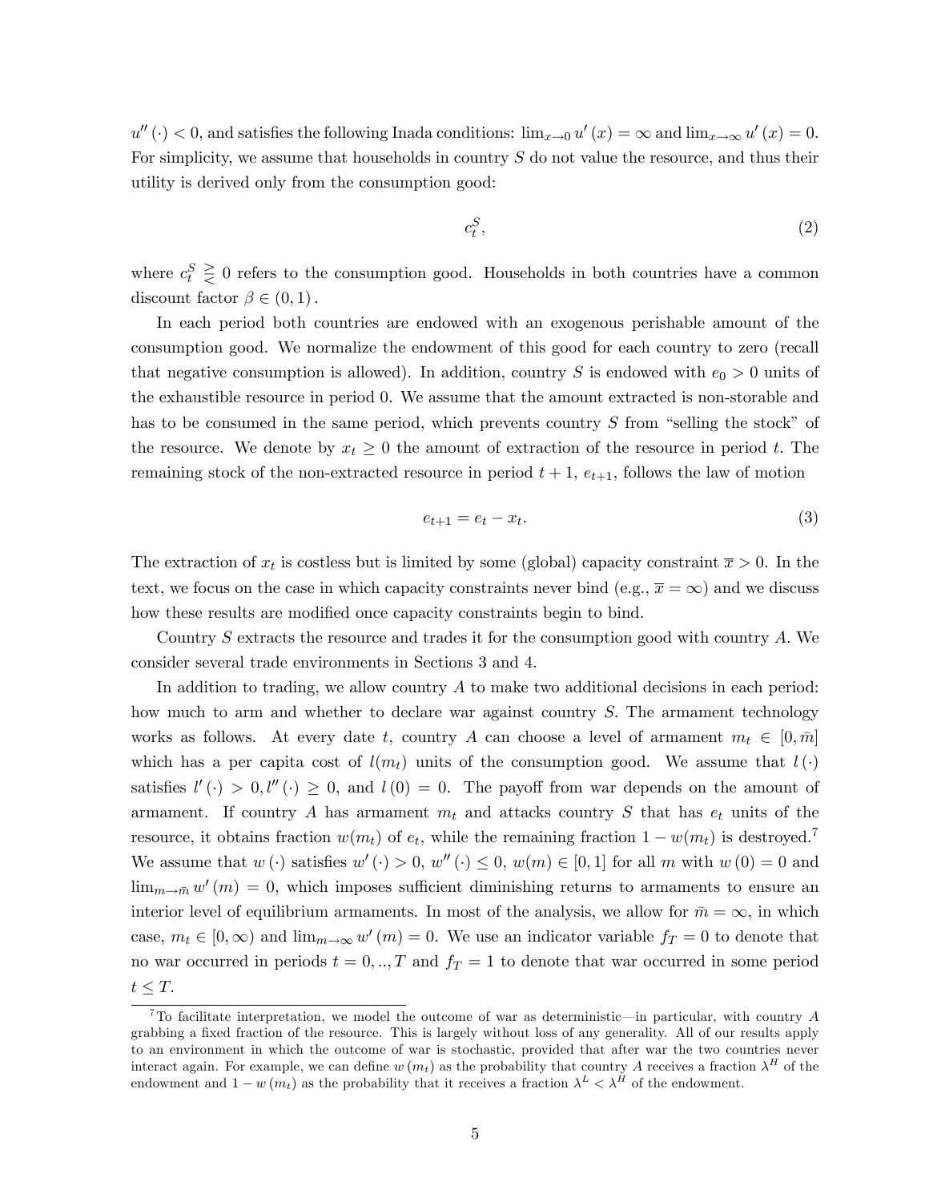$u''(\cdot) < 0$, and satisfies the following Inada conditions: $\lim_{x \to 0} u'(x) = \infty$ and $\lim_{x \to \infty} u'(x) = 0$. For simplicity, we assume that households in country $S$ do not value the resource, and thus their utility is derived only from the consumption good:

$$c_t^S, \tag{2}$$

where $c_t^S \gtreqless 0$ refers to the consumption good. Households in both countries have a common discount factor $\beta \in (0,1)$.

In each period both countries are endowed with an exogenous perishable amount of the consumption good. We normalize the endowment of this good for each country to zero (recall that negative consumption is allowed). In addition, country $S$ is endowed with $e_0 > 0$ units of the exhaustible resource in period 0. We assume that the amount extracted is non-storable and has to be consumed in the same period, which prevents country $S$ from "selling the stock" of the resource. We denote by $x_t \geq 0$ the amount of extraction of the resource in period $t$. The remaining stock of the non-extracted resource in period $t+1$, $e_{t+1}$, follows the law of motion

$$e_{t+1} = e_t - x_t. \tag{3}$$

The extraction of $x_t$ is costless but is limited by some (global) capacity constraint $\overline{x} > 0$. In the text, we focus on the case in which capacity constraints never bind (e.g., $\overline{x} = \infty$) and we discuss how these results are modified once capacity constraints begin to bind.

Country $S$ extracts the resource and trades it for the consumption good with country $A$. We consider several trade environments in Sections 3 and 4.

In addition to trading, we allow country $A$ to make two additional decisions in each period: how much to arm and whether to declare war against country $S$. The armament technology works as follows. At every date $t$, country $A$ can choose a level of armament $m_t \in [0, \bar{m}]$ which has a per capita cost of $l(m_t)$ units of the consumption good. We assume that $l(\cdot)$ satisfies $l'(\cdot) > 0, l''(\cdot) \geq 0$, and $l(0) = 0$. The payoff from war depends on the amount of armament. If country $A$ has armament $m_t$ and attacks country $S$ that has $e_t$ units of the resource, it obtains fraction $w(m_t)$ of $e_t$, while the remaining fraction $1 - w(m_t)$ is destroyed.[7] We assume that $w(\cdot)$ satisfies $w'(\cdot) > 0$, $w''(\cdot) \leq 0$, $w(m) \in [0,1]$ for all $m$ with $w(0) = 0$ and $\lim_{m \to \bar{m}} w'(m) = 0$, which imposes sufficient diminishing returns to armaments to ensure an interior level of equilibrium armaments. In most of the analysis, we allow for $\bar{m} = \infty$, in which case, $m_t \in [0, \infty)$ and $\lim_{m \to \infty} w'(m) = 0$. We use an indicator variable $f_T = 0$ to denote that no war occurred in periods $t = 0, .., T$ and $f_T = 1$ to denote that war occurred in some period $t \leq T$.

[7] To facilitate interpretation, we model the outcome of war as deterministic—in particular, with country $A$ grabbing a fixed fraction of the resource. This is largely without loss of any generality. All of our results apply to an environment in which the outcome of war is stochastic, provided that after war the two countries never interact again. For example, we can define $w(m_t)$ as the probability that country $A$ receives a fraction $\lambda^H$ of the endowment and $1 - w(m_t)$ as the probability that it receives a fraction $\lambda^L < \lambda^H$ of the endowment.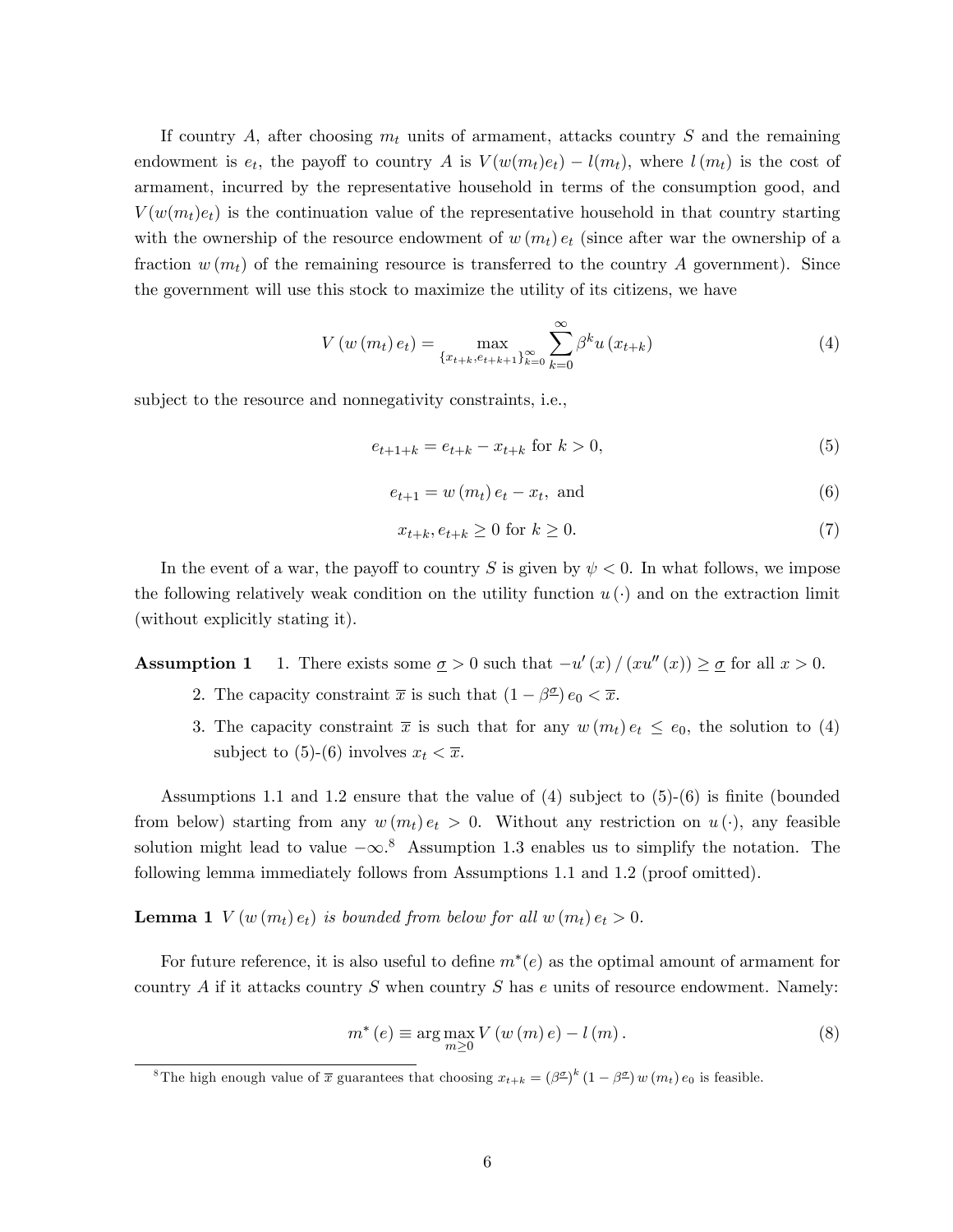If country $A$, after choosing $m_t$ units of armament, attacks country $S$ and the remaining endowment is $e_t$, the payoff to country $A$ is $V(w(m_t)e_t) - l(m_t)$, where $l(m_t)$ is the cost of armament, incurred by the representative household in terms of the consumption good, and $V(w(m_t)e_t)$ is the continuation value of the representative household in that country starting with the ownership of the resource endowment of $w(m_t)e_t$ (since after war the ownership of a fraction $w(m_t)$ of the remaining resource is transferred to the country $A$ government). Since the government will use this stock to maximize the utility of its citizens, we have

$$V(w(m_t)e_t) = \max_{\{x_{t+k}, e_{t+k+1}\}_{k=0}^{\infty}} \sum_{k=0}^{\infty} \beta^k u(x_{t+k}) \tag{4}$$

subject to the resource and nonnegativity constraints, i.e.,

$$e_{t+1+k} = e_{t+k} - x_{t+k} \text{ for } k > 0, \tag{5}$$

$$e_{t+1} = w(m_t)e_t - x_t, \text{ and} \tag{6}$$

$$x_{t+k}, e_{t+k} \geq 0 \text{ for } k \geq 0. \tag{7}$$

In the event of a war, the payoff to country $S$ is given by $\psi < 0$. In what follows, we impose the following relatively weak condition on the utility function $u(\cdot)$ and on the extraction limit (without explicitly stating it).

**Assumption 1**

1. There exists some $\underline{\sigma} > 0$ such that $-u'(x)/(xu''(x)) \geq \underline{\sigma}$ for all $x > 0$.
2. The capacity constraint $\overline{x}$ is such that $(1 - \beta^{\underline{\sigma}})e_0 < \overline{x}$.
3. The capacity constraint $\overline{x}$ is such that for any $w(m_t)e_t \leq e_0$, the solution to (4) subject to (5)-(6) involves $x_t < \overline{x}$.

Assumptions 1.1 and 1.2 ensure that the value of (4) subject to (5)-(6) is finite (bounded from below) starting from any $w(m_t)e_t > 0$. Without any restriction on $u(\cdot)$, any feasible solution might lead to value $-\infty$.[8] Assumption 1.3 enables us to simplify the notation. The following lemma immediately follows from Assumptions 1.1 and 1.2 (proof omitted).

**Lemma 1** *$V(w(m_t)e_t)$ is bounded from below for all $w(m_t)e_t > 0$.*

For future reference, it is also useful to define $m^*(e)$ as the optimal amount of armament for country $A$ if it attacks country $S$ when country $S$ has $e$ units of resource endowment. Namely:

$$m^*(e) \equiv \arg\max_{m \geq 0} V(w(m)e) - l(m). \tag{8}$$

[8] The high enough value of $\overline{x}$ guarantees that choosing $x_{t+k} = (\beta^{\underline{\sigma}})^k (1 - \beta^{\underline{\sigma}}) w(m_t) e_0$ is feasible.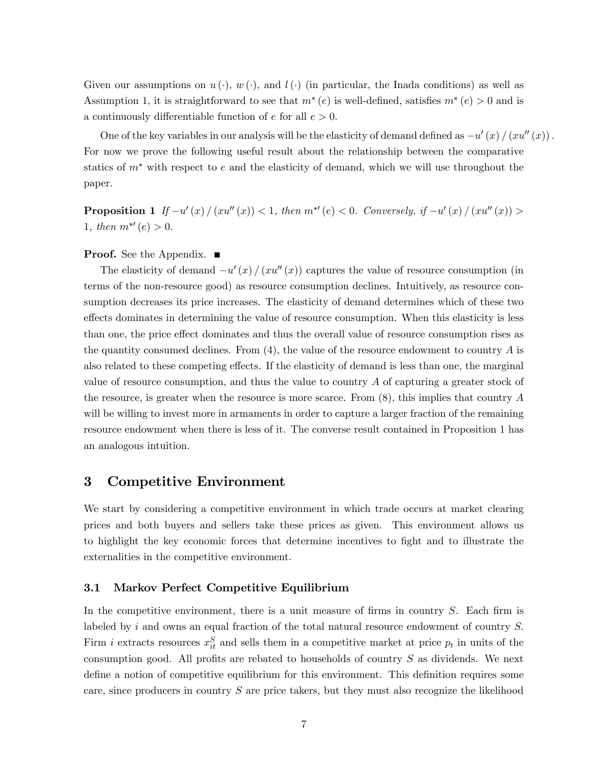Given our assumptions on $u(\cdot)$, $w(\cdot)$, and $l(\cdot)$ (in particular, the Inada conditions) as well as Assumption 1, it is straightforward to see that $m^*(e)$ is well-defined, satisfies $m^*(e) > 0$ and is a continuously differentiable function of $e$ for all $e > 0$.

One of the key variables in our analysis will be the elasticity of demand defined as $-u'(x) / (xu''(x))$. For now we prove the following useful result about the relationship between the comparative statics of $m^*$ with respect to $e$ and the elasticity of demand, which we will use throughout the paper.

**Proposition 1** *If $-u'(x) / (xu''(x)) < 1$, then $m^{*\prime}(e) < 0$. Conversely, if $-u'(x) / (xu''(x)) > 1$, then $m^{*\prime}(e) > 0$.*

**Proof.** See the Appendix. ■

The elasticity of demand $-u'(x) / (xu''(x))$ captures the value of resource consumption (in terms of the non-resource good) as resource consumption declines. Intuitively, as resource consumption decreases its price increases. The elasticity of demand determines which of these two effects dominates in determining the value of resource consumption. When this elasticity is less than one, the price effect dominates and thus the overall value of resource consumption rises as the quantity consumed declines. From (4), the value of the resource endowment to country $A$ is also related to these competing effects. If the elasticity of demand is less than one, the marginal value of resource consumption, and thus the value to country $A$ of capturing a greater stock of the resource, is greater when the resource is more scarce. From (8), this implies that country $A$ will be willing to invest more in armaments in order to capture a larger fraction of the remaining resource endowment when there is less of it. The converse result contained in Proposition 1 has an analogous intuition.

# 3 Competitive Environment

We start by considering a competitive environment in which trade occurs at market clearing prices and both buyers and sellers take these prices as given. This environment allows us to highlight the key economic forces that determine incentives to fight and to illustrate the externalities in the competitive environment.

## 3.1 Markov Perfect Competitive Equilibrium

In the competitive environment, there is a unit measure of firms in country $S$. Each firm is labeled by $i$ and owns an equal fraction of the total natural resource endowment of country $S$. Firm $i$ extracts resources $x_{it}^S$ and sells them in a competitive market at price $p_t$ in units of the consumption good. All profits are rebated to households of country $S$ as dividends. We next define a notion of competitive equilibrium for this environment. This definition requires some care, since producers in country $S$ are price takers, but they must also recognize the likelihood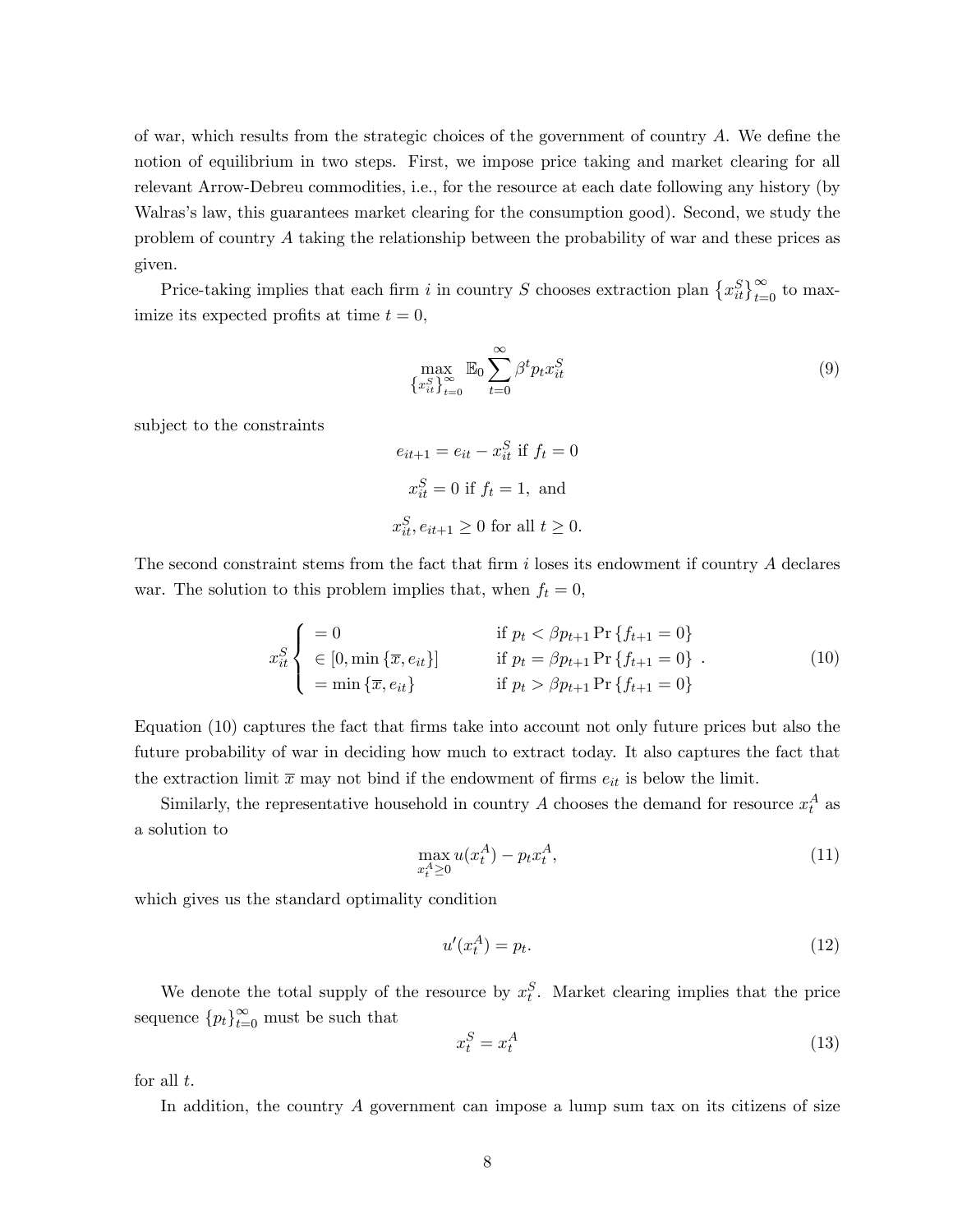of war, which results from the strategic choices of the government of country $A$. We define the notion of equilibrium in two steps. First, we impose price taking and market clearing for all relevant Arrow-Debreu commodities, i.e., for the resource at each date following any history (by Walras's law, this guarantees market clearing for the consumption good). Second, we study the problem of country $A$ taking the relationship between the probability of war and these prices as given.

Price-taking implies that each firm $i$ in country $S$ chooses extraction plan $\{x_{it}^S\}_{t=0}^{\infty}$ to maximize its expected profits at time $t = 0$,

$$\max_{\{x_{it}^S\}_{t=0}^{\infty}} \mathbb{E}_0 \sum_{t=0}^{\infty} \beta^t p_t x_{it}^S \tag{9}$$

subject to the constraints

$$e_{it+1} = e_{it} - x_{it}^S \text{ if } f_t = 0$$

$$x_{it}^S = 0 \text{ if } f_t = 1, \text{ and}$$

$$x_{it}^S, e_{it+1} \geq 0 \text{ for all } t \geq 0.$$

The second constraint stems from the fact that firm $i$ loses its endowment if country $A$ declares war. The solution to this problem implies that, when $f_t = 0$,

$$x_{it}^S \begin{cases} = 0 & \text{if } p_t < \beta p_{t+1} \Pr\{f_{t+1} = 0\} \\ \in [0, \min\{\overline{x}, e_{it}\}] & \text{if } p_t = \beta p_{t+1} \Pr\{f_{t+1} = 0\} \\ = \min\{\overline{x}, e_{it}\} & \text{if } p_t > \beta p_{t+1} \Pr\{f_{t+1} = 0\} \end{cases}. \tag{10}$$

Equation (10) captures the fact that firms take into account not only future prices but also the future probability of war in deciding how much to extract today. It also captures the fact that the extraction limit $\overline{x}$ may not bind if the endowment of firms $e_{it}$ is below the limit.

Similarly, the representative household in country $A$ chooses the demand for resource $x_t^A$ as a solution to

$$\max_{x_t^A \geq 0} u(x_t^A) - p_t x_t^A, \tag{11}$$

which gives us the standard optimality condition

$$u'(x_t^A) = p_t. \tag{12}$$

We denote the total supply of the resource by $x_t^S$. Market clearing implies that the price sequence $\{p_t\}_{t=0}^{\infty}$ must be such that

$$x_t^S = x_t^A \tag{13}$$

for all $t$.

In addition, the country $A$ government can impose a lump sum tax on its citizens of size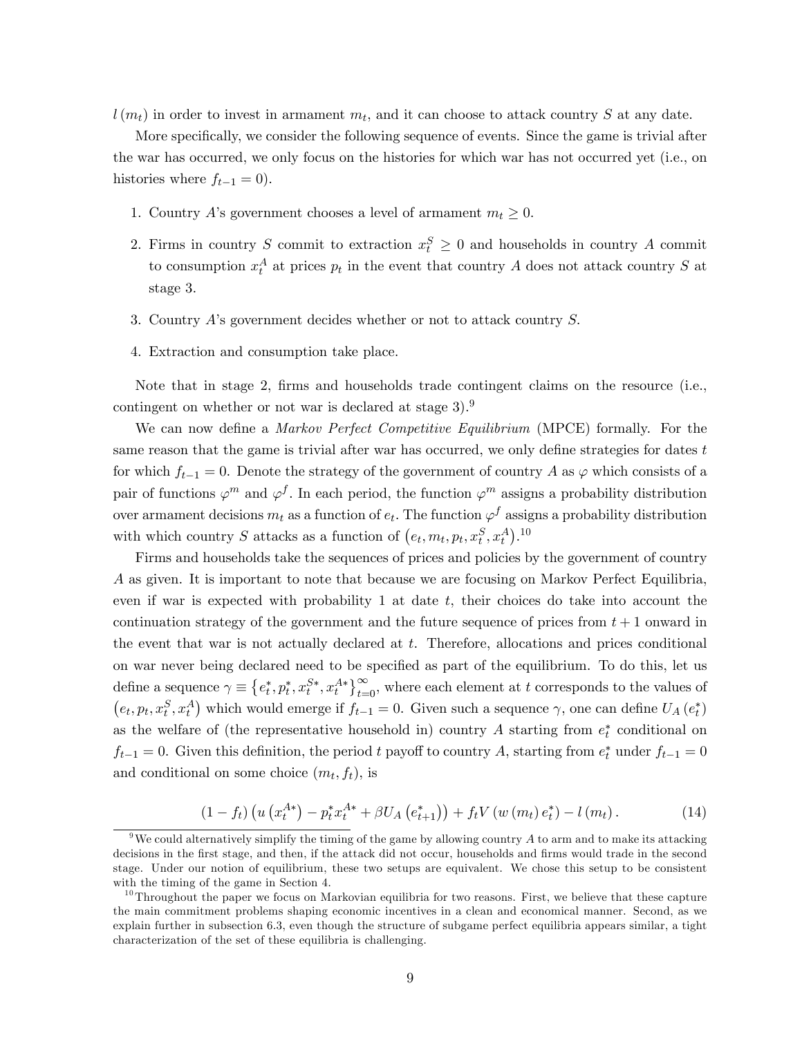$l(m_t)$ in order to invest in armament $m_t$, and it can choose to attack country $S$ at any date.

More specifically, we consider the following sequence of events. Since the game is trivial after the war has occurred, we only focus on the histories for which war has not occurred yet (i.e., on histories where $f_{t-1} = 0$).

1. Country $A$'s government chooses a level of armament $m_t \geq 0$.
2. Firms in country $S$ commit to extraction $x_t^S \geq 0$ and households in country $A$ commit to consumption $x_t^A$ at prices $p_t$ in the event that country $A$ does not attack country $S$ at stage 3.
3. Country $A$'s government decides whether or not to attack country $S$.
4. Extraction and consumption take place.

Note that in stage 2, firms and households trade contingent claims on the resource (i.e., contingent on whether or not war is declared at stage 3).[9]

We can now define a *Markov Perfect Competitive Equilibrium* (MPCE) formally. For the same reason that the game is trivial after war has occurred, we only define strategies for dates $t$ for which $f_{t-1} = 0$. Denote the strategy of the government of country $A$ as $\varphi$ which consists of a pair of functions $\varphi^m$ and $\varphi^f$. In each period, the function $\varphi^m$ assigns a probability distribution over armament decisions $m_t$ as a function of $e_t$. The function $\varphi^f$ assigns a probability distribution with which country $S$ attacks as a function of $\left(e_t, m_t, p_t, x_t^S, x_t^A\right)$.[10]

Firms and households take the sequences of prices and policies by the government of country $A$ as given. It is important to note that because we are focusing on Markov Perfect Equilibria, even if war is expected with probability 1 at date $t$, their choices do take into account the continuation strategy of the government and the future sequence of prices from $t+1$ onward in the event that war is not actually declared at $t$. Therefore, allocations and prices conditional on war never being declared need to be specified as part of the equilibrium. To do this, let us define a sequence $\gamma \equiv \left\{e_t^*, p_t^*, x_t^{S*}, x_t^{A*}\right\}_{t=0}^{\infty}$, where each element at $t$ corresponds to the values of $\left(e_t, p_t, x_t^S, x_t^A\right)$ which would emerge if $f_{t-1} = 0$. Given such a sequence $\gamma$, one can define $U_A\left(e_t^*\right)$ as the welfare of (the representative household in) country $A$ starting from $e_t^*$ conditional on $f_{t-1} = 0$. Given this definition, the period $t$ payoff to country $A$, starting from $e_t^*$ under $f_{t-1} = 0$ and conditional on some choice $(m_t, f_t)$, is

$$(1 - f_t)\left(u\left(x_t^{A*}\right) - p_t^* x_t^{A*} + \beta U_A\left(e_{t+1}^*\right)\right) + f_t V\left(w\left(m_t\right) e_t^*\right) - l\left(m_t\right). \tag{14}$$

[9] We could alternatively simplify the timing of the game by allowing country $A$ to arm and to make its attacking decisions in the first stage, and then, if the attack did not occur, households and firms would trade in the second stage. Under our notion of equilibrium, these two setups are equivalent. We chose this setup to be consistent with the timing of the game in Section 4.

[10] Throughout the paper we focus on Markovian equilibria for two reasons. First, we believe that these capture the main commitment problems shaping economic incentives in a clean and economical manner. Second, as we explain further in subsection 6.3, even though the structure of subgame perfect equilibria appears similar, a tight characterization of the set of these equilibria is challenging.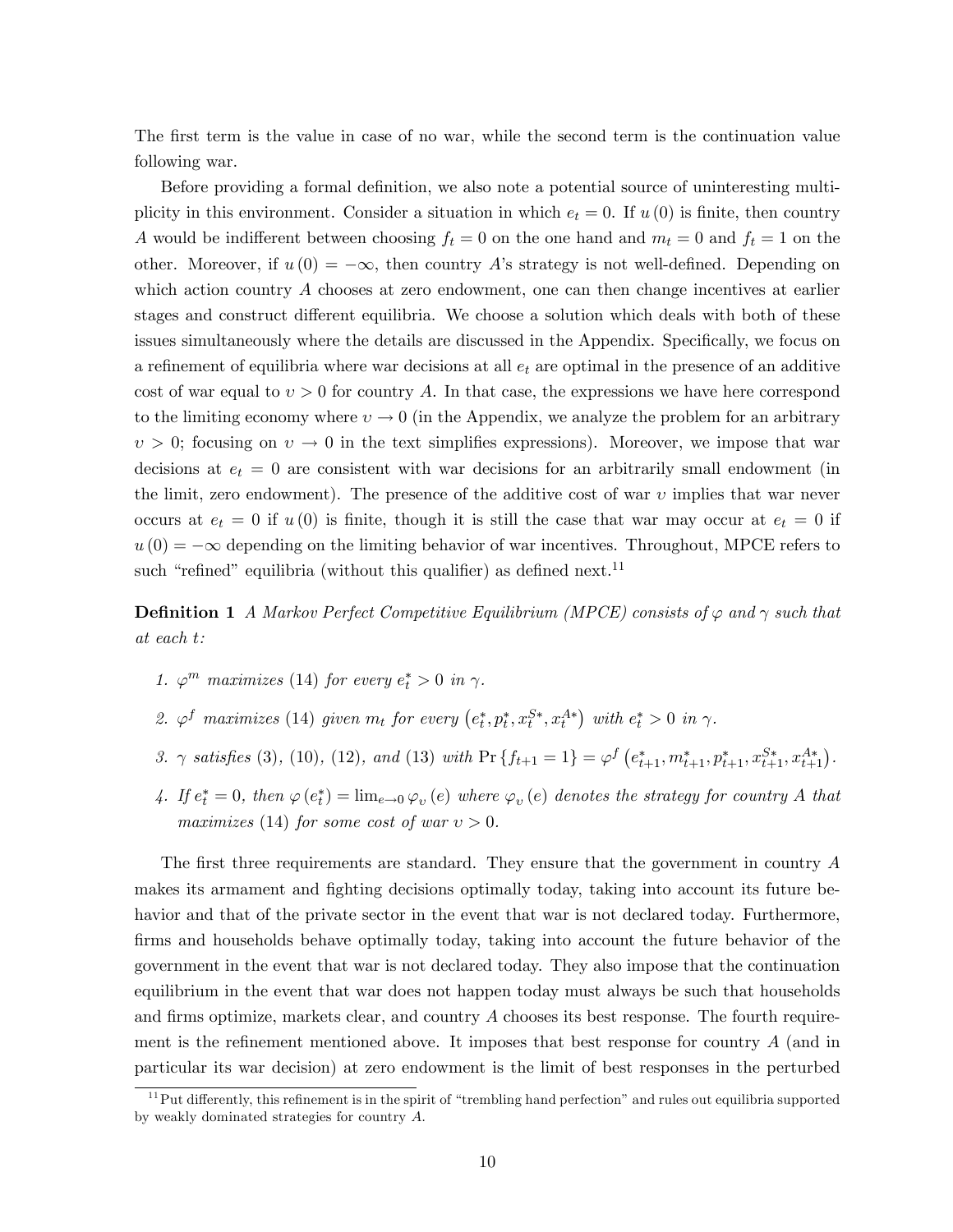The first term is the value in case of no war, while the second term is the continuation value following war.

Before providing a formal definition, we also note a potential source of uninteresting multiplicity in this environment. Consider a situation in which $e_t = 0$. If $u(0)$ is finite, then country $A$ would be indifferent between choosing $f_t = 0$ on the one hand and $m_t = 0$ and $f_t = 1$ on the other. Moreover, if $u(0) = -\infty$, then country $A$'s strategy is not well-defined. Depending on which action country $A$ chooses at zero endowment, one can then change incentives at earlier stages and construct different equilibria. We choose a solution which deals with both of these issues simultaneously where the details are discussed in the Appendix. Specifically, we focus on a refinement of equilibria where war decisions at all $e_t$ are optimal in the presence of an additive cost of war equal to $\upsilon > 0$ for country $A$. In that case, the expressions we have here correspond to the limiting economy where $\upsilon \to 0$ (in the Appendix, we analyze the problem for an arbitrary $\upsilon > 0$; focusing on $\upsilon \to 0$ in the text simplifies expressions). Moreover, we impose that war decisions at $e_t = 0$ are consistent with war decisions for an arbitrarily small endowment (in the limit, zero endowment). The presence of the additive cost of war $\upsilon$ implies that war never occurs at $e_t = 0$ if $u(0)$ is finite, though it is still the case that war may occur at $e_t = 0$ if $u(0) = -\infty$ depending on the limiting behavior of war incentives. Throughout, MPCE refers to such "refined" equilibria (without this qualifier) as defined next.[11]

**Definition 1** *A Markov Perfect Competitive Equilibrium (MPCE) consists of $\varphi$ and $\gamma$ such that at each $t$:*

1. *$\varphi^m$ maximizes (14) for every $e_t^* > 0$ in $\gamma$.*
2. *$\varphi^f$ maximizes (14) given $m_t$ for every $\left(e_t^*, p_t^*, x_t^{S*}, x_t^{A*}\right)$ with $e_t^* > 0$ in $\gamma$.*
3. *$\gamma$ satisfies (3), (10), (12), and (13) with $\Pr\{f_{t+1} = 1\} = \varphi^f\left(e_{t+1}^*, m_{t+1}^*, p_{t+1}^*, x_{t+1}^{S*}, x_{t+1}^{A*}\right)$.*
4. *If $e_t^* = 0$, then $\varphi(e_t^*) = \lim_{e \to 0} \varphi_\upsilon(e)$ where $\varphi_\upsilon(e)$ denotes the strategy for country $A$ that maximizes (14) for some cost of war $\upsilon > 0$.*

The first three requirements are standard. They ensure that the government in country $A$ makes its armament and fighting decisions optimally today, taking into account its future behavior and that of the private sector in the event that war is not declared today. Furthermore, firms and households behave optimally today, taking into account the future behavior of the government in the event that war is not declared today. They also impose that the continuation equilibrium in the event that war does not happen today must always be such that households and firms optimize, markets clear, and country $A$ chooses its best response. The fourth requirement is the refinement mentioned above. It imposes that best response for country $A$ (and in particular its war decision) at zero endowment is the limit of best responses in the perturbed

[11] Put differently, this refinement is in the spirit of "trembling hand perfection" and rules out equilibria supported by weakly dominated strategies for country $A$.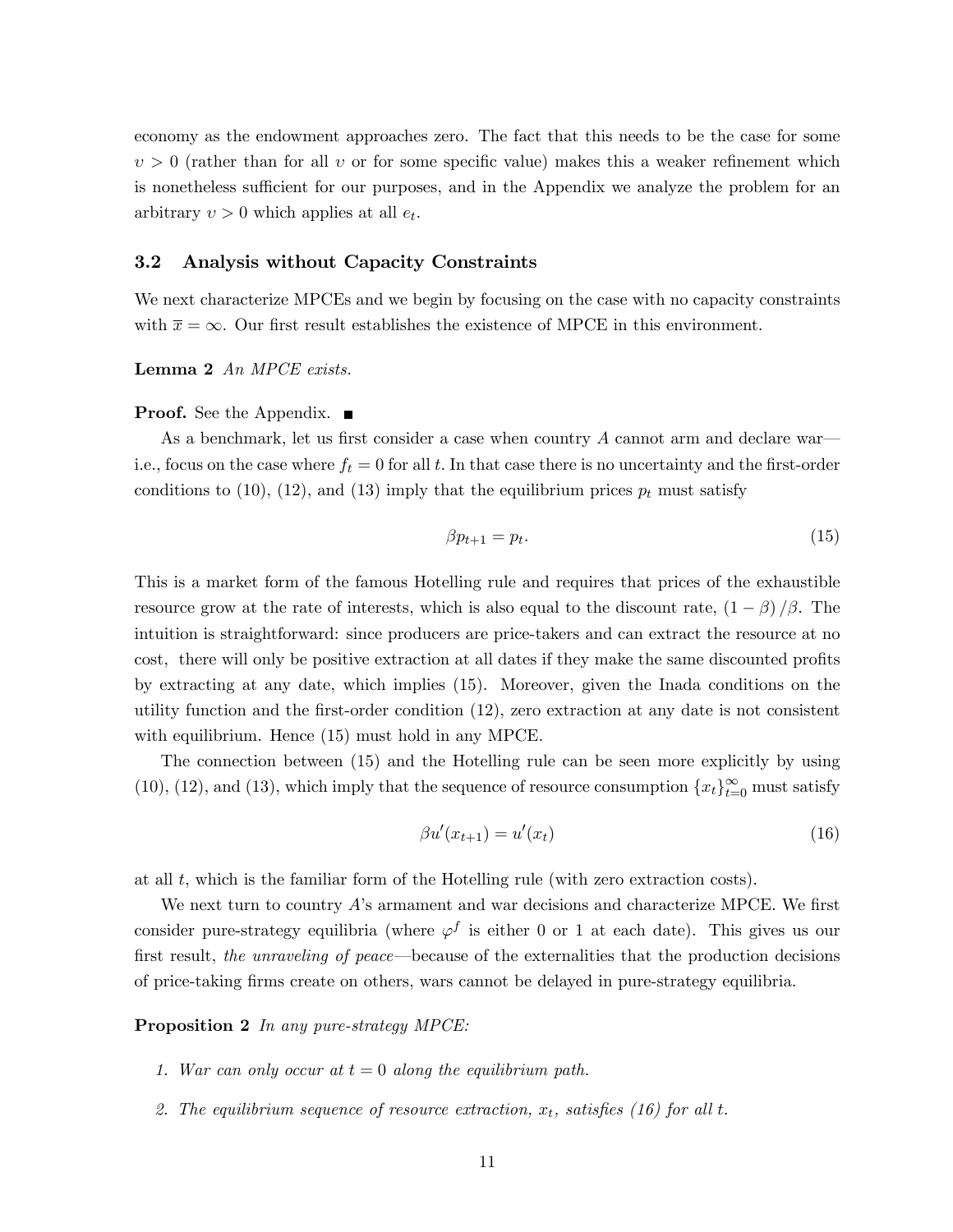economy as the endowment approaches zero. The fact that this needs to be the case for some $\upsilon > 0$ (rather than for all $\upsilon$ or for some specific value) makes this a weaker refinement which is nonetheless sufficient for our purposes, and in the Appendix we analyze the problem for an arbitrary $\upsilon > 0$ which applies at all $e_t$.

### 3.2 Analysis without Capacity Constraints

We next characterize MPCEs and we begin by focusing on the case with no capacity constraints with $\overline{x} = \infty$. Our first result establishes the existence of MPCE in this environment.

**Lemma 2** *An MPCE exists.*

**Proof.** See the Appendix. ■

As a benchmark, let us first consider a case when country $A$ cannot arm and declare war—i.e., focus on the case where $f_t = 0$ for all $t$. In that case there is no uncertainty and the first-order conditions to (10), (12), and (13) imply that the equilibrium prices $p_t$ must satisfy

$$\beta p_{t+1} = p_t. \tag{15}$$

This is a market form of the famous Hotelling rule and requires that prices of the exhaustible resource grow at the rate of interests, which is also equal to the discount rate, $(1 - \beta)/\beta$. The intuition is straightforward: since producers are price-takers and can extract the resource at no cost, there will only be positive extraction at all dates if they make the same discounted profits by extracting at any date, which implies (15). Moreover, given the Inada conditions on the utility function and the first-order condition (12), zero extraction at any date is not consistent with equilibrium. Hence (15) must hold in any MPCE.

The connection between (15) and the Hotelling rule can be seen more explicitly by using (10), (12), and (13), which imply that the sequence of resource consumption $\{x_t\}_{t=0}^{\infty}$ must satisfy

$$\beta u'(x_{t+1}) = u'(x_t) \tag{16}$$

at all $t$, which is the familiar form of the Hotelling rule (with zero extraction costs).

We next turn to country $A$'s armament and war decisions and characterize MPCE. We first consider pure-strategy equilibria (where $\varphi^f$ is either 0 or 1 at each date). This gives us our first result, *the unraveling of peace*—because of the externalities that the production decisions of price-taking firms create on others, wars cannot be delayed in pure-strategy equilibria.

**Proposition 2** *In any pure-strategy MPCE:*

1. *War can only occur at $t = 0$ along the equilibrium path.*
2. *The equilibrium sequence of resource extraction, $x_t$, satisfies (16) for all $t$.*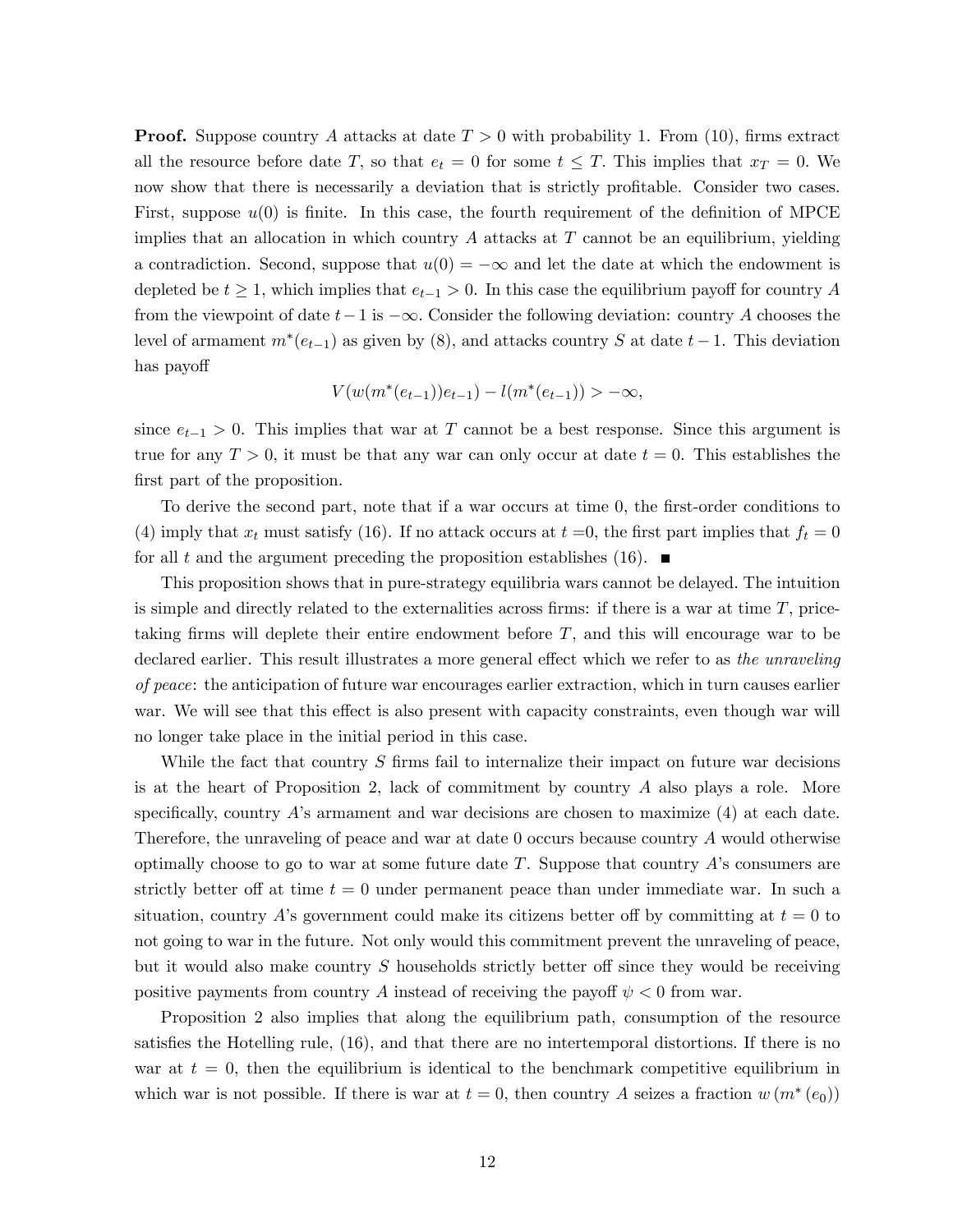**Proof.** Suppose country $A$ attacks at date $T > 0$ with probability 1. From (10), firms extract all the resource before date $T$, so that $e_t = 0$ for some $t \leq T$. This implies that $x_T = 0$. We now show that there is necessarily a deviation that is strictly profitable. Consider two cases. First, suppose $u(0)$ is finite. In this case, the fourth requirement of the definition of MPCE implies that an allocation in which country $A$ attacks at $T$ cannot be an equilibrium, yielding a contradiction. Second, suppose that $u(0) = -\infty$ and let the date at which the endowment is depleted be $t \geq 1$, which implies that $e_{t-1} > 0$. In this case the equilibrium payoff for country $A$ from the viewpoint of date $t-1$ is $-\infty$. Consider the following deviation: country $A$ chooses the level of armament $m^*(e_{t-1})$ as given by (8), and attacks country $S$ at date $t-1$. This deviation has payoff

$$V(w(m^*(e_{t-1}))e_{t-1}) - l(m^*(e_{t-1})) > -\infty,$$

since $e_{t-1} > 0$. This implies that war at $T$ cannot be a best response. Since this argument is true for any $T > 0$, it must be that any war can only occur at date $t = 0$. This establishes the first part of the proposition.

To derive the second part, note that if a war occurs at time 0, the first-order conditions to (4) imply that $x_t$ must satisfy (16). If no attack occurs at $t = 0$, the first part implies that $f_t = 0$ for all $t$ and the argument preceding the proposition establishes (16). ■

This proposition shows that in pure-strategy equilibria wars cannot be delayed. The intuition is simple and directly related to the externalities across firms: if there is a war at time $T$, price-taking firms will deplete their entire endowment before $T$, and this will encourage war to be declared earlier. This result illustrates a more general effect which we refer to as *the unraveling of peace*: the anticipation of future war encourages earlier extraction, which in turn causes earlier war. We will see that this effect is also present with capacity constraints, even though war will no longer take place in the initial period in this case.

While the fact that country $S$ firms fail to internalize their impact on future war decisions is at the heart of Proposition 2, lack of commitment by country $A$ also plays a role. More specifically, country $A$'s armament and war decisions are chosen to maximize (4) at each date. Therefore, the unraveling of peace and war at date 0 occurs because country $A$ would otherwise optimally choose to go to war at some future date $T$. Suppose that country $A$'s consumers are strictly better off at time $t = 0$ under permanent peace than under immediate war. In such a situation, country $A$'s government could make its citizens better off by committing at $t = 0$ to not going to war in the future. Not only would this commitment prevent the unraveling of peace, but it would also make country $S$ households strictly better off since they would be receiving positive payments from country $A$ instead of receiving the payoff $\psi < 0$ from war.

Proposition 2 also implies that along the equilibrium path, consumption of the resource satisfies the Hotelling rule, (16), and that there are no intertemporal distortions. If there is no war at $t = 0$, then the equilibrium is identical to the benchmark competitive equilibrium in which war is not possible. If there is war at $t = 0$, then country $A$ seizes a fraction $w(m^*(e_0))$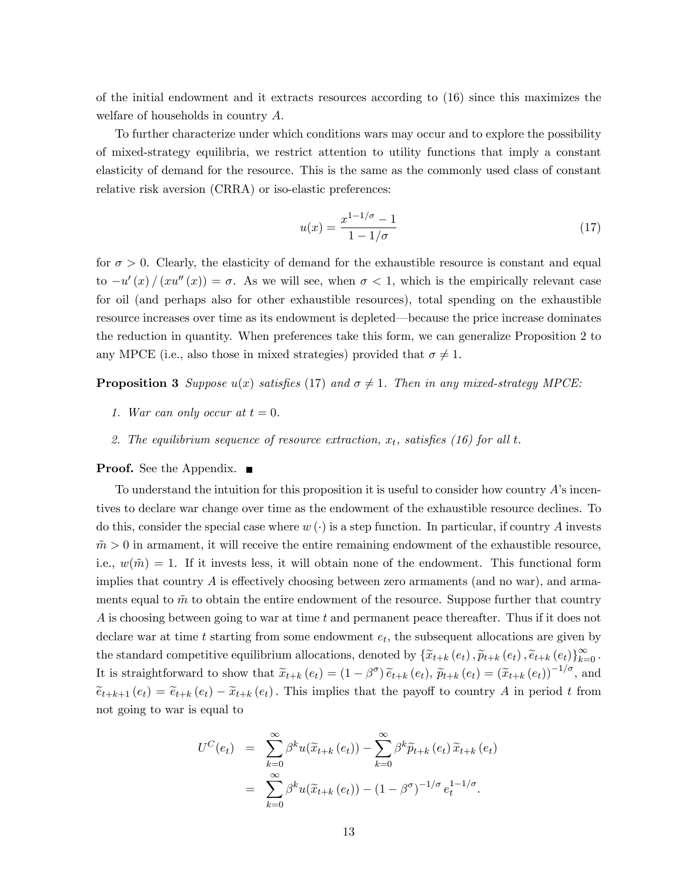of the initial endowment and it extracts resources according to (16) since this maximizes the welfare of households in country $A$.

To further characterize under which conditions wars may occur and to explore the possibility of mixed-strategy equilibria, we restrict attention to utility functions that imply a constant elasticity of demand for the resource. This is the same as the commonly used class of constant relative risk aversion (CRRA) or iso-elastic preferences:

$$u(x) = \frac{x^{1-1/\sigma} - 1}{1 - 1/\sigma} \tag{17}$$

for $\sigma > 0$. Clearly, the elasticity of demand for the exhaustible resource is constant and equal to $-u'(x) / (xu''(x)) = \sigma$. As we will see, when $\sigma < 1$, which is the empirically relevant case for oil (and perhaps also for other exhaustible resources), total spending on the exhaustible resource increases over time as its endowment is depleted—because the price increase dominates the reduction in quantity. When preferences take this form, we can generalize Proposition 2 to any MPCE (i.e., also those in mixed strategies) provided that $\sigma \neq 1$.

**Proposition 3** *Suppose $u(x)$ satisfies* (17) *and $\sigma \neq 1$. Then in any mixed-strategy MPCE:*

1. *War can only occur at $t = 0$.*
2. *The equilibrium sequence of resource extraction, $x_t$, satisfies (16) for all $t$.*

**Proof.** See the Appendix. ■

To understand the intuition for this proposition it is useful to consider how country $A$'s incentives to declare war change over time as the endowment of the exhaustible resource declines. To do this, consider the special case where $w(\cdot)$ is a step function. In particular, if country $A$ invests $\tilde{m} > 0$ in armament, it will receive the entire remaining endowment of the exhaustible resource, i.e., $w(\tilde{m}) = 1$. If it invests less, it will obtain none of the endowment. This functional form implies that country $A$ is effectively choosing between zero armaments (and no war), and armaments equal to $\tilde{m}$ to obtain the entire endowment of the resource. Suppose further that country $A$ is choosing between going to war at time $t$ and permanent peace thereafter. Thus if it does not declare war at time $t$ starting from some endowment $e_t$, the subsequent allocations are given by the standard competitive equilibrium allocations, denoted by $\{\widetilde{x}_{t+k}(e_t), \widetilde{p}_{t+k}(e_t), \widetilde{e}_{t+k}(e_t)\}_{k=0}^{\infty}$. It is straightforward to show that $\widetilde{x}_{t+k}(e_t) = (1 - \beta^{\sigma})\,\widetilde{e}_{t+k}(e_t)$, $\widetilde{p}_{t+k}(e_t) = (\widetilde{x}_{t+k}(e_t))^{-1/\sigma}$, and $\widetilde{e}_{t+k+1}(e_t) = \widetilde{e}_{t+k}(e_t) - \widetilde{x}_{t+k}(e_t)$. This implies that the payoff to country $A$ in period $t$ from not going to war is equal to

$$\begin{aligned} U^C(e_t) &= \sum_{k=0}^{\infty} \beta^k u(\widetilde{x}_{t+k}(e_t)) - \sum_{k=0}^{\infty} \beta^k \widetilde{p}_{t+k}(e_t)\,\widetilde{x}_{t+k}(e_t) \\ &= \sum_{k=0}^{\infty} \beta^k u(\widetilde{x}_{t+k}(e_t)) - (1 - \beta^{\sigma})^{-1/\sigma} e_t^{1-1/\sigma}. \end{aligned}$$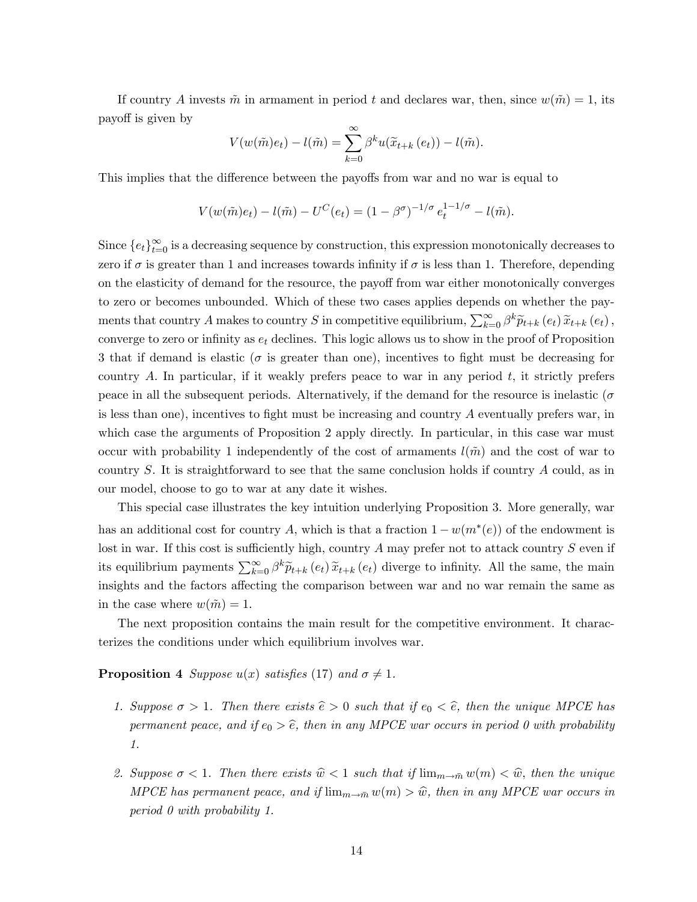If country $A$ invests $\tilde{m}$ in armament in period $t$ and declares war, then, since $w(\tilde{m}) = 1$, its payoff is given by

$$V(w(\tilde{m})e_t) - l(\tilde{m}) = \sum_{k=0}^{\infty} \beta^k u(\widetilde{x}_{t+k}(e_t)) - l(\tilde{m}).$$

This implies that the difference between the payoffs from war and no war is equal to

$$V(w(\tilde{m})e_t) - l(\tilde{m}) - U^C(e_t) = (1 - \beta^{\sigma})^{-1/\sigma} e_t^{1-1/\sigma} - l(\tilde{m}).$$

Since $\{e_t\}_{t=0}^{\infty}$ is a decreasing sequence by construction, this expression monotonically decreases to zero if $\sigma$ is greater than 1 and increases towards infinity if $\sigma$ is less than 1. Therefore, depending on the elasticity of demand for the resource, the payoff from war either monotonically converges to zero or becomes unbounded. Which of these two cases applies depends on whether the payments that country $A$ makes to country $S$ in competitive equilibrium, $\sum_{k=0}^{\infty} \beta^k \widetilde{p}_{t+k}(e_t) \widetilde{x}_{t+k}(e_t)$, converge to zero or infinity as $e_t$ declines. This logic allows us to show in the proof of Proposition 3 that if demand is elastic ($\sigma$ is greater than one), incentives to fight must be decreasing for country $A$. In particular, if it weakly prefers peace to war in any period $t$, it strictly prefers peace in all the subsequent periods. Alternatively, if the demand for the resource is inelastic ($\sigma$ is less than one), incentives to fight must be increasing and country $A$ eventually prefers war, in which case the arguments of Proposition 2 apply directly. In particular, in this case war must occur with probability 1 independently of the cost of armaments $l(\tilde{m})$ and the cost of war to country $S$. It is straightforward to see that the same conclusion holds if country $A$ could, as in our model, choose to go to war at any date it wishes.

This special case illustrates the key intuition underlying Proposition 3. More generally, war has an additional cost for country $A$, which is that a fraction $1 - w(m^*(e))$ of the endowment is lost in war. If this cost is sufficiently high, country $A$ may prefer not to attack country $S$ even if its equilibrium payments $\sum_{k=0}^{\infty} \beta^k \widetilde{p}_{t+k}(e_t) \widetilde{x}_{t+k}(e_t)$ diverge to infinity. All the same, the main insights and the factors affecting the comparison between war and no war remain the same as in the case where $w(\tilde{m}) = 1$.

The next proposition contains the main result for the competitive environment. It characterizes the conditions under which equilibrium involves war.

**Proposition 4** *Suppose $u(x)$ satisfies (17) and $\sigma \neq 1$.*

1. *Suppose $\sigma > 1$. Then there exists $\widehat{e} > 0$ such that if $e_0 < \widehat{e}$, then the unique MPCE has permanent peace, and if $e_0 > \widehat{e}$, then in any MPCE war occurs in period 0 with probability 1.*

2. *Suppose $\sigma < 1$. Then there exists $\widehat{w} < 1$ such that if $\lim_{m \to \bar{m}} w(m) < \widehat{w}$, then the unique MPCE has permanent peace, and if $\lim_{m \to \bar{m}} w(m) > \widehat{w}$, then in any MPCE war occurs in period 0 with probability 1.*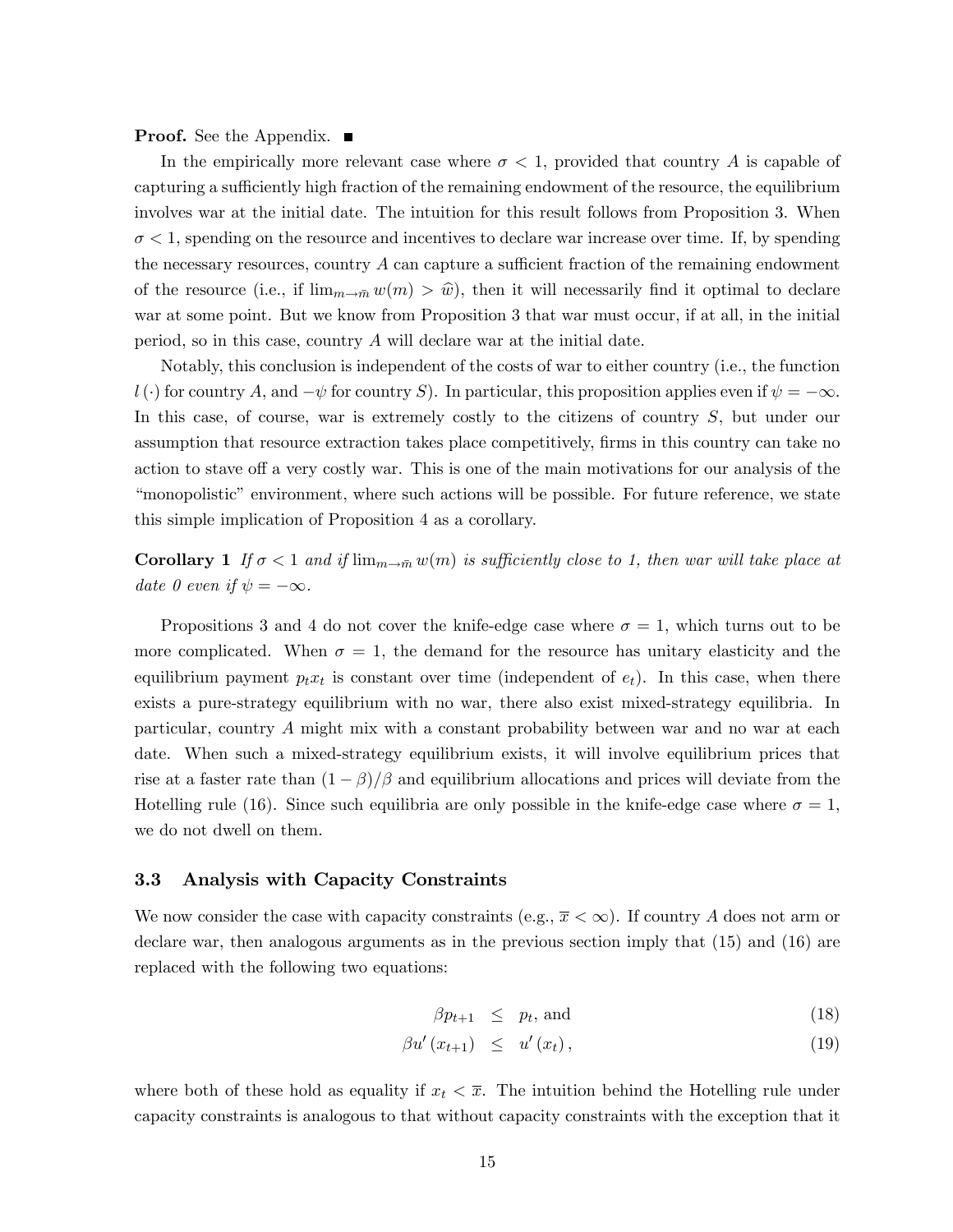**Proof.** See the Appendix. ■

In the empirically more relevant case where $\sigma < 1$, provided that country $A$ is capable of capturing a sufficiently high fraction of the remaining endowment of the resource, the equilibrium involves war at the initial date. The intuition for this result follows from Proposition 3. When $\sigma < 1$, spending on the resource and incentives to declare war increase over time. If, by spending the necessary resources, country $A$ can capture a sufficient fraction of the remaining endowment of the resource (i.e., if $\lim_{m \to \bar{m}} w(m) > \widehat{w}$), then it will necessarily find it optimal to declare war at some point. But we know from Proposition 3 that war must occur, if at all, in the initial period, so in this case, country $A$ will declare war at the initial date.

Notably, this conclusion is independent of the costs of war to either country (i.e., the function $l(\cdot)$ for country $A$, and $-\psi$ for country $S$). In particular, this proposition applies even if $\psi = -\infty$. In this case, of course, war is extremely costly to the citizens of country $S$, but under our assumption that resource extraction takes place competitively, firms in this country can take no action to stave off a very costly war. This is one of the main motivations for our analysis of the "monopolistic" environment, where such actions will be possible. For future reference, we state this simple implication of Proposition 4 as a corollary.

**Corollary 1** *If $\sigma < 1$ and if $\lim_{m \to \bar{m}} w(m)$ is sufficiently close to 1, then war will take place at date 0 even if $\psi = -\infty$.*

Propositions 3 and 4 do not cover the knife-edge case where $\sigma = 1$, which turns out to be more complicated. When $\sigma = 1$, the demand for the resource has unitary elasticity and the equilibrium payment $p_t x_t$ is constant over time (independent of $e_t$). In this case, when there exists a pure-strategy equilibrium with no war, there also exist mixed-strategy equilibria. In particular, country $A$ might mix with a constant probability between war and no war at each date. When such a mixed-strategy equilibrium exists, it will involve equilibrium prices that rise at a faster rate than $(1-\beta)/\beta$ and equilibrium allocations and prices will deviate from the Hotelling rule (16). Since such equilibria are only possible in the knife-edge case where $\sigma = 1$, we do not dwell on them.

### 3.3 Analysis with Capacity Constraints

We now consider the case with capacity constraints (e.g., $\overline{x} < \infty$). If country $A$ does not arm or declare war, then analogous arguments as in the previous section imply that (15) and (16) are replaced with the following two equations:

$$\beta p_{t+1} \leq p_t, \text{ and} \tag{18}$$

$$\beta u'(x_{t+1}) \leq u'(x_t), \tag{19}$$

where both of these hold as equality if $x_t < \overline{x}$. The intuition behind the Hotelling rule under capacity constraints is analogous to that without capacity constraints with the exception that it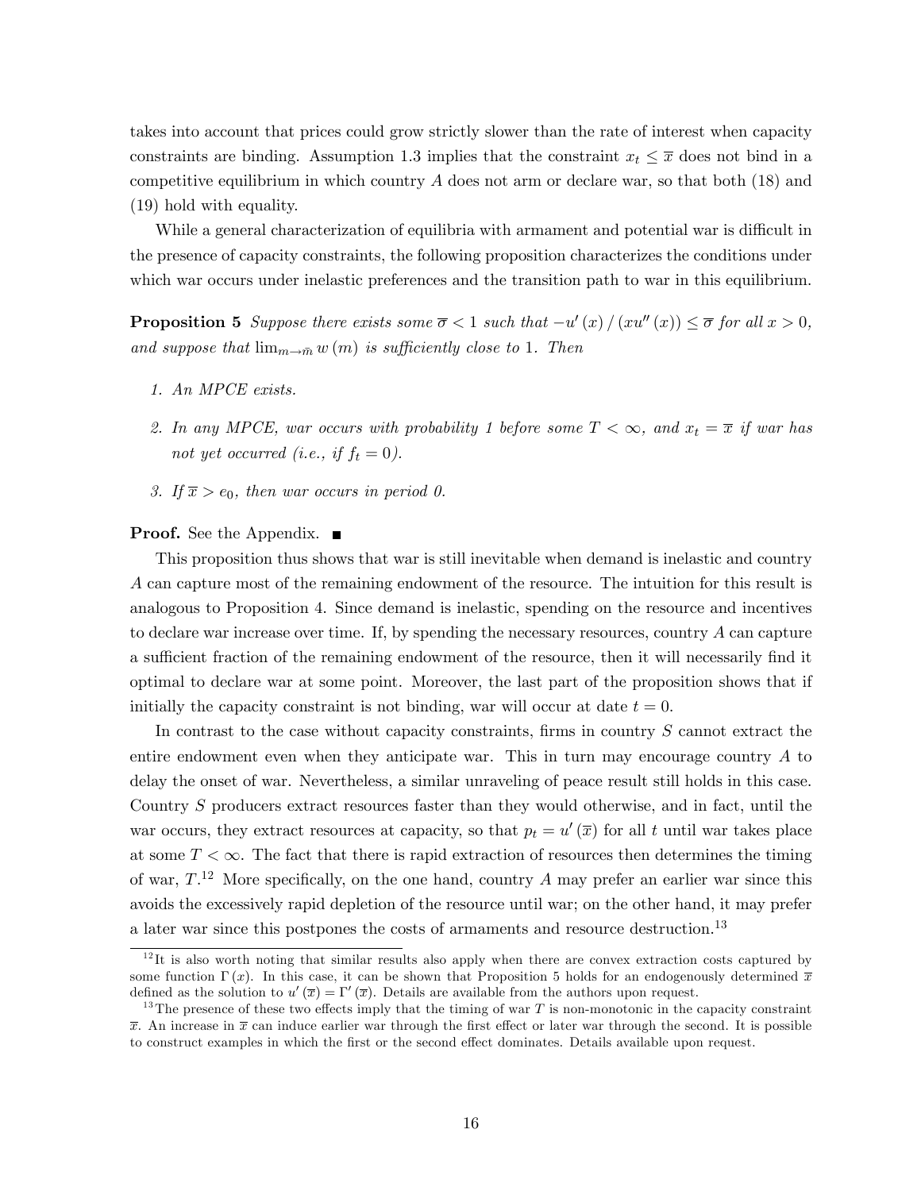takes into account that prices could grow strictly slower than the rate of interest when capacity constraints are binding. Assumption 1.3 implies that the constraint $x_t \leq \overline{x}$ does not bind in a competitive equilibrium in which country $A$ does not arm or declare war, so that both (18) and (19) hold with equality.

While a general characterization of equilibria with armament and potential war is difficult in the presence of capacity constraints, the following proposition characterizes the conditions under which war occurs under inelastic preferences and the transition path to war in this equilibrium.

**Proposition 5** *Suppose there exists some $\overline{\sigma} < 1$ such that $-u'(x)/(xu''(x)) \leq \overline{\sigma}$ for all $x > 0$, and suppose that $\lim_{m \to \bar{m}} w(m)$ is sufficiently close to 1. Then*

1. *An MPCE exists.*
2. *In any MPCE, war occurs with probability 1 before some $T < \infty$, and $x_t = \overline{x}$ if war has not yet occurred (i.e., if $f_t = 0$).*
3. *If $\overline{x} > e_0$, then war occurs in period 0.*

**Proof.** See the Appendix. ■

This proposition thus shows that war is still inevitable when demand is inelastic and country $A$ can capture most of the remaining endowment of the resource. The intuition for this result is analogous to Proposition 4. Since demand is inelastic, spending on the resource and incentives to declare war increase over time. If, by spending the necessary resources, country $A$ can capture a sufficient fraction of the remaining endowment of the resource, then it will necessarily find it optimal to declare war at some point. Moreover, the last part of the proposition shows that if initially the capacity constraint is not binding, war will occur at date $t = 0$.

In contrast to the case without capacity constraints, firms in country $S$ cannot extract the entire endowment even when they anticipate war. This in turn may encourage country $A$ to delay the onset of war. Nevertheless, a similar unraveling of peace result still holds in this case. Country $S$ producers extract resources faster than they would otherwise, and in fact, until the war occurs, they extract resources at capacity, so that $p_t = u'(\overline{x})$ for all $t$ until war takes place at some $T < \infty$. The fact that there is rapid extraction of resources then determines the timing of war, $T$.[12] More specifically, on the one hand, country $A$ may prefer an earlier war since this avoids the excessively rapid depletion of the resource until war; on the other hand, it may prefer a later war since this postpones the costs of armaments and resource destruction.[13]

[12] It is also worth noting that similar results also apply when there are convex extraction costs captured by some function $\Gamma(x)$. In this case, it can be shown that Proposition 5 holds for an endogenously determined $\overline{x}$ defined as the solution to $u'(\overline{x}) = \Gamma'(\overline{x})$. Details are available from the authors upon request.

[13] The presence of these two effects imply that the timing of war $T$ is non-monotonic in the capacity constraint $\overline{x}$. An increase in $\overline{x}$ can induce earlier war through the first effect or later war through the second. It is possible to construct examples in which the first or the second effect dominates. Details available upon request.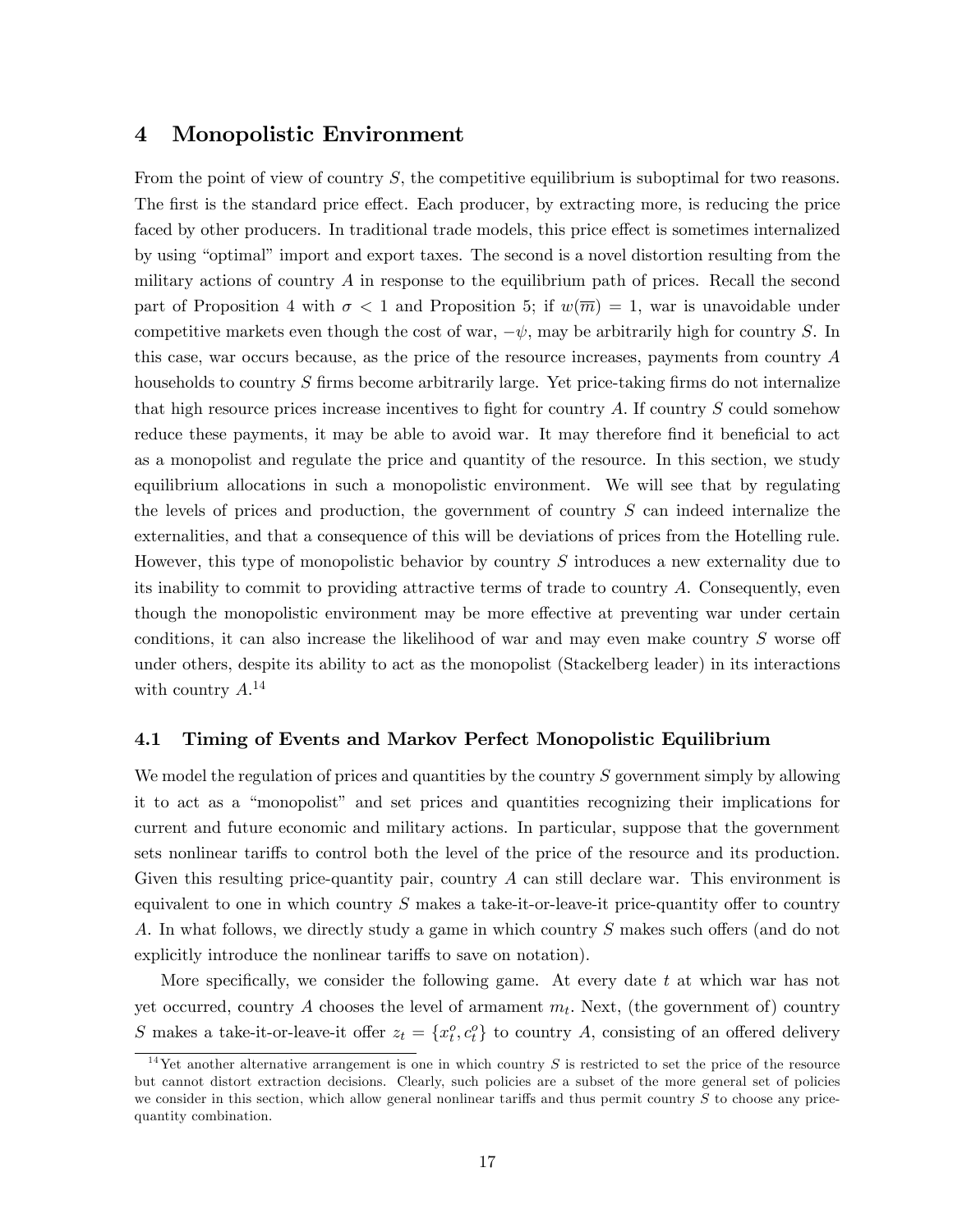# 4 Monopolistic Environment

From the point of view of country $S$, the competitive equilibrium is suboptimal for two reasons. The first is the standard price effect. Each producer, by extracting more, is reducing the price faced by other producers. In traditional trade models, this price effect is sometimes internalized by using "optimal" import and export taxes. The second is a novel distortion resulting from the military actions of country $A$ in response to the equilibrium path of prices. Recall the second part of Proposition 4 with $\sigma < 1$ and Proposition 5; if $w(\overline{m}) = 1$, war is unavoidable under competitive markets even though the cost of war, $-\psi$, may be arbitrarily high for country $S$. In this case, war occurs because, as the price of the resource increases, payments from country $A$ households to country $S$ firms become arbitrarily large. Yet price-taking firms do not internalize that high resource prices increase incentives to fight for country $A$. If country $S$ could somehow reduce these payments, it may be able to avoid war. It may therefore find it beneficial to act as a monopolist and regulate the price and quantity of the resource. In this section, we study equilibrium allocations in such a monopolistic environment. We will see that by regulating the levels of prices and production, the government of country $S$ can indeed internalize the externalities, and that a consequence of this will be deviations of prices from the Hotelling rule. However, this type of monopolistic behavior by country $S$ introduces a new externality due to its inability to commit to providing attractive terms of trade to country $A$. Consequently, even though the monopolistic environment may be more effective at preventing war under certain conditions, it can also increase the likelihood of war and may even make country $S$ worse off under others, despite its ability to act as the monopolist (Stackelberg leader) in its interactions with country $A$.[14]

## 4.1 Timing of Events and Markov Perfect Monopolistic Equilibrium

We model the regulation of prices and quantities by the country $S$ government simply by allowing it to act as a "monopolist" and set prices and quantities recognizing their implications for current and future economic and military actions. In particular, suppose that the government sets nonlinear tariffs to control both the level of the price of the resource and its production. Given this resulting price-quantity pair, country $A$ can still declare war. This environment is equivalent to one in which country $S$ makes a take-it-or-leave-it price-quantity offer to country $A$. In what follows, we directly study a game in which country $S$ makes such offers (and do not explicitly introduce the nonlinear tariffs to save on notation).

More specifically, we consider the following game. At every date $t$ at which war has not yet occurred, country $A$ chooses the level of armament $m_t$. Next, (the government of) country $S$ makes a take-it-or-leave-it offer $z_t = \{x_t^o, c_t^o\}$ to country $A$, consisting of an offered delivery

[14] Yet another alternative arrangement is one in which country $S$ is restricted to set the price of the resource but cannot distort extraction decisions. Clearly, such policies are a subset of the more general set of policies we consider in this section, which allow general nonlinear tariffs and thus permit country $S$ to choose any price-quantity combination.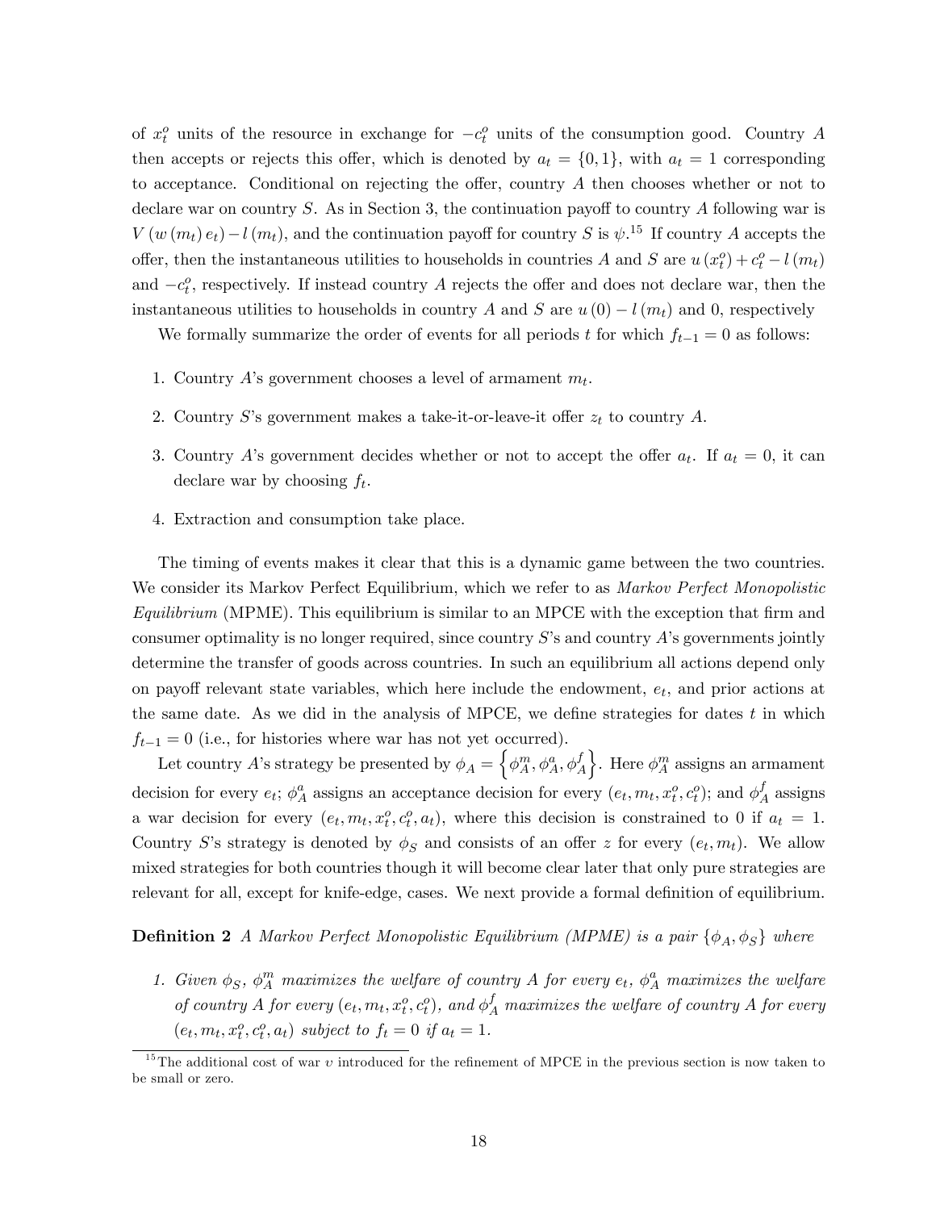of $x_t^o$ units of the resource in exchange for $-c_t^o$ units of the consumption good. Country $A$ then accepts or rejects this offer, which is denoted by $a_t = \{0, 1\}$, with $a_t = 1$ corresponding to acceptance. Conditional on rejecting the offer, country $A$ then chooses whether or not to declare war on country $S$. As in Section 3, the continuation payoff to country $A$ following war is $V(w(m_t)e_t) - l(m_t)$, and the continuation payoff for country $S$ is $\psi$.[15] If country $A$ accepts the offer, then the instantaneous utilities to households in countries $A$ and $S$ are $u(x_t^o) + c_t^o - l(m_t)$ and $-c_t^o$, respectively. If instead country $A$ rejects the offer and does not declare war, then the instantaneous utilities to households in country $A$ and $S$ are $u(0) - l(m_t)$ and 0, respectively

We formally summarize the order of events for all periods $t$ for which $f_{t-1} = 0$ as follows:

1. Country $A$'s government chooses a level of armament $m_t$.
2. Country $S$'s government makes a take-it-or-leave-it offer $z_t$ to country $A$.
3. Country $A$'s government decides whether or not to accept the offer $a_t$. If $a_t = 0$, it can declare war by choosing $f_t$.
4. Extraction and consumption take place.

The timing of events makes it clear that this is a dynamic game between the two countries. We consider its Markov Perfect Equilibrium, which we refer to as *Markov Perfect Monopolistic Equilibrium* (MPME). This equilibrium is similar to an MPCE with the exception that firm and consumer optimality is no longer required, since country $S$'s and country $A$'s governments jointly determine the transfer of goods across countries. In such an equilibrium all actions depend only on payoff relevant state variables, which here include the endowment, $e_t$, and prior actions at the same date. As we did in the analysis of MPCE, we define strategies for dates $t$ in which $f_{t-1} = 0$ (i.e., for histories where war has not yet occurred).

Let country $A$'s strategy be presented by $\phi_A = \left\{\phi_A^m, \phi_A^a, \phi_A^f\right\}$. Here $\phi_A^m$ assigns an armament decision for every $e_t$; $\phi_A^a$ assigns an acceptance decision for every $(e_t, m_t, x_t^o, c_t^o)$; and $\phi_A^f$ assigns a war decision for every $(e_t, m_t, x_t^o, c_t^o, a_t)$, where this decision is constrained to 0 if $a_t = 1$. Country $S$'s strategy is denoted by $\phi_S$ and consists of an offer $z$ for every $(e_t, m_t)$. We allow mixed strategies for both countries though it will become clear later that only pure strategies are relevant for all, except for knife-edge, cases. We next provide a formal definition of equilibrium.

**Definition 2** *A Markov Perfect Monopolistic Equilibrium (MPME) is a pair $\{\phi_A, \phi_S\}$ where*

1. *Given $\phi_S$, $\phi_A^m$ maximizes the welfare of country A for every $e_t$, $\phi_A^a$ maximizes the welfare of country A for every $(e_t, m_t, x_t^o, c_t^o)$, and $\phi_A^f$ maximizes the welfare of country A for every $(e_t, m_t, x_t^o, c_t^o, a_t)$ subject to $f_t = 0$ if $a_t = 1$.*

[15] The additional cost of war $\upsilon$ introduced for the refinement of MPCE in the previous section is now taken to be small or zero.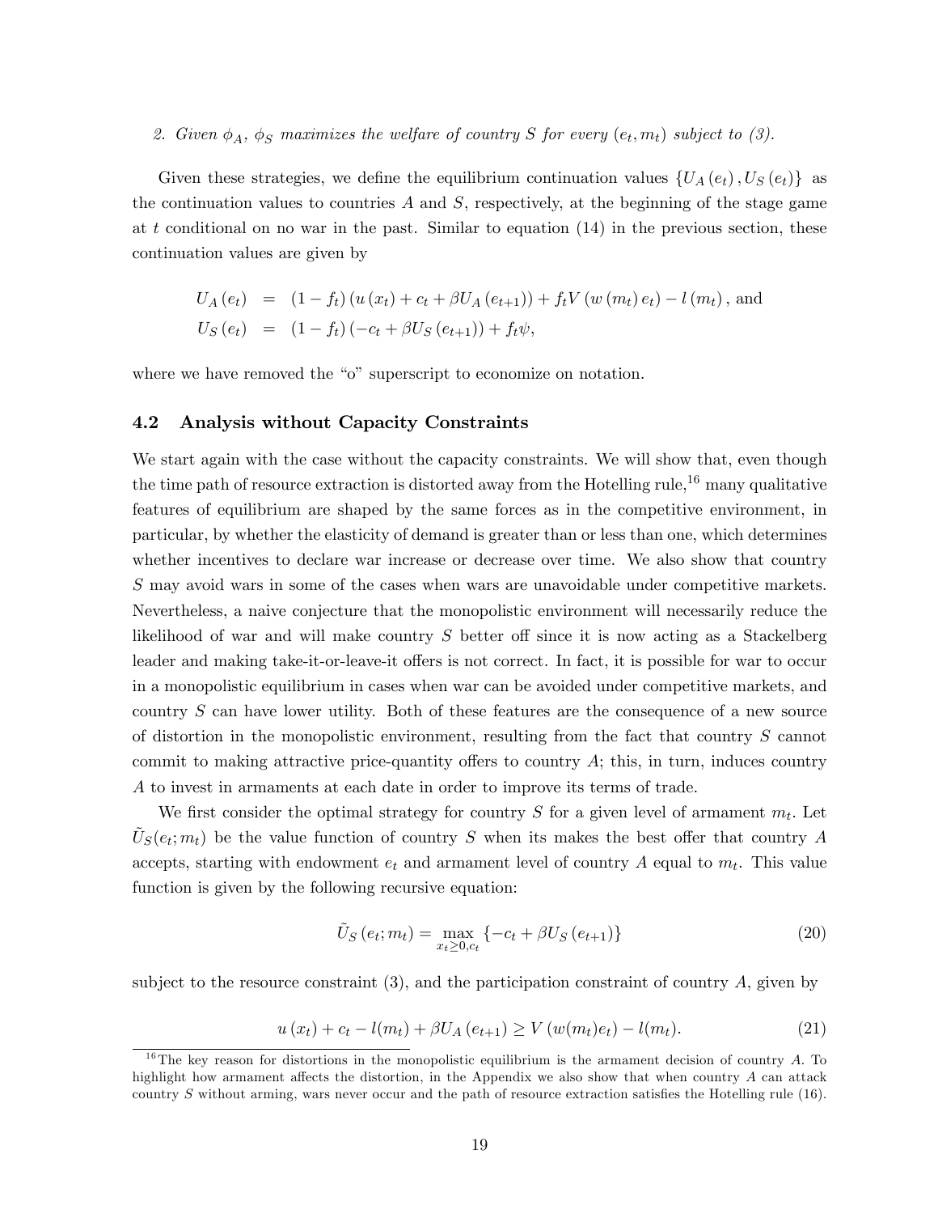2. *Given $\phi_A$, $\phi_S$ maximizes the welfare of country $S$ for every $(e_t, m_t)$ subject to (3).*

Given these strategies, we define the equilibrium continuation values $\{U_A(e_t), U_S(e_t)\}$ as the continuation values to countries $A$ and $S$, respectively, at the beginning of the stage game at $t$ conditional on no war in the past. Similar to equation (14) in the previous section, these continuation values are given by

$$
\begin{aligned}
U_A(e_t) &= (1 - f_t)(u(x_t) + c_t + \beta U_A(e_{t+1})) + f_t V(w(m_t)e_t) - l(m_t), \text{ and} \\
U_S(e_t) &= (1 - f_t)(-c_t + \beta U_S(e_{t+1})) + f_t \psi,
\end{aligned}
$$

where we have removed the "o" superscript to economize on notation.

### 4.2 Analysis without Capacity Constraints

We start again with the case without the capacity constraints. We will show that, even though the time path of resource extraction is distorted away from the Hotelling rule,[16] many qualitative features of equilibrium are shaped by the same forces as in the competitive environment, in particular, by whether the elasticity of demand is greater than or less than one, which determines whether incentives to declare war increase or decrease over time. We also show that country $S$ may avoid wars in some of the cases when wars are unavoidable under competitive markets. Nevertheless, a naive conjecture that the monopolistic environment will necessarily reduce the likelihood of war and will make country $S$ better off since it is now acting as a Stackelberg leader and making take-it-or-leave-it offers is not correct. In fact, it is possible for war to occur in a monopolistic equilibrium in cases when war can be avoided under competitive markets, and country $S$ can have lower utility. Both of these features are the consequence of a new source of distortion in the monopolistic environment, resulting from the fact that country $S$ cannot commit to making attractive price-quantity offers to country $A$; this, in turn, induces country $A$ to invest in armaments at each date in order to improve its terms of trade.

We first consider the optimal strategy for country $S$ for a given level of armament $m_t$. Let $\tilde{U}_S(e_t; m_t)$ be the value function of country $S$ when its makes the best offer that country $A$ accepts, starting with endowment $e_t$ and armament level of country $A$ equal to $m_t$. This value function is given by the following recursive equation:

$$
\tilde{U}_S(e_t; m_t) = \max_{x_t \geq 0, c_t} \{-c_t + \beta U_S(e_{t+1})\} \tag{20}
$$

subject to the resource constraint (3), and the participation constraint of country $A$, given by

$$
u(x_t) + c_t - l(m_t) + \beta U_A(e_{t+1}) \geq V(w(m_t)e_t) - l(m_t). \tag{21}
$$

[16] The key reason for distortions in the monopolistic equilibrium is the armament decision of country $A$. To highlight how armament affects the distortion, in the Appendix we also show that when country $A$ can attack country $S$ without arming, wars never occur and the path of resource extraction satisfies the Hotelling rule (16).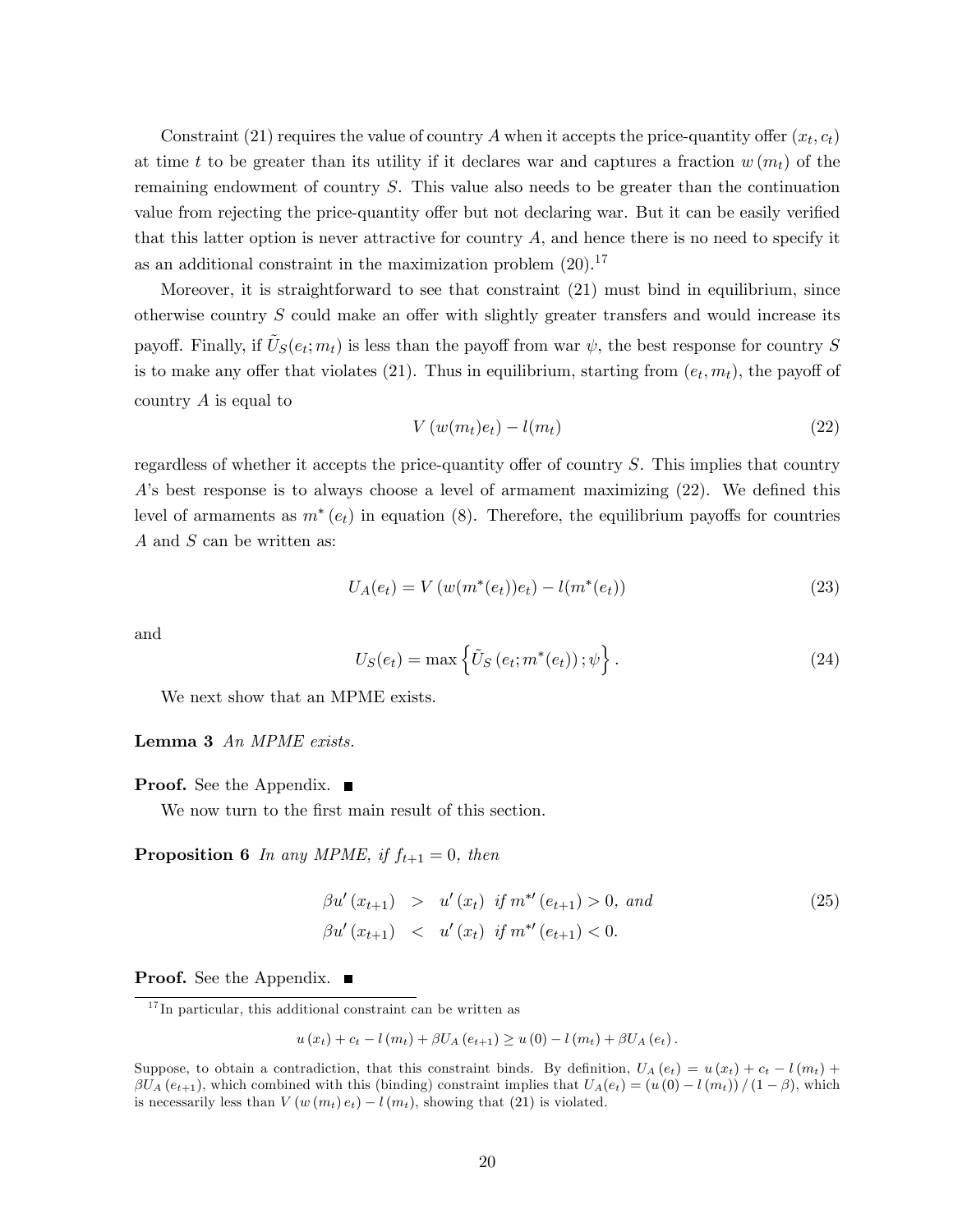Constraint (21) requires the value of country $A$ when it accepts the price-quantity offer $(x_t, c_t)$ at time $t$ to be greater than its utility if it declares war and captures a fraction $w(m_t)$ of the remaining endowment of country $S$. This value also needs to be greater than the continuation value from rejecting the price-quantity offer but not declaring war. But it can be easily verified that this latter option is never attractive for country $A$, and hence there is no need to specify it as an additional constraint in the maximization problem (20).[17]

Moreover, it is straightforward to see that constraint (21) must bind in equilibrium, since otherwise country $S$ could make an offer with slightly greater transfers and would increase its payoff. Finally, if $\tilde{U}_S(e_t; m_t)$ is less than the payoff from war $\psi$, the best response for country $S$ is to make any offer that violates (21). Thus in equilibrium, starting from $(e_t, m_t)$, the payoff of country $A$ is equal to

$$V(w(m_t)e_t) - l(m_t) \tag{22}$$

regardless of whether it accepts the price-quantity offer of country $S$. This implies that country $A$'s best response is to always choose a level of armament maximizing (22). We defined this level of armaments as $m^*(e_t)$ in equation (8). Therefore, the equilibrium payoffs for countries $A$ and $S$ can be written as:

$$U_A(e_t) = V(w(m^*(e_t))e_t) - l(m^*(e_t)) \tag{23}$$

and

$$U_S(e_t) = \max\left\{\tilde{U}_S(e_t; m^*(e_t)); \psi\right\}. \tag{24}$$

We next show that an MPME exists.

**Lemma 3** *An MPME exists.*

**Proof.** See the Appendix. ■

We now turn to the first main result of this section.

**Proposition 6** *In any MPME, if $f_{t+1} = 0$, then*

$$\begin{aligned} \beta u'(x_{t+1}) &> u'(x_t) \text{ if } m^{*\prime}(e_{t+1}) > 0, \text{ and} \\ \beta u'(x_{t+1}) &< u'(x_t) \text{ if } m^{*\prime}(e_{t+1}) < 0. \end{aligned} \tag{25}$$

**Proof.** See the Appendix. ■

[17] In particular, this additional constraint can be written as

$$u(x_t) + c_t - l(m_t) + \beta U_A(e_{t+1}) \geq u(0) - l(m_t) + \beta U_A(e_t).$$

Suppose, to obtain a contradiction, that this constraint binds. By definition, $U_A(e_t) = u(x_t) + c_t - l(m_t) + \beta U_A(e_{t+1})$, which combined with this (binding) constraint implies that $U_A(e_t) = (u(0) - l(m_t))/(1-\beta)$, which is necessarily less than $V(w(m_t)e_t) - l(m_t)$, showing that (21) is violated.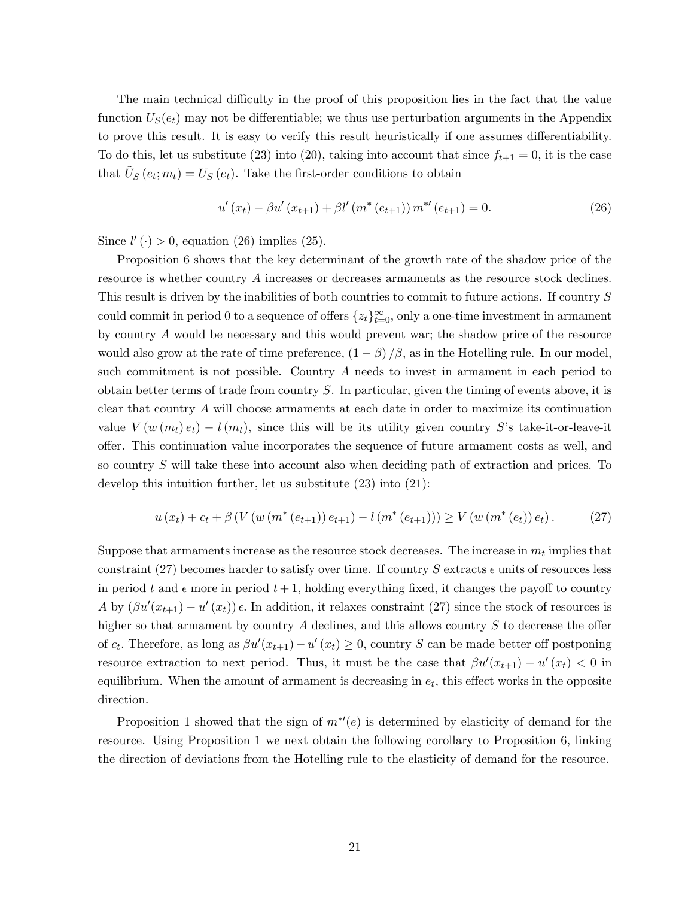The main technical difficulty in the proof of this proposition lies in the fact that the value function $U_S(e_t)$ may not be differentiable; we thus use perturbation arguments in the Appendix to prove this result. It is easy to verify this result heuristically if one assumes differentiability. To do this, let us substitute (23) into (20), taking into account that since $f_{t+1} = 0$, it is the case that $\tilde{U}_S(e_t; m_t) = U_S(e_t)$. Take the first-order conditions to obtain

$$u'(x_t) - \beta u'(x_{t+1}) + \beta l'(m^*(e_{t+1})) m^{*\prime}(e_{t+1}) = 0. \tag{26}$$

Since $l'(\cdot) > 0$, equation (26) implies (25).

Proposition 6 shows that the key determinant of the growth rate of the shadow price of the resource is whether country $A$ increases or decreases armaments as the resource stock declines. This result is driven by the inabilities of both countries to commit to future actions. If country $S$ could commit in period 0 to a sequence of offers $\{z_t\}_{t=0}^{\infty}$, only a one-time investment in armament by country $A$ would be necessary and this would prevent war; the shadow price of the resource would also grow at the rate of time preference, $(1 - \beta)/\beta$, as in the Hotelling rule. In our model, such commitment is not possible. Country $A$ needs to invest in armament in each period to obtain better terms of trade from country $S$. In particular, given the timing of events above, it is clear that country $A$ will choose armaments at each date in order to maximize its continuation value $V(w(m_t) e_t) - l(m_t)$, since this will be its utility given country $S$'s take-it-or-leave-it offer. This continuation value incorporates the sequence of future armament costs as well, and so country $S$ will take these into account also when deciding path of extraction and prices. To develop this intuition further, let us substitute (23) into (21):

$$u(x_t) + c_t + \beta \left(V\left(w\left(m^*(e_{t+1})\right) e_{t+1}\right) - l\left(m^*(e_{t+1})\right)\right) \geq V\left(w\left(m^*(e_t)\right) e_t\right). \tag{27}$$

Suppose that armaments increase as the resource stock decreases. The increase in $m_t$ implies that constraint (27) becomes harder to satisfy over time. If country $S$ extracts $\epsilon$ units of resources less in period $t$ and $\epsilon$ more in period $t + 1$, holding everything fixed, it changes the payoff to country $A$ by $(\beta u'(x_{t+1}) - u'(x_t))\epsilon$. In addition, it relaxes constraint (27) since the stock of resources is higher so that armament by country $A$ declines, and this allows country $S$ to decrease the offer of $c_t$. Therefore, as long as $\beta u'(x_{t+1}) - u'(x_t) \geq 0$, country $S$ can be made better off postponing resource extraction to next period. Thus, it must be the case that $\beta u'(x_{t+1}) - u'(x_t) < 0$ in equilibrium. When the amount of armament is decreasing in $e_t$, this effect works in the opposite direction.

Proposition 1 showed that the sign of $m^{*\prime}(e)$ is determined by elasticity of demand for the resource. Using Proposition 1 we next obtain the following corollary to Proposition 6, linking the direction of deviations from the Hotelling rule to the elasticity of demand for the resource.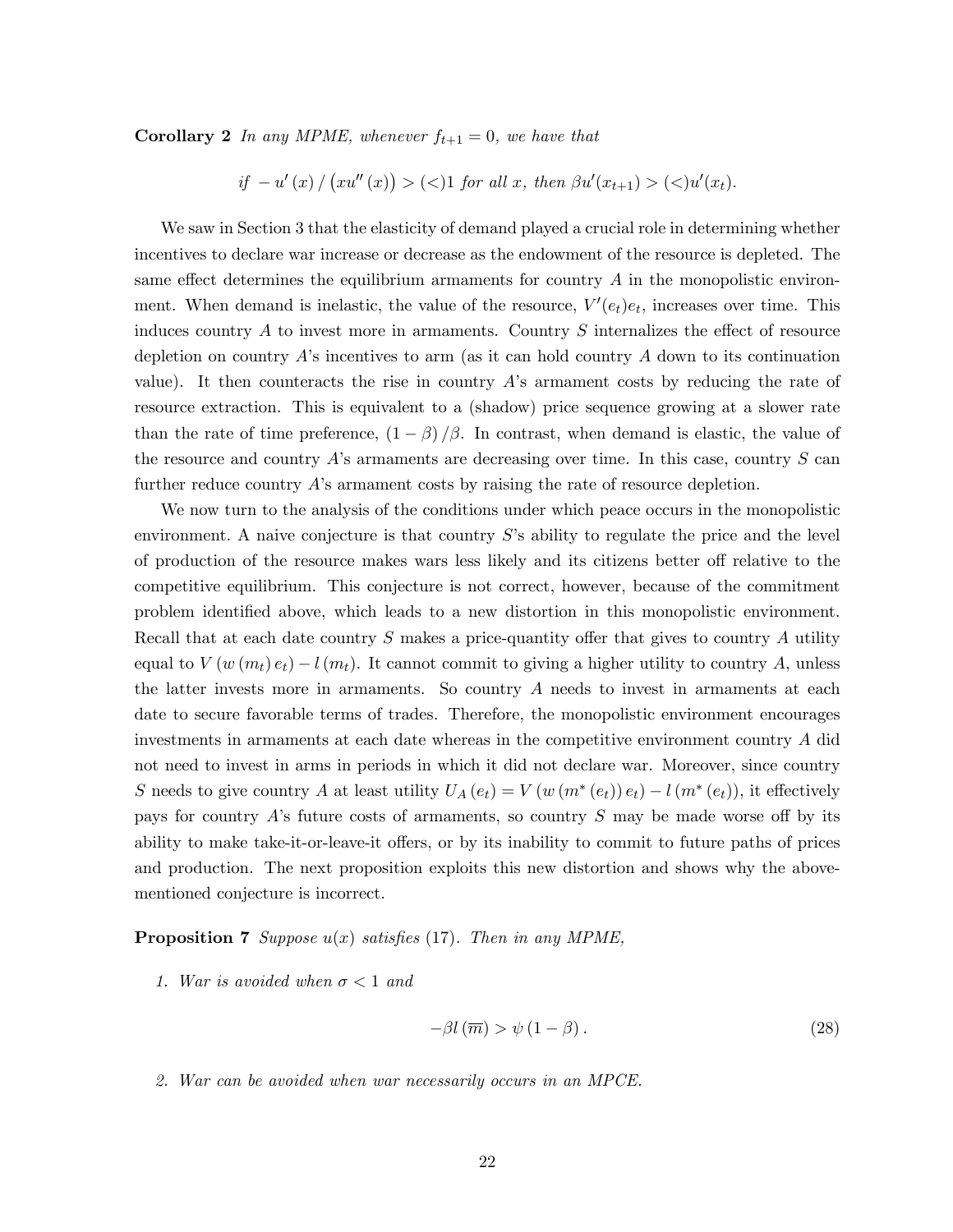**Corollary 2** *In any MPME, whenever $f_{t+1} = 0$, we have that*

$$\text{if } -u'(x)/(xu''(x)) > (<) 1 \text{ for all } x, \text{ then } \beta u'(x_{t+1}) > (<) u'(x_t).$$

We saw in Section 3 that the elasticity of demand played a crucial role in determining whether incentives to declare war increase or decrease as the endowment of the resource is depleted. The same effect determines the equilibrium armaments for country $A$ in the monopolistic environment. When demand is inelastic, the value of the resource, $V'(e_t)e_t$, increases over time. This induces country $A$ to invest more in armaments. Country $S$ internalizes the effect of resource depletion on country $A$'s incentives to arm (as it can hold country $A$ down to its continuation value). It then counteracts the rise in country $A$'s armament costs by reducing the rate of resource extraction. This is equivalent to a (shadow) price sequence growing at a slower rate than the rate of time preference, $(1-\beta)/\beta$. In contrast, when demand is elastic, the value of the resource and country $A$'s armaments are decreasing over time. In this case, country $S$ can further reduce country $A$'s armament costs by raising the rate of resource depletion.

We now turn to the analysis of the conditions under which peace occurs in the monopolistic environment. A naive conjecture is that country $S$'s ability to regulate the price and the level of production of the resource makes wars less likely and its citizens better off relative to the competitive equilibrium. This conjecture is not correct, however, because of the commitment problem identified above, which leads to a new distortion in this monopolistic environment. Recall that at each date country $S$ makes a price-quantity offer that gives to country $A$ utility equal to $V(w(m_t)e_t) - l(m_t)$. It cannot commit to giving a higher utility to country $A$, unless the latter invests more in armaments. So country $A$ needs to invest in armaments at each date to secure favorable terms of trades. Therefore, the monopolistic environment encourages investments in armaments at each date whereas in the competitive environment country $A$ did not need to invest in arms in periods in which it did not declare war. Moreover, since country $S$ needs to give country $A$ at least utility $U_A(e_t) = V(w(m^*(e_t))e_t) - l(m^*(e_t))$, it effectively pays for country $A$'s future costs of armaments, so country $S$ may be made worse off by its ability to make take-it-or-leave-it offers, or by its inability to commit to future paths of prices and production. The next proposition exploits this new distortion and shows why the above-mentioned conjecture is incorrect.

**Proposition 7** *Suppose $u(x)$ satisfies (17). Then in any MPME,*

1. *War is avoided when $\sigma < 1$ and*

$$-\beta l(\overline{m}) > \psi(1-\beta). \tag{28}$$

2. *War can be avoided when war necessarily occurs in an MPCE.*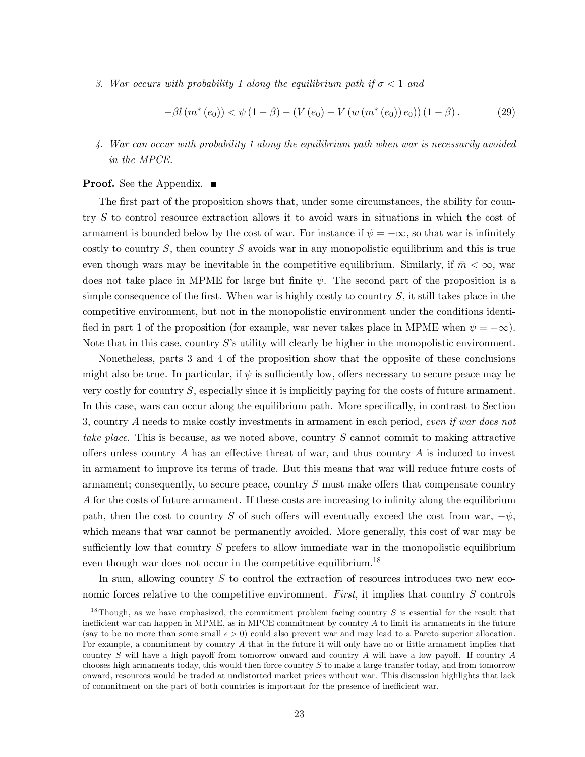3. *War occurs with probability 1 along the equilibrium path if $\sigma < 1$ and*

$$-\beta l\left(m^{*}\left(e_{0}\right)\right) < \psi\left(1-\beta\right) - \left(V\left(e_{0}\right) - V\left(w\left(m^{*}\left(e_{0}\right)\right)e_{0}\right)\right)\left(1-\beta\right). \tag{29}$$

4. *War can occur with probability 1 along the equilibrium path when war is necessarily avoided in the MPCE.*

**Proof.** See the Appendix. ■

The first part of the proposition shows that, under some circumstances, the ability for country $S$ to control resource extraction allows it to avoid wars in situations in which the cost of armament is bounded below by the cost of war. For instance if $\psi = -\infty$, so that war is infinitely costly to country $S$, then country $S$ avoids war in any monopolistic equilibrium and this is true even though wars may be inevitable in the competitive equilibrium. Similarly, if $\bar{m} < \infty$, war does not take place in MPME for large but finite $\psi$. The second part of the proposition is a simple consequence of the first. When war is highly costly to country $S$, it still takes place in the competitive environment, but not in the monopolistic environment under the conditions identified in part 1 of the proposition (for example, war never takes place in MPME when $\psi = -\infty$). Note that in this case, country $S$'s utility will clearly be higher in the monopolistic environment.

Nonetheless, parts 3 and 4 of the proposition show that the opposite of these conclusions might also be true. In particular, if $\psi$ is sufficiently low, offers necessary to secure peace may be very costly for country $S$, especially since it is implicitly paying for the costs of future armament. In this case, wars can occur along the equilibrium path. More specifically, in contrast to Section 3, country $A$ needs to make costly investments in armament in each period, *even if war does not take place*. This is because, as we noted above, country $S$ cannot commit to making attractive offers unless country $A$ has an effective threat of war, and thus country $A$ is induced to invest in armament to improve its terms of trade. But this means that war will reduce future costs of armament; consequently, to secure peace, country $S$ must make offers that compensate country $A$ for the costs of future armament. If these costs are increasing to infinity along the equilibrium path, then the cost to country $S$ of such offers will eventually exceed the cost from war, $-\psi$, which means that war cannot be permanently avoided. More generally, this cost of war may be sufficiently low that country $S$ prefers to allow immediate war in the monopolistic equilibrium even though war does not occur in the competitive equilibrium.[18]

In sum, allowing country $S$ to control the extraction of resources introduces two new economic forces relative to the competitive environment. *First*, it implies that country $S$ controls

[18] Though, as we have emphasized, the commitment problem facing country $S$ is essential for the result that inefficient war can happen in MPME, as in MPCE commitment by country $A$ to limit its armaments in the future (say to be no more than some small $\epsilon > 0$) could also prevent war and may lead to a Pareto superior allocation. For example, a commitment by country $A$ that in the future it will only have no or little armament implies that country $S$ will have a high payoff from tomorrow onward and country $A$ will have a low payoff. If country $A$ chooses high armaments today, this would then force country $S$ to make a large transfer today, and from tomorrow onward, resources would be traded at undistorted market prices without war. This discussion highlights that lack of commitment on the part of both countries is important for the presence of inefficient war.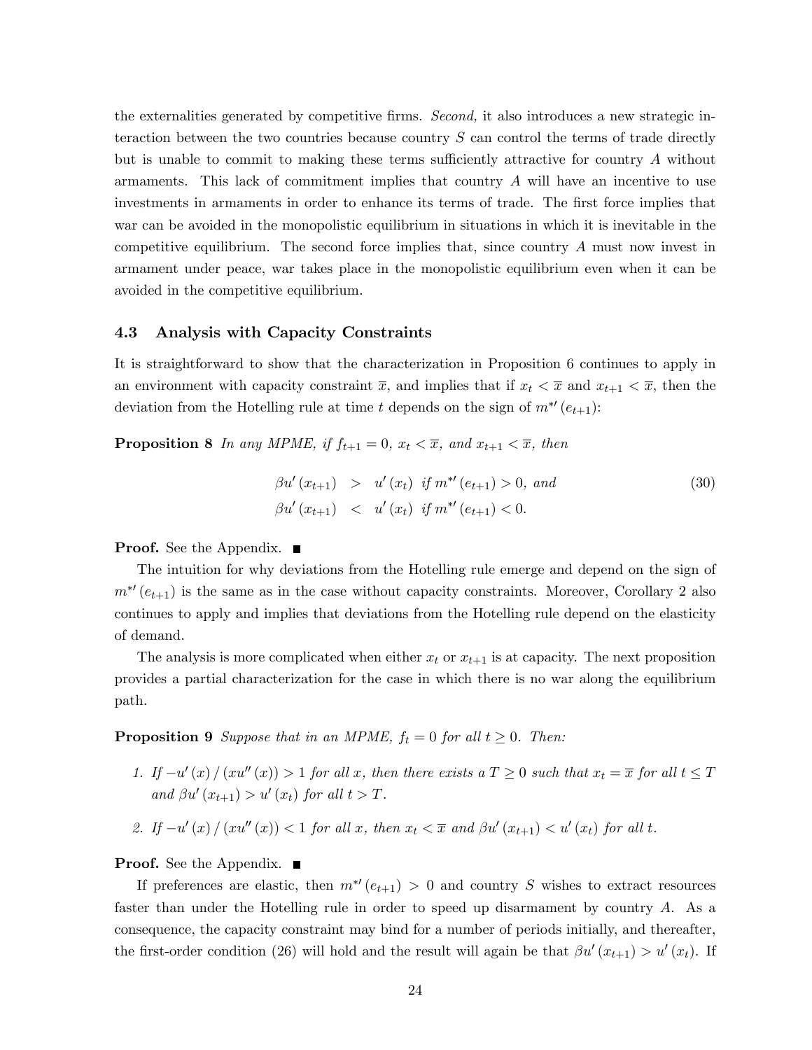the externalities generated by competitive firms. *Second,* it also introduces a new strategic interaction between the two countries because country $S$ can control the terms of trade directly but is unable to commit to making these terms sufficiently attractive for country $A$ without armaments. This lack of commitment implies that country $A$ will have an incentive to use investments in armaments in order to enhance its terms of trade. The first force implies that war can be avoided in the monopolistic equilibrium in situations in which it is inevitable in the competitive equilibrium. The second force implies that, since country $A$ must now invest in armament under peace, war takes place in the monopolistic equilibrium even when it can be avoided in the competitive equilibrium.

### 4.3 Analysis with Capacity Constraints

It is straightforward to show that the characterization in Proposition 6 continues to apply in an environment with capacity constraint $\overline{x}$, and implies that if $x_t < \overline{x}$ and $x_{t+1} < \overline{x}$, then the deviation from the Hotelling rule at time $t$ depends on the sign of $m^{*\prime}(e_{t+1})$:

**Proposition 8** *In any MPME, if $f_{t+1} = 0$, $x_t < \overline{x}$, and $x_{t+1} < \overline{x}$, then*

$$\begin{aligned} \beta u'(x_{t+1}) &> u'(x_t) \text{ if } m^{*\prime}(e_{t+1}) > 0, \text{ and} \\ \beta u'(x_{t+1}) &< u'(x_t) \text{ if } m^{*\prime}(e_{t+1}) < 0. \end{aligned} \tag{30}$$

**Proof.** See the Appendix. ■

The intuition for why deviations from the Hotelling rule emerge and depend on the sign of $m^{*\prime}(e_{t+1})$ is the same as in the case without capacity constraints. Moreover, Corollary 2 also continues to apply and implies that deviations from the Hotelling rule depend on the elasticity of demand.

The analysis is more complicated when either $x_t$ or $x_{t+1}$ is at capacity. The next proposition provides a partial characterization for the case in which there is no war along the equilibrium path.

**Proposition 9** *Suppose that in an MPME, $f_t = 0$ for all $t \geq 0$. Then:*

1. *If $-u'(x) / (xu''(x)) > 1$ for all $x$, then there exists a $T \geq 0$ such that $x_t = \overline{x}$ for all $t \leq T$ and $\beta u'(x_{t+1}) > u'(x_t)$ for all $t > T$.*

2. *If $-u'(x) / (xu''(x)) < 1$ for all $x$, then $x_t < \overline{x}$ and $\beta u'(x_{t+1}) < u'(x_t)$ for all $t$.*

**Proof.** See the Appendix. ■

If preferences are elastic, then $m^{*\prime}(e_{t+1}) > 0$ and country $S$ wishes to extract resources faster than under the Hotelling rule in order to speed up disarmament by country $A$. As a consequence, the capacity constraint may bind for a number of periods initially, and thereafter, the first-order condition (26) will hold and the result will again be that $\beta u'(x_{t+1}) > u'(x_t)$. If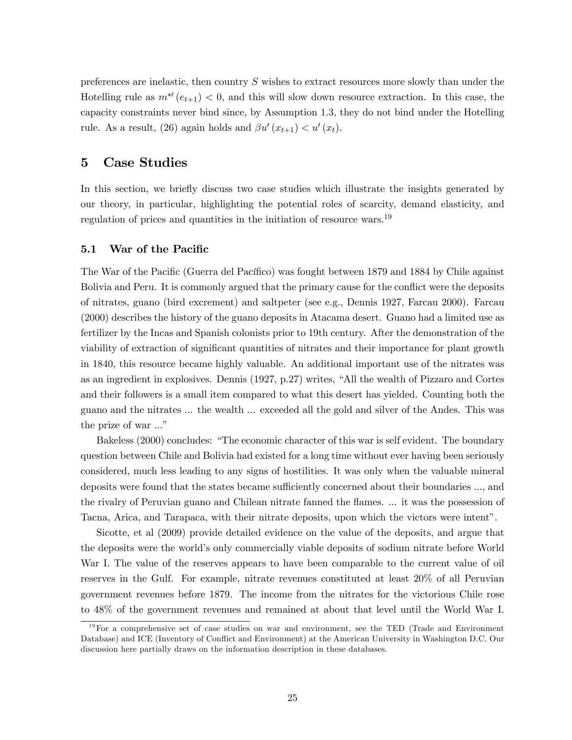preferences are inelastic, then country $S$ wishes to extract resources more slowly than under the Hotelling rule as $m^{*\prime}(e_{t+1}) < 0$, and this will slow down resource extraction. In this case, the capacity constraints never bind since, by Assumption 1.3, they do not bind under the Hotelling rule. As a result, (26) again holds and $\beta u'(x_{t+1}) < u'(x_t)$.

## 5 Case Studies

In this section, we briefly discuss two case studies which illustrate the insights generated by our theory, in particular, highlighting the potential roles of scarcity, demand elasticity, and regulation of prices and quantities in the initiation of resource wars.[19]

### 5.1 War of the Pacific

The War of the Pacific (Guerra del Pacífico) was fought between 1879 and 1884 by Chile against Bolivia and Peru. It is commonly argued that the primary cause for the conflict were the deposits of nitrates, guano (bird excrement) and saltpeter (see e.g., Dennis 1927, Farcau 2000). Farcau (2000) describes the history of the guano deposits in Atacama desert. Guano had a limited use as fertilizer by the Incas and Spanish colonists prior to 19th century. After the demonstration of the viability of extraction of significant quantities of nitrates and their importance for plant growth in 1840, this resource became highly valuable. An additional important use of the nitrates was as an ingredient in explosives. Dennis (1927, p.27) writes, "All the wealth of Pizzaro and Cortes and their followers is a small item compared to what this desert has yielded. Counting both the guano and the nitrates ... the wealth ... exceeded all the gold and silver of the Andes. This was the prize of war ..."

Bakeless (2000) concludes: "The economic character of this war is self evident. The boundary question between Chile and Bolivia had existed for a long time without ever having been seriously considered, much less leading to any signs of hostilities. It was only when the valuable mineral deposits were found that the states became sufficiently concerned about their boundaries ..., and the rivalry of Peruvian guano and Chilean nitrate fanned the flames. ... it was the possession of Tacna, Arica, and Tarapaca, with their nitrate deposits, upon which the victors were intent".

Sicotte, et al (2009) provide detailed evidence on the value of the deposits, and argue that the deposits were the world's only commercially viable deposits of sodium nitrate before World War I. The value of the reserves appears to have been comparable to the current value of oil reserves in the Gulf. For example, nitrate revenues constituted at least 20% of all Peruvian government revenues before 1879. The income from the nitrates for the victorious Chile rose to 48% of the government revenues and remained at about that level until the World War I.

[19] For a comprehensive set of case studies on war and environment, see the TED (Trade and Environment Database) and ICE (Inventory of Conflict and Environment) at the American University in Washington D.C. Our discussion here partially draws on the information description in these databases.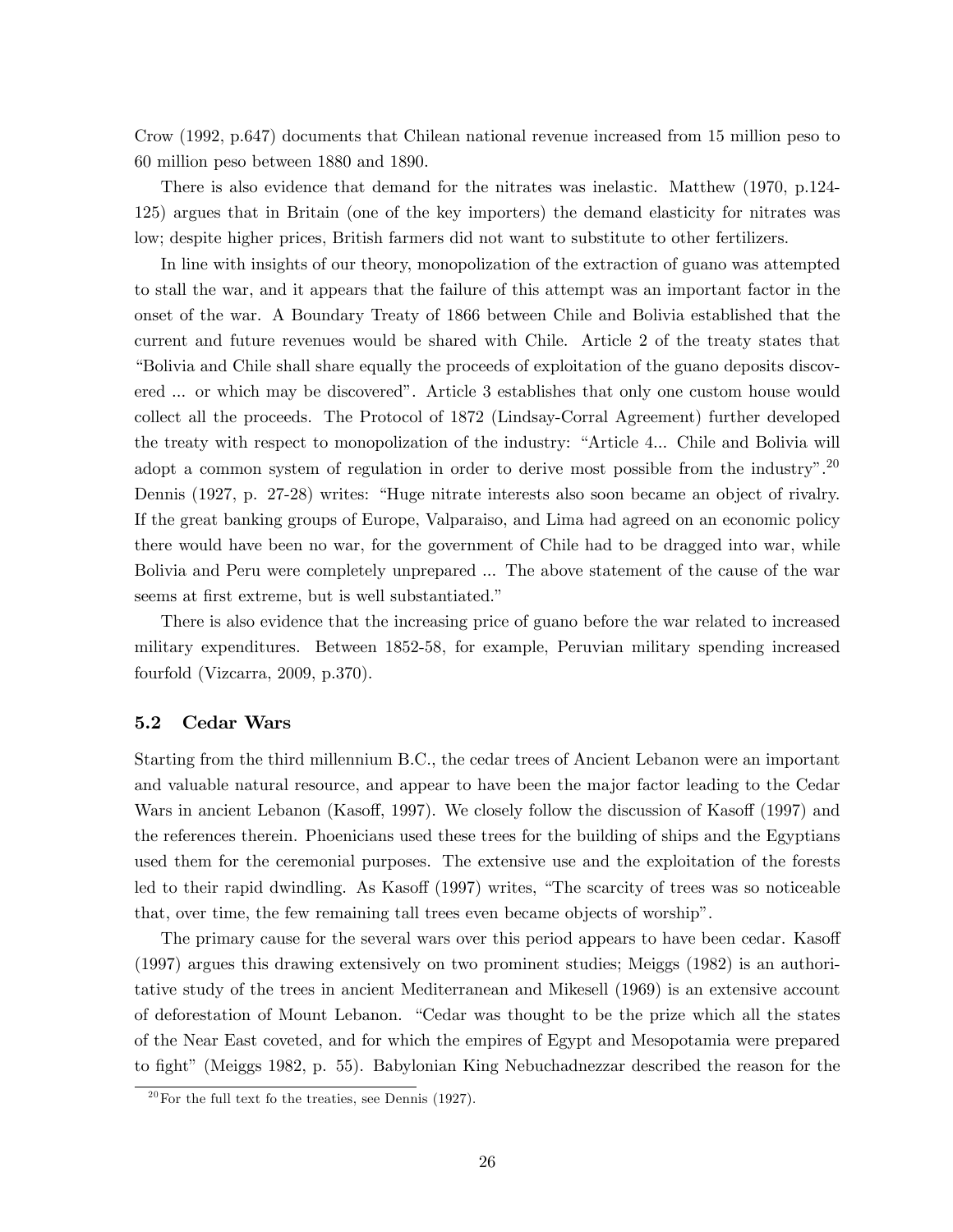Crow (1992, p.647) documents that Chilean national revenue increased from 15 million peso to 60 million peso between 1880 and 1890.

There is also evidence that demand for the nitrates was inelastic. Matthew (1970, p.124-125) argues that in Britain (one of the key importers) the demand elasticity for nitrates was low; despite higher prices, British farmers did not want to substitute to other fertilizers.

In line with insights of our theory, monopolization of the extraction of guano was attempted to stall the war, and it appears that the failure of this attempt was an important factor in the onset of the war. A Boundary Treaty of 1866 between Chile and Bolivia established that the current and future revenues would be shared with Chile. Article 2 of the treaty states that "Bolivia and Chile shall share equally the proceeds of exploitation of the guano deposits discovered ... or which may be discovered". Article 3 establishes that only one custom house would collect all the proceeds. The Protocol of 1872 (Lindsay-Corral Agreement) further developed the treaty with respect to monopolization of the industry: "Article 4... Chile and Bolivia will adopt a common system of regulation in order to derive most possible from the industry".[20] Dennis (1927, p. 27-28) writes: "Huge nitrate interests also soon became an object of rivalry. If the great banking groups of Europe, Valparaiso, and Lima had agreed on an economic policy there would have been no war, for the government of Chile had to be dragged into war, while Bolivia and Peru were completely unprepared ... The above statement of the cause of the war seems at first extreme, but is well substantiated."

There is also evidence that the increasing price of guano before the war related to increased military expenditures. Between 1852-58, for example, Peruvian military spending increased fourfold (Vizcarra, 2009, p.370).

### 5.2 Cedar Wars

Starting from the third millennium B.C., the cedar trees of Ancient Lebanon were an important and valuable natural resource, and appear to have been the major factor leading to the Cedar Wars in ancient Lebanon (Kasoff, 1997). We closely follow the discussion of Kasoff (1997) and the references therein. Phoenicians used these trees for the building of ships and the Egyptians used them for the ceremonial purposes. The extensive use and the exploitation of the forests led to their rapid dwindling. As Kasoff (1997) writes, "The scarcity of trees was so noticeable that, over time, the few remaining tall trees even became objects of worship".

The primary cause for the several wars over this period appears to have been cedar. Kasoff (1997) argues this drawing extensively on two prominent studies; Meiggs (1982) is an authoritative study of the trees in ancient Mediterranean and Mikesell (1969) is an extensive account of deforestation of Mount Lebanon. "Cedar was thought to be the prize which all the states of the Near East coveted, and for which the empires of Egypt and Mesopotamia were prepared to fight" (Meiggs 1982, p. 55). Babylonian King Nebuchadnezzar described the reason for the

[20] For the full text fo the treaties, see Dennis (1927).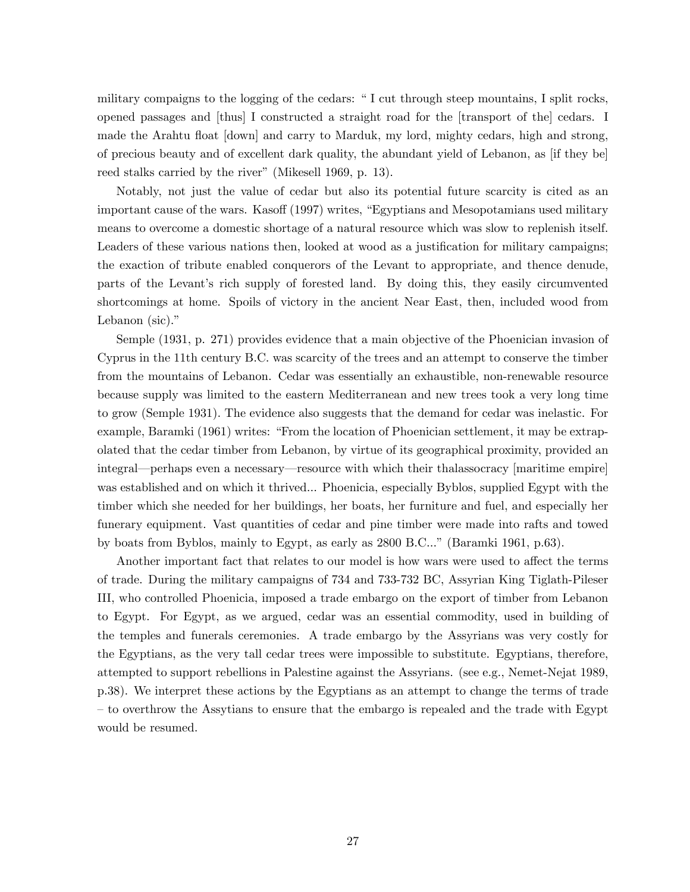military compaigns to the logging of the cedars: " I cut through steep mountains, I split rocks, opened passages and [thus] I constructed a straight road for the [transport of the] cedars. I made the Arahtu float [down] and carry to Marduk, my lord, mighty cedars, high and strong, of precious beauty and of excellent dark quality, the abundant yield of Lebanon, as [if they be] reed stalks carried by the river" (Mikesell 1969, p. 13).

Notably, not just the value of cedar but also its potential future scarcity is cited as an important cause of the wars. Kasoff (1997) writes, "Egyptians and Mesopotamians used military means to overcome a domestic shortage of a natural resource which was slow to replenish itself. Leaders of these various nations then, looked at wood as a justification for military campaigns; the exaction of tribute enabled conquerors of the Levant to appropriate, and thence denude, parts of the Levant's rich supply of forested land. By doing this, they easily circumvented shortcomings at home. Spoils of victory in the ancient Near East, then, included wood from Lebanon (sic)."

Semple (1931, p. 271) provides evidence that a main objective of the Phoenician invasion of Cyprus in the 11th century B.C. was scarcity of the trees and an attempt to conserve the timber from the mountains of Lebanon. Cedar was essentially an exhaustible, non-renewable resource because supply was limited to the eastern Mediterranean and new trees took a very long time to grow (Semple 1931). The evidence also suggests that the demand for cedar was inelastic. For example, Baramki (1961) writes: "From the location of Phoenician settlement, it may be extrapolated that the cedar timber from Lebanon, by virtue of its geographical proximity, provided an integral—perhaps even a necessary—resource with which their thalassocracy [maritime empire] was established and on which it thrived... Phoenicia, especially Byblos, supplied Egypt with the timber which she needed for her buildings, her boats, her furniture and fuel, and especially her funerary equipment. Vast quantities of cedar and pine timber were made into rafts and towed by boats from Byblos, mainly to Egypt, as early as 2800 B.C..." (Baramki 1961, p.63).

Another important fact that relates to our model is how wars were used to affect the terms of trade. During the military campaigns of 734 and 733-732 BC, Assyrian King Tiglath-Pileser III, who controlled Phoenicia, imposed a trade embargo on the export of timber from Lebanon to Egypt. For Egypt, as we argued, cedar was an essential commodity, used in building of the temples and funerals ceremonies. A trade embargo by the Assyrians was very costly for the Egyptians, as the very tall cedar trees were impossible to substitute. Egyptians, therefore, attempted to support rebellions in Palestine against the Assyrians. (see e.g., Nemet-Nejat 1989, p.38). We interpret these actions by the Egyptians as an attempt to change the terms of trade – to overthrow the Assytians to ensure that the embargo is repealed and the trade with Egypt would be resumed.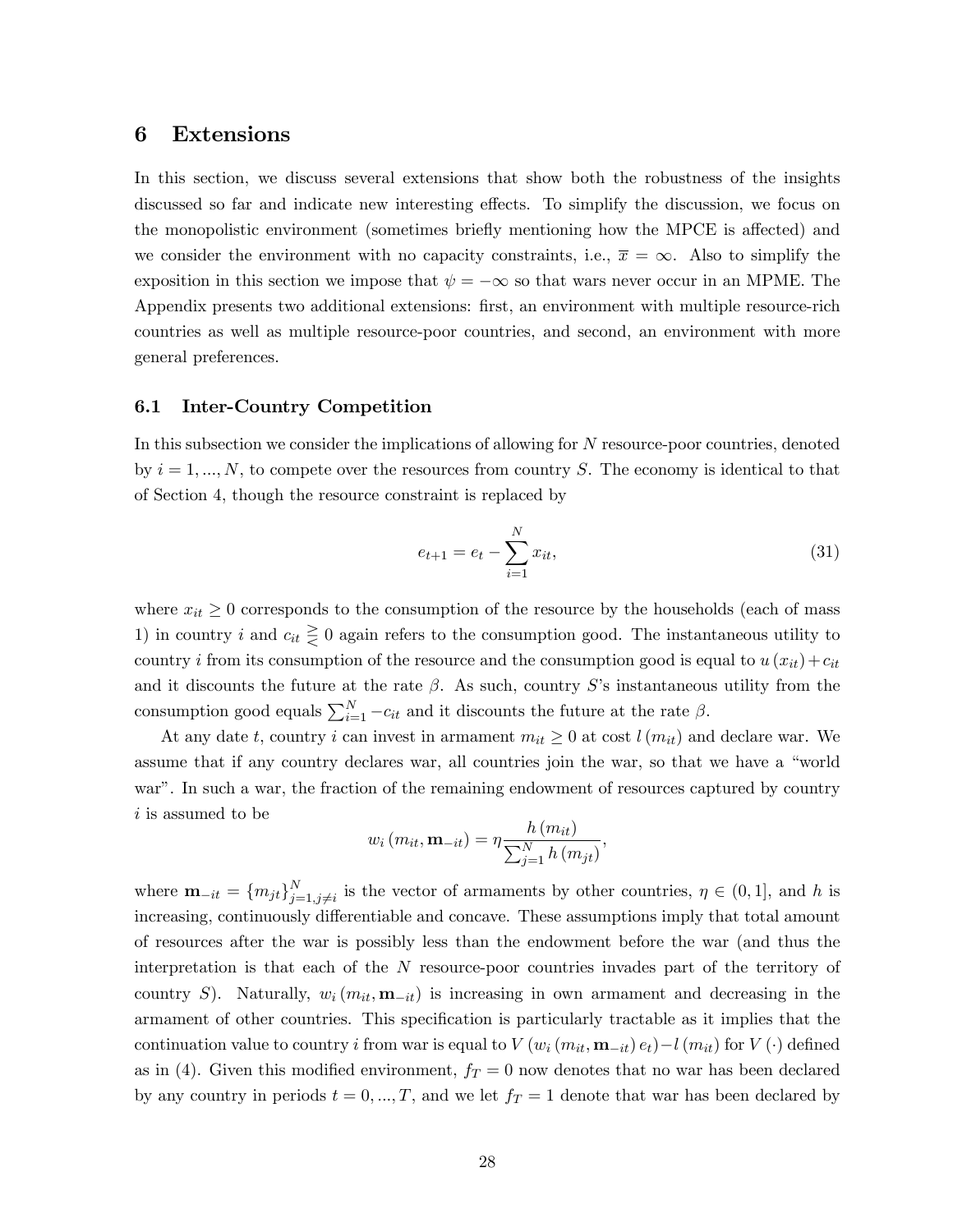## 6 Extensions

In this section, we discuss several extensions that show both the robustness of the insights discussed so far and indicate new interesting effects. To simplify the discussion, we focus on the monopolistic environment (sometimes briefly mentioning how the MPCE is affected) and we consider the environment with no capacity constraints, i.e., $\overline{x} = \infty$. Also to simplify the exposition in this section we impose that $\psi = -\infty$ so that wars never occur in an MPME. The Appendix presents two additional extensions: first, an environment with multiple resource-rich countries as well as multiple resource-poor countries, and second, an environment with more general preferences.

### 6.1 Inter-Country Competition

In this subsection we consider the implications of allowing for $N$ resource-poor countries, denoted by $i = 1, ..., N$, to compete over the resources from country $S$. The economy is identical to that of Section 4, though the resource constraint is replaced by

$$e_{t+1} = e_t - \sum_{i=1}^{N} x_{it}, \tag{31}$$

where $x_{it} \geq 0$ corresponds to the consumption of the resource by the households (each of mass 1) in country $i$ and $c_{it} \gtreqless 0$ again refers to the consumption good. The instantaneous utility to country $i$ from its consumption of the resource and the consumption good is equal to $u(x_{it}) + c_{it}$ and it discounts the future at the rate $\beta$. As such, country $S$'s instantaneous utility from the consumption good equals $\sum_{i=1}^{N} -c_{it}$ and it discounts the future at the rate $\beta$.

At any date $t$, country $i$ can invest in armament $m_{it} \geq 0$ at cost $l(m_{it})$ and declare war. We assume that if any country declares war, all countries join the war, so that we have a "world war". In such a war, the fraction of the remaining endowment of resources captured by country $i$ is assumed to be

$$w_i(m_{it}, \mathbf{m}_{-it}) = \eta \frac{h(m_{it})}{\sum_{j=1}^{N} h(m_{jt})},$$

where $\mathbf{m}_{-it} = \{m_{jt}\}_{j=1, j \neq i}^{N}$ is the vector of armaments by other countries, $\eta \in (0, 1]$, and $h$ is increasing, continuously differentiable and concave. These assumptions imply that total amount of resources after the war is possibly less than the endowment before the war (and thus the interpretation is that each of the $N$ resource-poor countries invades part of the territory of country $S$). Naturally, $w_i(m_{it}, \mathbf{m}_{-it})$ is increasing in own armament and decreasing in the armament of other countries. This specification is particularly tractable as it implies that the continuation value to country $i$ from war is equal to $V(w_i(m_{it}, \mathbf{m}_{-it}) e_t) - l(m_{it})$ for $V(\cdot)$ defined as in (4). Given this modified environment, $f_T = 0$ now denotes that no war has been declared by any country in periods $t = 0, ..., T$, and we let $f_T = 1$ denote that war has been declared by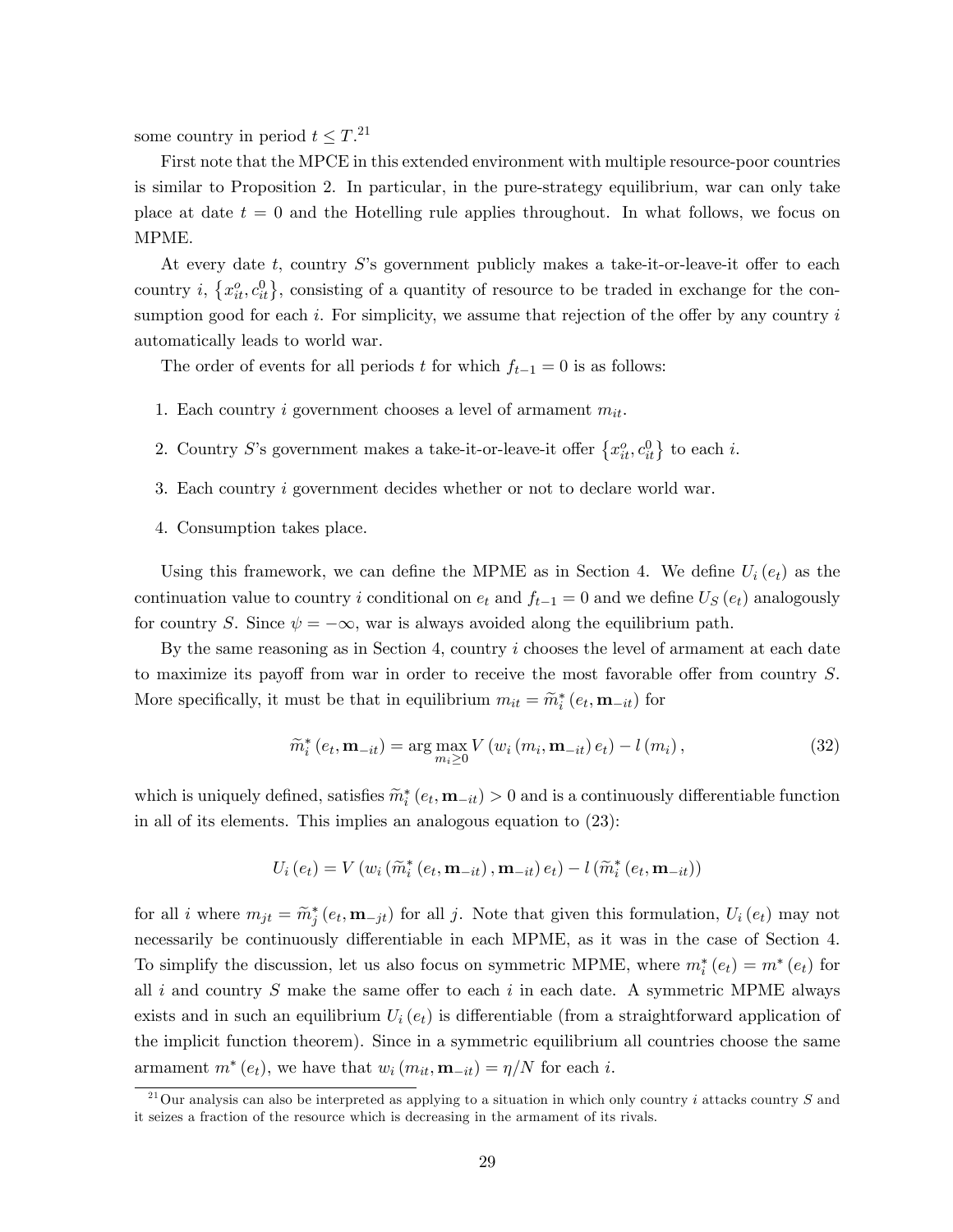some country in period $t \leq T$.[21]

First note that the MPCE in this extended environment with multiple resource-poor countries is similar to Proposition 2. In particular, in the pure-strategy equilibrium, war can only take place at date $t = 0$ and the Hotelling rule applies throughout. In what follows, we focus on MPME.

At every date $t$, country $S$'s government publicly makes a take-it-or-leave-it offer to each country $i$, $\{x_{it}^o, c_{it}^0\}$, consisting of a quantity of resource to be traded in exchange for the consumption good for each $i$. For simplicity, we assume that rejection of the offer by any country $i$ automatically leads to world war.

The order of events for all periods $t$ for which $f_{t-1} = 0$ is as follows:

1. Each country $i$ government chooses a level of armament $m_{it}$.
2. Country $S$'s government makes a take-it-or-leave-it offer $\{x_{it}^o, c_{it}^0\}$ to each $i$.
3. Each country $i$ government decides whether or not to declare world war.
4. Consumption takes place.

Using this framework, we can define the MPME as in Section 4. We define $U_i(e_t)$ as the continuation value to country $i$ conditional on $e_t$ and $f_{t-1} = 0$ and we define $U_S(e_t)$ analogously for country $S$. Since $\psi = -\infty$, war is always avoided along the equilibrium path.

By the same reasoning as in Section 4, country $i$ chooses the level of armament at each date to maximize its payoff from war in order to receive the most favorable offer from country $S$. More specifically, it must be that in equilibrium $m_{it} = \widetilde{m}_i^*(e_t, \mathbf{m}_{-it})$ for

$$\widetilde{m}_i^*(e_t, \mathbf{m}_{-it}) = \arg\max_{m_i \geq 0} V(w_i(m_i, \mathbf{m}_{-it}) e_t) - l(m_i), \tag{32}$$

which is uniquely defined, satisfies $\widetilde{m}_i^*(e_t, \mathbf{m}_{-it}) > 0$ and is a continuously differentiable function in all of its elements. This implies an analogous equation to (23):

$$U_i(e_t) = V(w_i(\widetilde{m}_i^*(e_t, \mathbf{m}_{-it}), \mathbf{m}_{-it}) e_t) - l(\widetilde{m}_i^*(e_t, \mathbf{m}_{-it}))$$

for all $i$ where $m_{jt} = \widetilde{m}_j^*(e_t, \mathbf{m}_{-jt})$ for all $j$. Note that given this formulation, $U_i(e_t)$ may not necessarily be continuously differentiable in each MPME, as it was in the case of Section 4. To simplify the discussion, let us also focus on symmetric MPME, where $m_i^*(e_t) = m^*(e_t)$ for all $i$ and country $S$ make the same offer to each $i$ in each date. A symmetric MPME always exists and in such an equilibrium $U_i(e_t)$ is differentiable (from a straightforward application of the implicit function theorem). Since in a symmetric equilibrium all countries choose the same armament $m^*(e_t)$, we have that $w_i(m_{it}, \mathbf{m}_{-it}) = \eta/N$ for each $i$.

[21] Our analysis can also be interpreted as applying to a situation in which only country $i$ attacks country $S$ and it seizes a fraction of the resource which is decreasing in the armament of its rivals.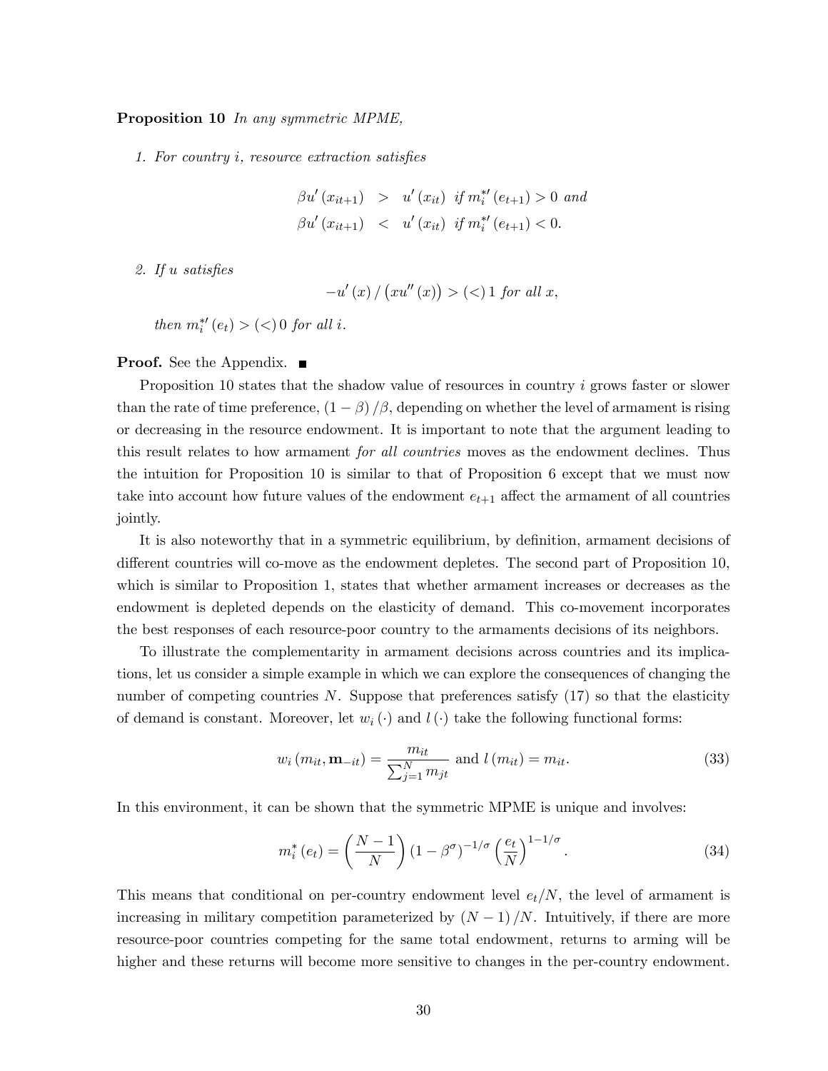**Proposition 10** *In any symmetric MPME,*

1. *For country $i$, resource extraction satisfies*

$$
\begin{aligned}
\beta u'(x_{it+1}) &> u'(x_{it}) \text{ if } m_i^{*\prime}(e_{t+1}) > 0 \text{ and} \\
\beta u'(x_{it+1}) &< u'(x_{it}) \text{ if } m_i^{*\prime}(e_{t+1}) < 0.
\end{aligned}
$$

2. *If $u$ satisfies*

$$
-u'(x) / \left(xu''(x)\right) > (<)\, 1 \text{ for all } x,
$$

*then $m_i^{*\prime}(e_t) > (<)\, 0$ for all $i$.*

**Proof.** See the Appendix. ■

Proposition 10 states that the shadow value of resources in country $i$ grows faster or slower than the rate of time preference, $(1-\beta)/\beta$, depending on whether the level of armament is rising or decreasing in the resource endowment. It is important to note that the argument leading to this result relates to how armament *for all countries* moves as the endowment declines. Thus the intuition for Proposition 10 is similar to that of Proposition 6 except that we must now take into account how future values of the endowment $e_{t+1}$ affect the armament of all countries jointly.

It is also noteworthy that in a symmetric equilibrium, by definition, armament decisions of different countries will co-move as the endowment depletes. The second part of Proposition 10, which is similar to Proposition 1, states that whether armament increases or decreases as the endowment is depleted depends on the elasticity of demand. This co-movement incorporates the best responses of each resource-poor country to the armaments decisions of its neighbors.

To illustrate the complementarity in armament decisions across countries and its implications, let us consider a simple example in which we can explore the consequences of changing the number of competing countries $N$. Suppose that preferences satisfy (17) so that the elasticity of demand is constant. Moreover, let $w_i(\cdot)$ and $l(\cdot)$ take the following functional forms:

$$
w_i(m_{it}, \mathbf{m}_{-it}) = \frac{m_{it}}{\sum_{j=1}^{N} m_{jt}} \text{ and } l(m_{it}) = m_{it}. \tag{33}
$$

In this environment, it can be shown that the symmetric MPME is unique and involves:

$$
m_i^*(e_t) = \left(\frac{N-1}{N}\right)(1-\beta^{\sigma})^{-1/\sigma}\left(\frac{e_t}{N}\right)^{1-1/\sigma}. \tag{34}
$$

This means that conditional on per-country endowment level $e_t/N$, the level of armament is increasing in military competition parameterized by $(N-1)/N$. Intuitively, if there are more resource-poor countries competing for the same total endowment, returns to arming will be higher and these returns will become more sensitive to changes in the per-country endowment.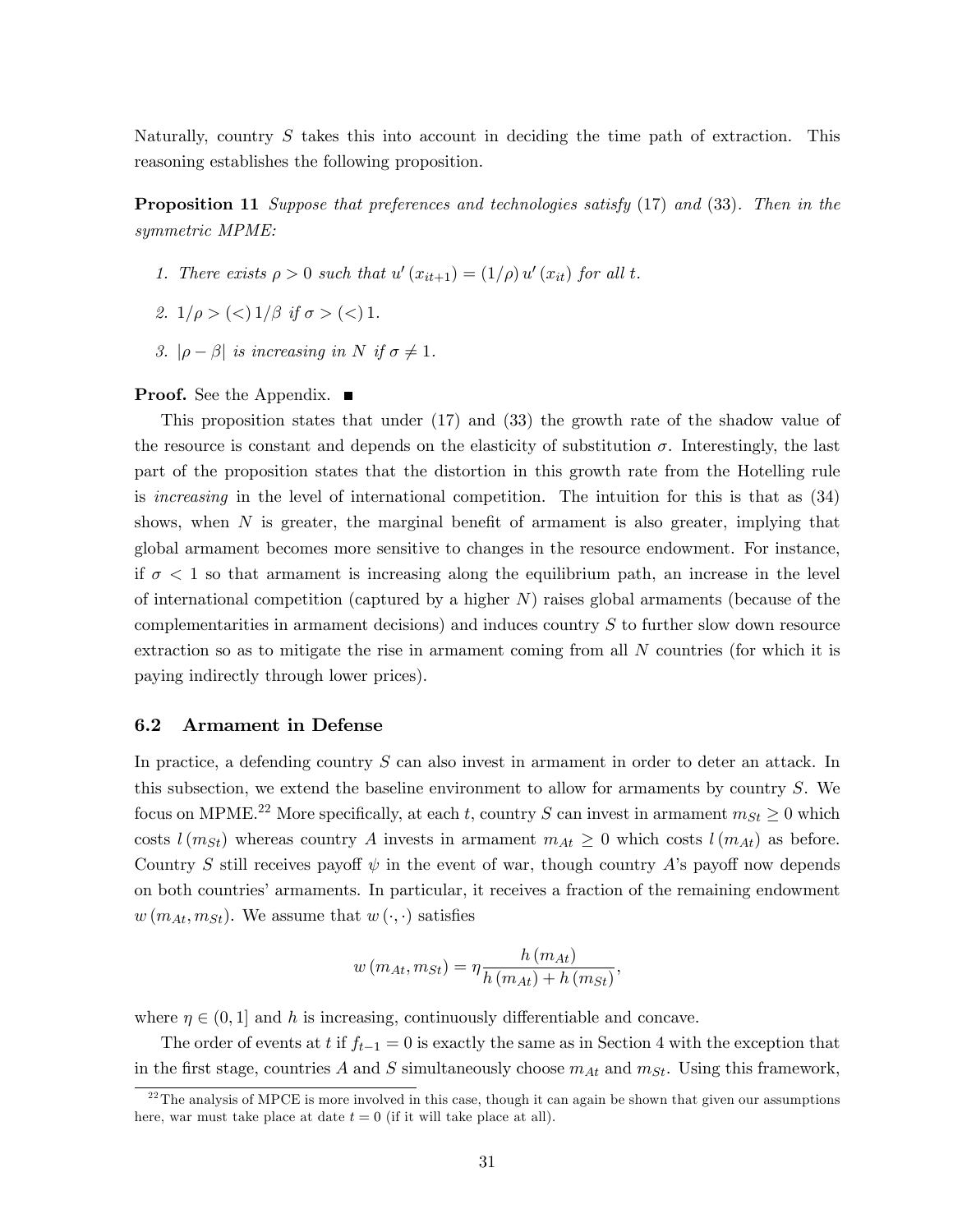Naturally, country $S$ takes this into account in deciding the time path of extraction. This reasoning establishes the following proposition.

**Proposition 11** *Suppose that preferences and technologies satisfy* (17) *and* (33)*. Then in the symmetric MPME:*

1. *There exists $\rho > 0$ such that $u'(x_{it+1}) = (1/\rho)\, u'(x_{it})$ for all $t$.*
2. *$1/\rho > (<)\, 1/\beta$ if $\sigma > (<)\, 1$.*
3. *$|\rho - \beta|$ is increasing in $N$ if $\sigma \neq 1$.*

**Proof.** See the Appendix. ■

This proposition states that under (17) and (33) the growth rate of the shadow value of the resource is constant and depends on the elasticity of substitution $\sigma$. Interestingly, the last part of the proposition states that the distortion in this growth rate from the Hotelling rule is *increasing* in the level of international competition. The intuition for this is that as (34) shows, when $N$ is greater, the marginal benefit of armament is also greater, implying that global armament becomes more sensitive to changes in the resource endowment. For instance, if $\sigma < 1$ so that armament is increasing along the equilibrium path, an increase in the level of international competition (captured by a higher $N$) raises global armaments (because of the complementarities in armament decisions) and induces country $S$ to further slow down resource extraction so as to mitigate the rise in armament coming from all $N$ countries (for which it is paying indirectly through lower prices).

### 6.2 Armament in Defense

In practice, a defending country $S$ can also invest in armament in order to deter an attack. In this subsection, we extend the baseline environment to allow for armaments by country $S$. We focus on MPME.[22] More specifically, at each $t$, country $S$ can invest in armament $m_{St} \geq 0$ which costs $l(m_{St})$ whereas country $A$ invests in armament $m_{At} \geq 0$ which costs $l(m_{At})$ as before. Country $S$ still receives payoff $\psi$ in the event of war, though country $A$'s payoff now depends on both countries' armaments. In particular, it receives a fraction of the remaining endowment $w(m_{At}, m_{St})$. We assume that $w(\cdot, \cdot)$ satisfies

$$w(m_{At}, m_{St}) = \eta \frac{h(m_{At})}{h(m_{At}) + h(m_{St})},$$

where $\eta \in (0, 1]$ and $h$ is increasing, continuously differentiable and concave.

The order of events at $t$ if $f_{t-1} = 0$ is exactly the same as in Section 4 with the exception that in the first stage, countries $A$ and $S$ simultaneously choose $m_{At}$ and $m_{St}$. Using this framework,

[22] The analysis of MPCE is more involved in this case, though it can again be shown that given our assumptions here, war must take place at date $t = 0$ (if it will take place at all).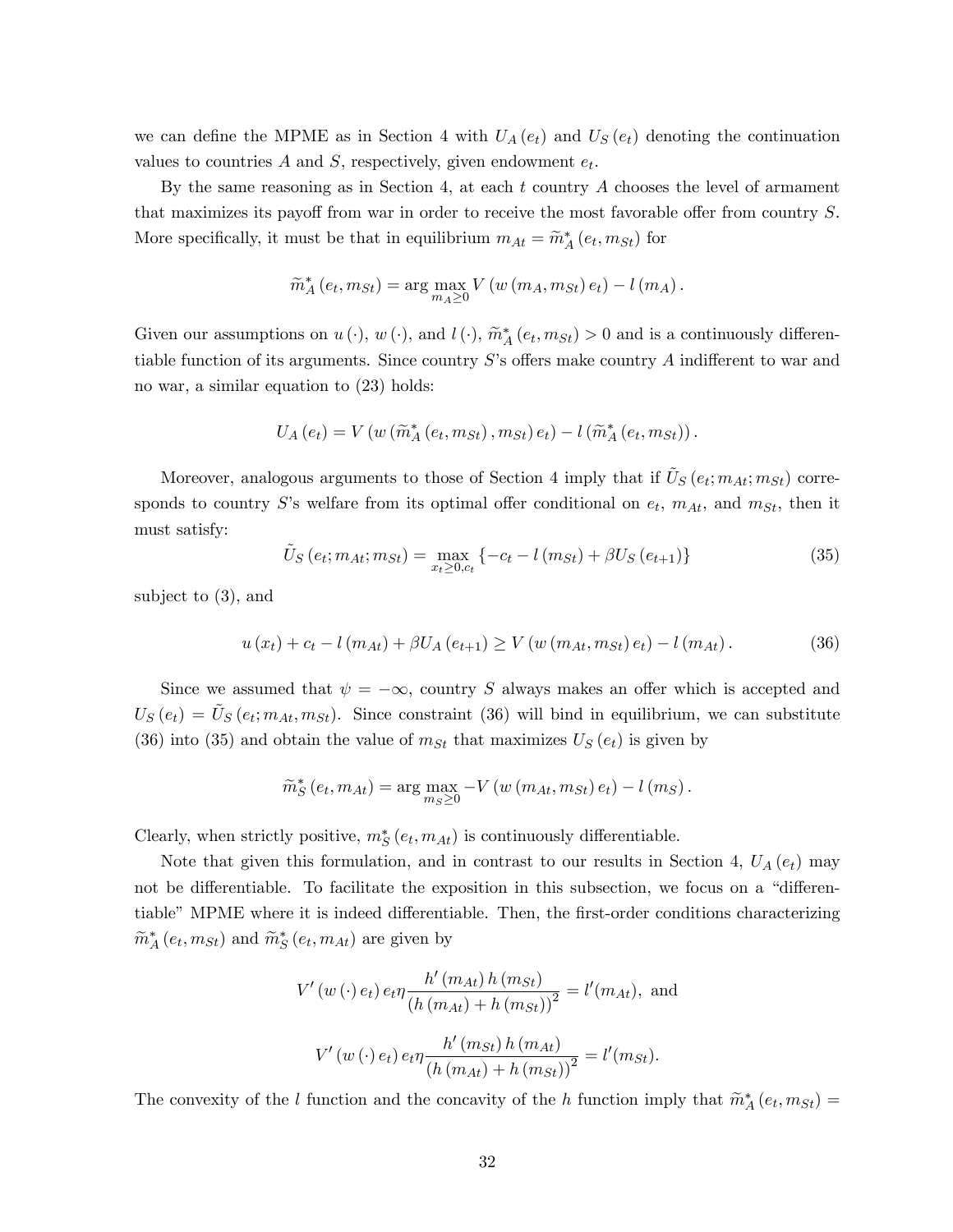we can define the MPME as in Section 4 with $U_A(e_t)$ and $U_S(e_t)$ denoting the continuation values to countries $A$ and $S$, respectively, given endowment $e_t$.

By the same reasoning as in Section 4, at each $t$ country $A$ chooses the level of armament that maximizes its payoff from war in order to receive the most favorable offer from country $S$. More specifically, it must be that in equilibrium $m_{At} = \widetilde{m}_A^*(e_t, m_{St})$ for

$$\widetilde{m}_A^*(e_t, m_{St}) = \arg\max_{m_A \geq 0} V(w(m_A, m_{St})e_t) - l(m_A).$$

Given our assumptions on $u(\cdot)$, $w(\cdot)$, and $l(\cdot)$, $\widetilde{m}_A^*(e_t, m_{St}) > 0$ and is a continuously differentiable function of its arguments. Since country $S$'s offers make country $A$ indifferent to war and no war, a similar equation to (23) holds:

$$U_A(e_t) = V(w(\widetilde{m}_A^*(e_t, m_{St}), m_{St})e_t) - l(\widetilde{m}_A^*(e_t, m_{St})).$$

Moreover, analogous arguments to those of Section 4 imply that if $\tilde{U}_S(e_t; m_{At}; m_{St})$ corresponds to country $S$'s welfare from its optimal offer conditional on $e_t$, $m_{At}$, and $m_{St}$, then it must satisfy:

$$\tilde{U}_S(e_t; m_{At}; m_{St}) = \max_{x_t \geq 0, c_t} \{-c_t - l(m_{St}) + \beta U_S(e_{t+1})\} \tag{35}$$

subject to (3), and

$$u(x_t) + c_t - l(m_{At}) + \beta U_A(e_{t+1}) \geq V(w(m_{At}, m_{St})e_t) - l(m_{At}). \tag{36}$$

Since we assumed that $\psi = -\infty$, country $S$ always makes an offer which is accepted and $U_S(e_t) = \tilde{U}_S(e_t; m_{At}, m_{St})$. Since constraint (36) will bind in equilibrium, we can substitute (36) into (35) and obtain the value of $m_{St}$ that maximizes $U_S(e_t)$ is given by

$$\widetilde{m}_S^*(e_t, m_{At}) = \arg\max_{m_S \geq 0} -V(w(m_{At}, m_{St})e_t) - l(m_S).$$

Clearly, when strictly positive, $m_S^*(e_t, m_{At})$ is continuously differentiable.

Note that given this formulation, and in contrast to our results in Section 4, $U_A(e_t)$ may not be differentiable. To facilitate the exposition in this subsection, we focus on a "differentiable" MPME where it is indeed differentiable. Then, the first-order conditions characterizing $\widetilde{m}_A^*(e_t, m_{St})$ and $\widetilde{m}_S^*(e_t, m_{At})$ are given by

$$V'(w(\cdot)e_t)e_t\eta \frac{h'(m_{At})h(m_{St})}{(h(m_{At}) + h(m_{St}))^2} = l'(m_{At}), \text{ and}$$

$$V'(w(\cdot)e_t)e_t\eta \frac{h'(m_{St})h(m_{At})}{(h(m_{At}) + h(m_{St}))^2} = l'(m_{St}).$$

The convexity of the $l$ function and the concavity of the $h$ function imply that $\widetilde{m}_A^*(e_t, m_{St}) =$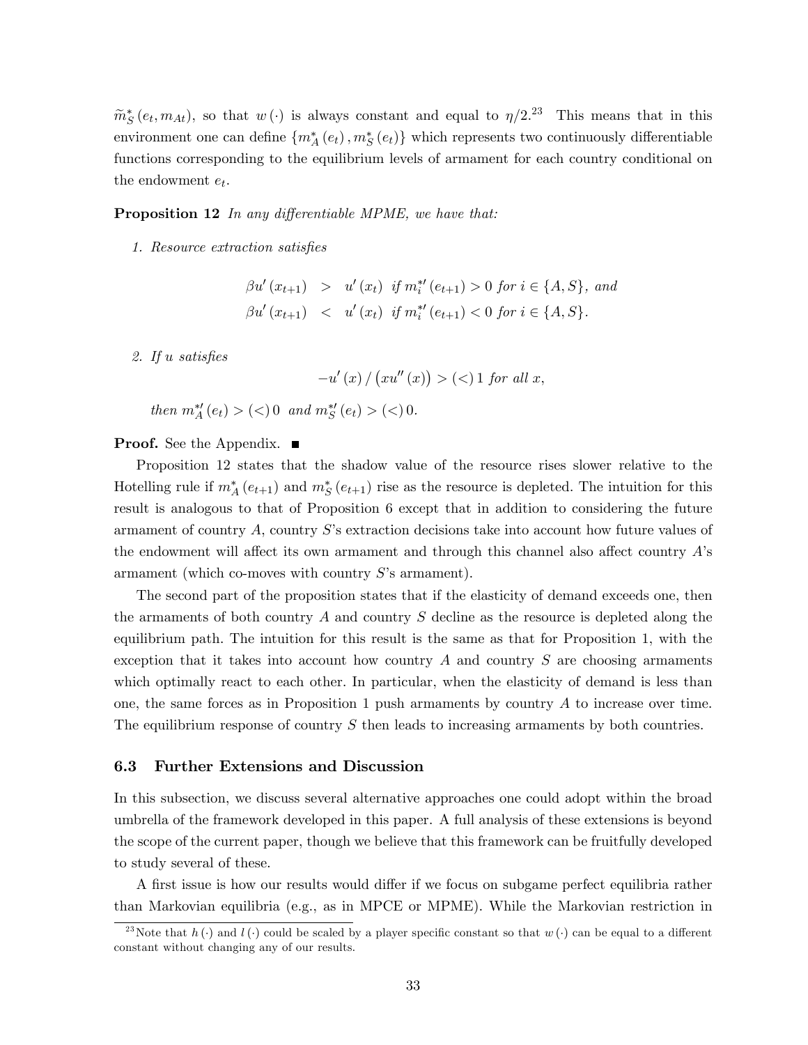$\widetilde{m}_S^*(e_t, m_{At})$, so that $w(\cdot)$ is always constant and equal to $\eta/2$.[23] This means that in this environment one can define $\{m_A^*(e_t), m_S^*(e_t)\}$ which represents two continuously differentiable functions corresponding to the equilibrium levels of armament for each country conditional on the endowment $e_t$.

**Proposition 12** *In any differentiable MPME, we have that:*

1. *Resource extraction satisfies*

$$\begin{aligned}
\beta u'(x_{t+1}) &> u'(x_t) \text{ if } m_i^{*\prime}(e_{t+1}) > 0 \text{ for } i \in \{A, S\}, \text{ and} \\
\beta u'(x_{t+1}) &< u'(x_t) \text{ if } m_i^{*\prime}(e_{t+1}) < 0 \text{ for } i \in \{A, S\}.
\end{aligned}$$

2. *If $u$ satisfies*

$$-u'(x) / \left(xu''(x)\right) > (<) \, 1 \text{ for all } x,$$

*then $m_A^{*\prime}(e_t) > (<) \, 0$ and $m_S^{*\prime}(e_t) > (<) \, 0$.*

**Proof.** See the Appendix. ■

Proposition 12 states that the shadow value of the resource rises slower relative to the Hotelling rule if $m_A^*(e_{t+1})$ and $m_S^*(e_{t+1})$ rise as the resource is depleted. The intuition for this result is analogous to that of Proposition 6 except that in addition to considering the future armament of country $A$, country $S$'s extraction decisions take into account how future values of the endowment will affect its own armament and through this channel also affect country $A$'s armament (which co-moves with country $S$'s armament).

The second part of the proposition states that if the elasticity of demand exceeds one, then the armaments of both country $A$ and country $S$ decline as the resource is depleted along the equilibrium path. The intuition for this result is the same as that for Proposition 1, with the exception that it takes into account how country $A$ and country $S$ are choosing armaments which optimally react to each other. In particular, when the elasticity of demand is less than one, the same forces as in Proposition 1 push armaments by country $A$ to increase over time. The equilibrium response of country $S$ then leads to increasing armaments by both countries.

### 6.3 Further Extensions and Discussion

In this subsection, we discuss several alternative approaches one could adopt within the broad umbrella of the framework developed in this paper. A full analysis of these extensions is beyond the scope of the current paper, though we believe that this framework can be fruitfully developed to study several of these.

A first issue is how our results would differ if we focus on subgame perfect equilibria rather than Markovian equilibria (e.g., as in MPCE or MPME). While the Markovian restriction in

[23] Note that $h(\cdot)$ and $l(\cdot)$ could be scaled by a player specific constant so that $w(\cdot)$ can be equal to a different constant without changing any of our results.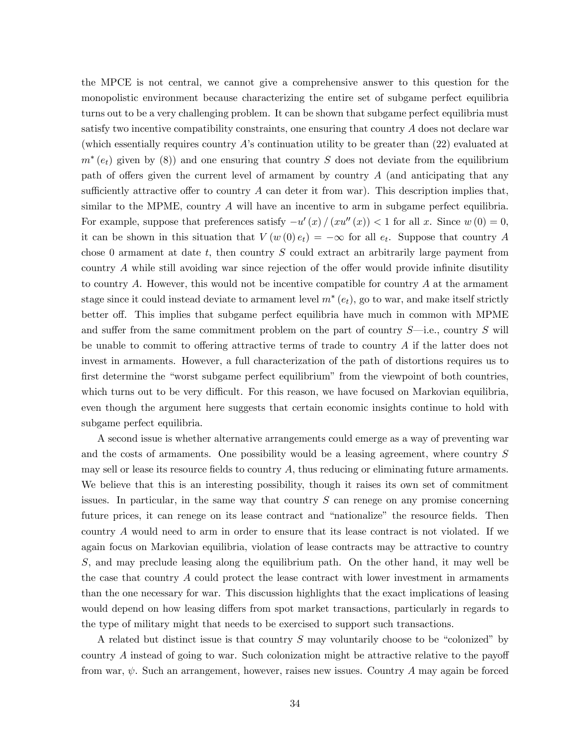the MPCE is not central, we cannot give a comprehensive answer to this question for the monopolistic environment because characterizing the entire set of subgame perfect equilibria turns out to be a very challenging problem. It can be shown that subgame perfect equilibria must satisfy two incentive compatibility constraints, one ensuring that country $A$ does not declare war (which essentially requires country $A$'s continuation utility to be greater than (22) evaluated at $m^*(e_t)$ given by (8)) and one ensuring that country $S$ does not deviate from the equilibrium path of offers given the current level of armament by country $A$ (and anticipating that any sufficiently attractive offer to country $A$ can deter it from war). This description implies that, similar to the MPME, country $A$ will have an incentive to arm in subgame perfect equilibria. For example, suppose that preferences satisfy $-u'(x)/(xu''(x)) < 1$ for all $x$. Since $w(0) = 0$, it can be shown in this situation that $V(w(0)e_t) = -\infty$ for all $e_t$. Suppose that country $A$ chose 0 armament at date $t$, then country $S$ could extract an arbitrarily large payment from country $A$ while still avoiding war since rejection of the offer would provide infinite disutility to country $A$. However, this would not be incentive compatible for country $A$ at the armament stage since it could instead deviate to armament level $m^*(e_t)$, go to war, and make itself strictly better off. This implies that subgame perfect equilibria have much in common with MPME and suffer from the same commitment problem on the part of country $S$—i.e., country $S$ will be unable to commit to offering attractive terms of trade to country $A$ if the latter does not invest in armaments. However, a full characterization of the path of distortions requires us to first determine the "worst subgame perfect equilibrium" from the viewpoint of both countries, which turns out to be very difficult. For this reason, we have focused on Markovian equilibria, even though the argument here suggests that certain economic insights continue to hold with subgame perfect equilibria.

A second issue is whether alternative arrangements could emerge as a way of preventing war and the costs of armaments. One possibility would be a leasing agreement, where country $S$ may sell or lease its resource fields to country $A$, thus reducing or eliminating future armaments. We believe that this is an interesting possibility, though it raises its own set of commitment issues. In particular, in the same way that country $S$ can renege on any promise concerning future prices, it can renege on its lease contract and "nationalize" the resource fields. Then country $A$ would need to arm in order to ensure that its lease contract is not violated. If we again focus on Markovian equilibria, violation of lease contracts may be attractive to country $S$, and may preclude leasing along the equilibrium path. On the other hand, it may well be the case that country $A$ could protect the lease contract with lower investment in armaments than the one necessary for war. This discussion highlights that the exact implications of leasing would depend on how leasing differs from spot market transactions, particularly in regards to the type of military might that needs to be exercised to support such transactions.

A related but distinct issue is that country $S$ may voluntarily choose to be "colonized" by country $A$ instead of going to war. Such colonization might be attractive relative to the payoff from war, $\psi$. Such an arrangement, however, raises new issues. Country $A$ may again be forced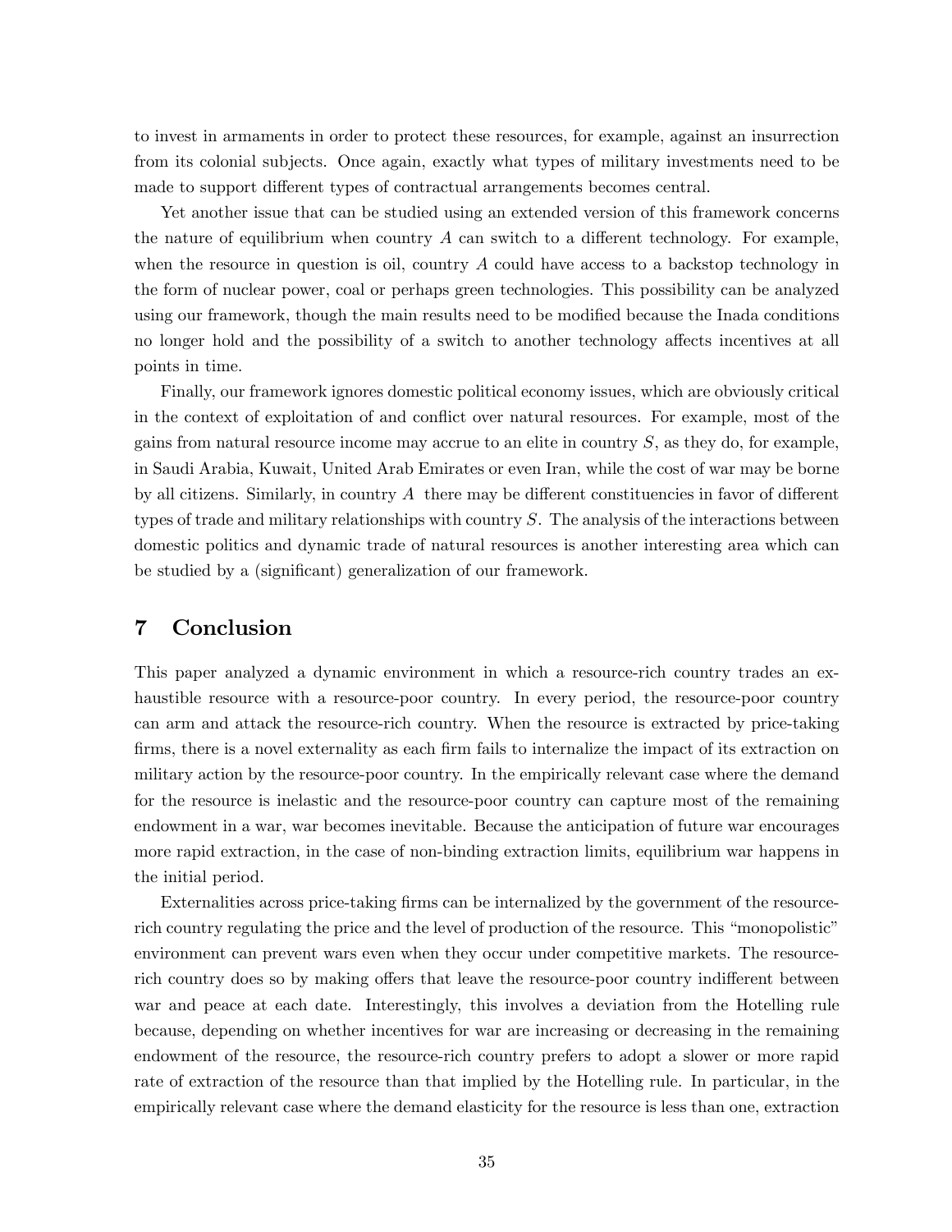to invest in armaments in order to protect these resources, for example, against an insurrection from its colonial subjects. Once again, exactly what types of military investments need to be made to support different types of contractual arrangements becomes central.

Yet another issue that can be studied using an extended version of this framework concerns the nature of equilibrium when country $A$ can switch to a different technology. For example, when the resource in question is oil, country $A$ could have access to a backstop technology in the form of nuclear power, coal or perhaps green technologies. This possibility can be analyzed using our framework, though the main results need to be modified because the Inada conditions no longer hold and the possibility of a switch to another technology affects incentives at all points in time.

Finally, our framework ignores domestic political economy issues, which are obviously critical in the context of exploitation of and conflict over natural resources. For example, most of the gains from natural resource income may accrue to an elite in country $S$, as they do, for example, in Saudi Arabia, Kuwait, United Arab Emirates or even Iran, while the cost of war may be borne by all citizens. Similarly, in country $A$ there may be different constituencies in favor of different types of trade and military relationships with country $S$. The analysis of the interactions between domestic politics and dynamic trade of natural resources is another interesting area which can be studied by a (significant) generalization of our framework.

## 7 Conclusion

This paper analyzed a dynamic environment in which a resource-rich country trades an exhaustible resource with a resource-poor country. In every period, the resource-poor country can arm and attack the resource-rich country. When the resource is extracted by price-taking firms, there is a novel externality as each firm fails to internalize the impact of its extraction on military action by the resource-poor country. In the empirically relevant case where the demand for the resource is inelastic and the resource-poor country can capture most of the remaining endowment in a war, war becomes inevitable. Because the anticipation of future war encourages more rapid extraction, in the case of non-binding extraction limits, equilibrium war happens in the initial period.

Externalities across price-taking firms can be internalized by the government of the resource-rich country regulating the price and the level of production of the resource. This "monopolistic" environment can prevent wars even when they occur under competitive markets. The resource-rich country does so by making offers that leave the resource-poor country indifferent between war and peace at each date. Interestingly, this involves a deviation from the Hotelling rule because, depending on whether incentives for war are increasing or decreasing in the remaining endowment of the resource, the resource-rich country prefers to adopt a slower or more rapid rate of extraction of the resource than that implied by the Hotelling rule. In particular, in the empirically relevant case where the demand elasticity for the resource is less than one, extraction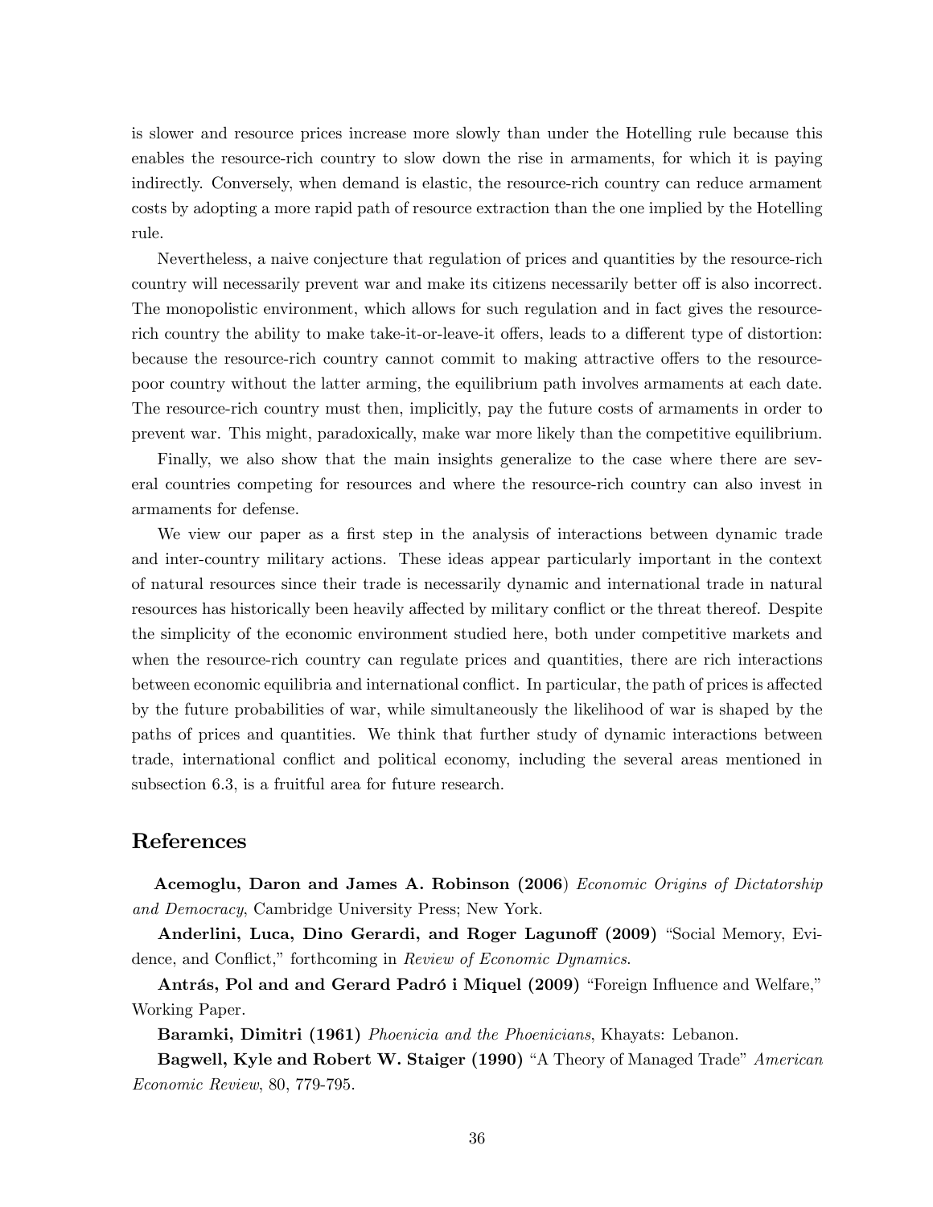is slower and resource prices increase more slowly than under the Hotelling rule because this enables the resource-rich country to slow down the rise in armaments, for which it is paying indirectly. Conversely, when demand is elastic, the resource-rich country can reduce armament costs by adopting a more rapid path of resource extraction than the one implied by the Hotelling rule.

Nevertheless, a naive conjecture that regulation of prices and quantities by the resource-rich country will necessarily prevent war and make its citizens necessarily better off is also incorrect. The monopolistic environment, which allows for such regulation and in fact gives the resource-rich country the ability to make take-it-or-leave-it offers, leads to a different type of distortion: because the resource-rich country cannot commit to making attractive offers to the resource-poor country without the latter arming, the equilibrium path involves armaments at each date. The resource-rich country must then, implicitly, pay the future costs of armaments in order to prevent war. This might, paradoxically, make war more likely than the competitive equilibrium.

Finally, we also show that the main insights generalize to the case where there are several countries competing for resources and where the resource-rich country can also invest in armaments for defense.

We view our paper as a first step in the analysis of interactions between dynamic trade and inter-country military actions. These ideas appear particularly important in the context of natural resources since their trade is necessarily dynamic and international trade in natural resources has historically been heavily affected by military conflict or the threat thereof. Despite the simplicity of the economic environment studied here, both under competitive markets and when the resource-rich country can regulate prices and quantities, there are rich interactions between economic equilibria and international conflict. In particular, the path of prices is affected by the future probabilities of war, while simultaneously the likelihood of war is shaped by the paths of prices and quantities. We think that further study of dynamic interactions between trade, international conflict and political economy, including the several areas mentioned in subsection 6.3, is a fruitful area for future research.

## References

**Acemoglu, Daron and James A. Robinson (2006)** *Economic Origins of Dictatorship and Democracy*, Cambridge University Press; New York.

**Anderlini, Luca, Dino Gerardi, and Roger Lagunoff (2009)** "Social Memory, Evidence, and Conflict," forthcoming in *Review of Economic Dynamics*.

**Antrás, Pol and and Gerard Padró i Miquel (2009)** "Foreign Influence and Welfare," Working Paper.

**Baramki, Dimitri (1961)** *Phoenicia and the Phoenicians*, Khayats: Lebanon.

**Bagwell, Kyle and Robert W. Staiger (1990)** "A Theory of Managed Trade" *American Economic Review*, 80, 779-795.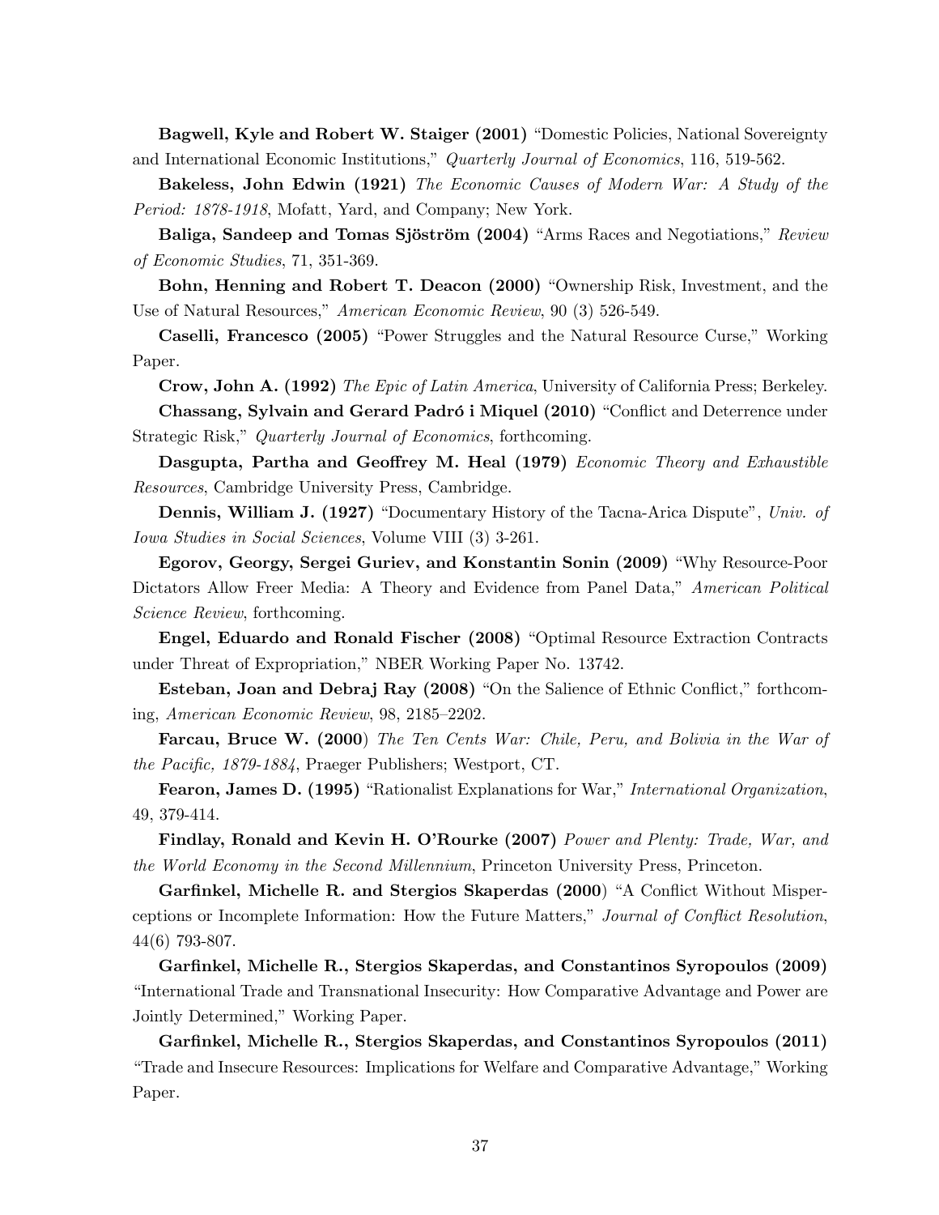**Bagwell, Kyle and Robert W. Staiger (2001)** "Domestic Policies, National Sovereignty and International Economic Institutions," *Quarterly Journal of Economics*, 116, 519-562.

**Bakeless, John Edwin (1921)** *The Economic Causes of Modern War: A Study of the Period: 1878-1918*, Mofatt, Yard, and Company; New York.

**Baliga, Sandeep and Tomas Sjöström (2004)** "Arms Races and Negotiations," *Review of Economic Studies*, 71, 351-369.

**Bohn, Henning and Robert T. Deacon (2000)** "Ownership Risk, Investment, and the Use of Natural Resources," *American Economic Review*, 90 (3) 526-549.

**Caselli, Francesco (2005)** "Power Struggles and the Natural Resource Curse," Working Paper.

**Crow, John A. (1992)** *The Epic of Latin America*, University of California Press; Berkeley.

**Chassang, Sylvain and Gerard Padró i Miquel (2010)** "Conflict and Deterrence under Strategic Risk," *Quarterly Journal of Economics*, forthcoming.

**Dasgupta, Partha and Geoffrey M. Heal (1979)** *Economic Theory and Exhaustible Resources*, Cambridge University Press, Cambridge.

**Dennis, William J. (1927)** "Documentary History of the Tacna-Arica Dispute", *Univ. of Iowa Studies in Social Sciences*, Volume VIII (3) 3-261.

**Egorov, Georgy, Sergei Guriev, and Konstantin Sonin (2009)** "Why Resource-Poor Dictators Allow Freer Media: A Theory and Evidence from Panel Data," *American Political Science Review*, forthcoming.

**Engel, Eduardo and Ronald Fischer (2008)** "Optimal Resource Extraction Contracts under Threat of Expropriation," NBER Working Paper No. 13742.

**Esteban, Joan and Debraj Ray (2008)** "On the Salience of Ethnic Conflict," forthcoming, *American Economic Review*, 98, 2185–2202.

**Farcau, Bruce W. (2000)** *The Ten Cents War: Chile, Peru, and Bolivia in the War of the Pacific, 1879-1884*, Praeger Publishers; Westport, CT.

**Fearon, James D. (1995)** "Rationalist Explanations for War," *International Organization*, 49, 379-414.

**Findlay, Ronald and Kevin H. O'Rourke (2007)** *Power and Plenty: Trade, War, and the World Economy in the Second Millennium*, Princeton University Press, Princeton.

**Garfinkel, Michelle R. and Stergios Skaperdas (2000)** "A Conflict Without Misperceptions or Incomplete Information: How the Future Matters," *Journal of Conflict Resolution*, 44(6) 793-807.

**Garfinkel, Michelle R., Stergios Skaperdas, and Constantinos Syropoulos (2009)** "International Trade and Transnational Insecurity: How Comparative Advantage and Power are Jointly Determined," Working Paper.

**Garfinkel, Michelle R., Stergios Skaperdas, and Constantinos Syropoulos (2011)** "Trade and Insecure Resources: Implications for Welfare and Comparative Advantage," Working Paper.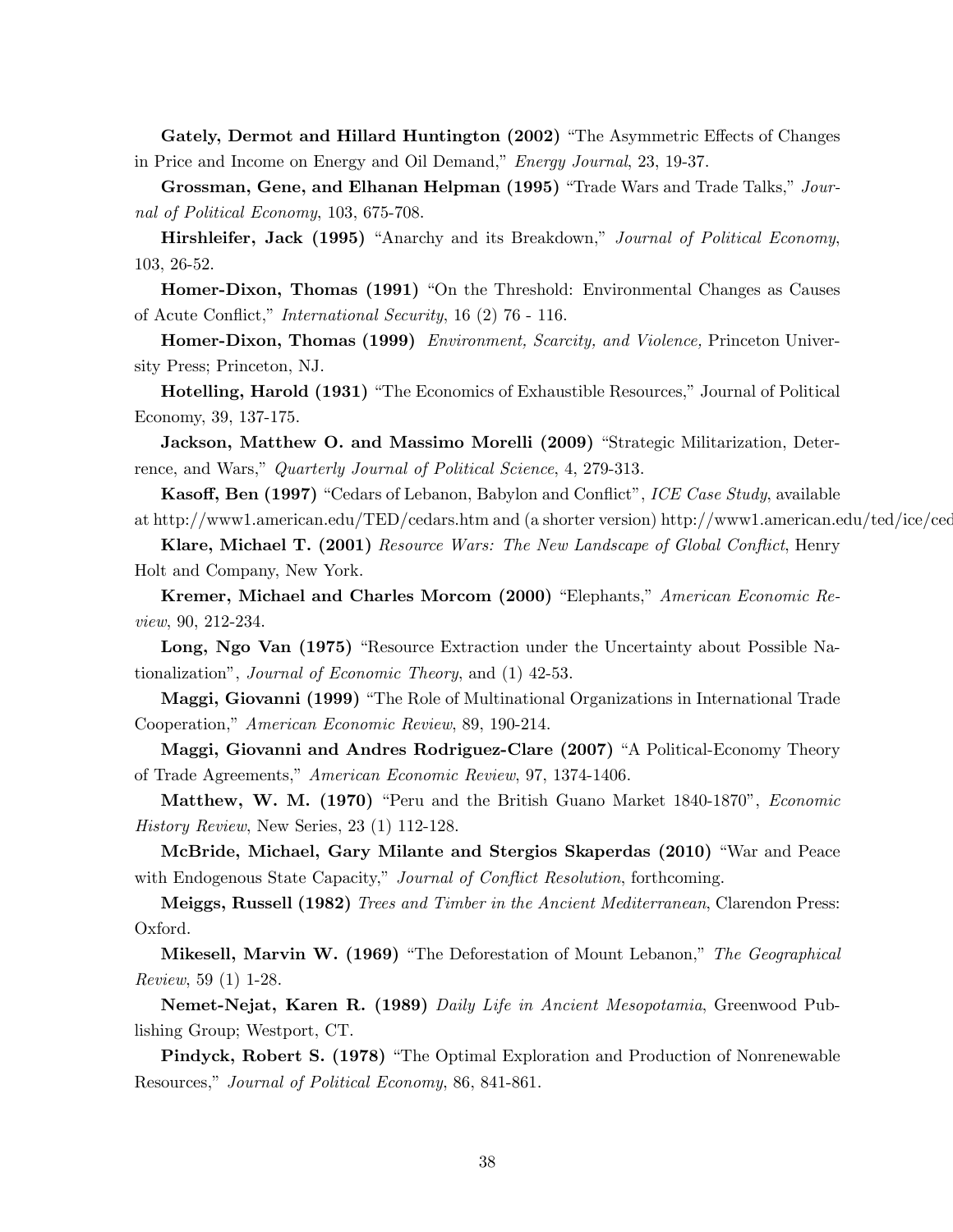**Gately, Dermot and Hillard Huntington (2002)** "The Asymmetric Effects of Changes in Price and Income on Energy and Oil Demand," *Energy Journal*, 23, 19-37.

**Grossman, Gene, and Elhanan Helpman (1995)** "Trade Wars and Trade Talks," *Journal of Political Economy*, 103, 675-708.

**Hirshleifer, Jack (1995)** "Anarchy and its Breakdown," *Journal of Political Economy*, 103, 26-52.

**Homer-Dixon, Thomas (1991)** "On the Threshold: Environmental Changes as Causes of Acute Conflict," *International Security*, 16 (2) 76 - 116.

**Homer-Dixon, Thomas (1999)** *Environment, Scarcity, and Violence,* Princeton University Press; Princeton, NJ.

**Hotelling, Harold (1931)** "The Economics of Exhaustible Resources," Journal of Political Economy, 39, 137-175.

**Jackson, Matthew O. and Massimo Morelli (2009)** "Strategic Militarization, Deterrence, and Wars," *Quarterly Journal of Political Science*, 4, 279-313.

**Kasoff, Ben (1997)** "Cedars of Lebanon, Babylon and Conflict", *ICE Case Study*, available at http://www1.american.edu/TED/cedars.htm and (a shorter version) http://www1.american.edu/ted/ice/ced

**Klare, Michael T. (2001)** *Resource Wars: The New Landscape of Global Conflict*, Henry Holt and Company, New York.

**Kremer, Michael and Charles Morcom (2000)** "Elephants," *American Economic Review*, 90, 212-234.

**Long, Ngo Van (1975)** "Resource Extraction under the Uncertainty about Possible Nationalization", *Journal of Economic Theory*, and (1) 42-53.

**Maggi, Giovanni (1999)** "The Role of Multinational Organizations in International Trade Cooperation," *American Economic Review*, 89, 190-214.

**Maggi, Giovanni and Andres Rodriguez-Clare (2007)** "A Political-Economy Theory of Trade Agreements," *American Economic Review*, 97, 1374-1406.

**Matthew, W. M. (1970)** "Peru and the British Guano Market 1840-1870", *Economic History Review*, New Series, 23 (1) 112-128.

**McBride, Michael, Gary Milante and Stergios Skaperdas (2010)** "War and Peace with Endogenous State Capacity," *Journal of Conflict Resolution*, forthcoming.

**Meiggs, Russell (1982)** *Trees and Timber in the Ancient Mediterranean*, Clarendon Press: Oxford.

**Mikesell, Marvin W. (1969)** "The Deforestation of Mount Lebanon," *The Geographical Review*, 59 (1) 1-28.

**Nemet-Nejat, Karen R. (1989)** *Daily Life in Ancient Mesopotamia*, Greenwood Publishing Group; Westport, CT.

**Pindyck, Robert S. (1978)** "The Optimal Exploration and Production of Nonrenewable Resources," *Journal of Political Economy*, 86, 841-861.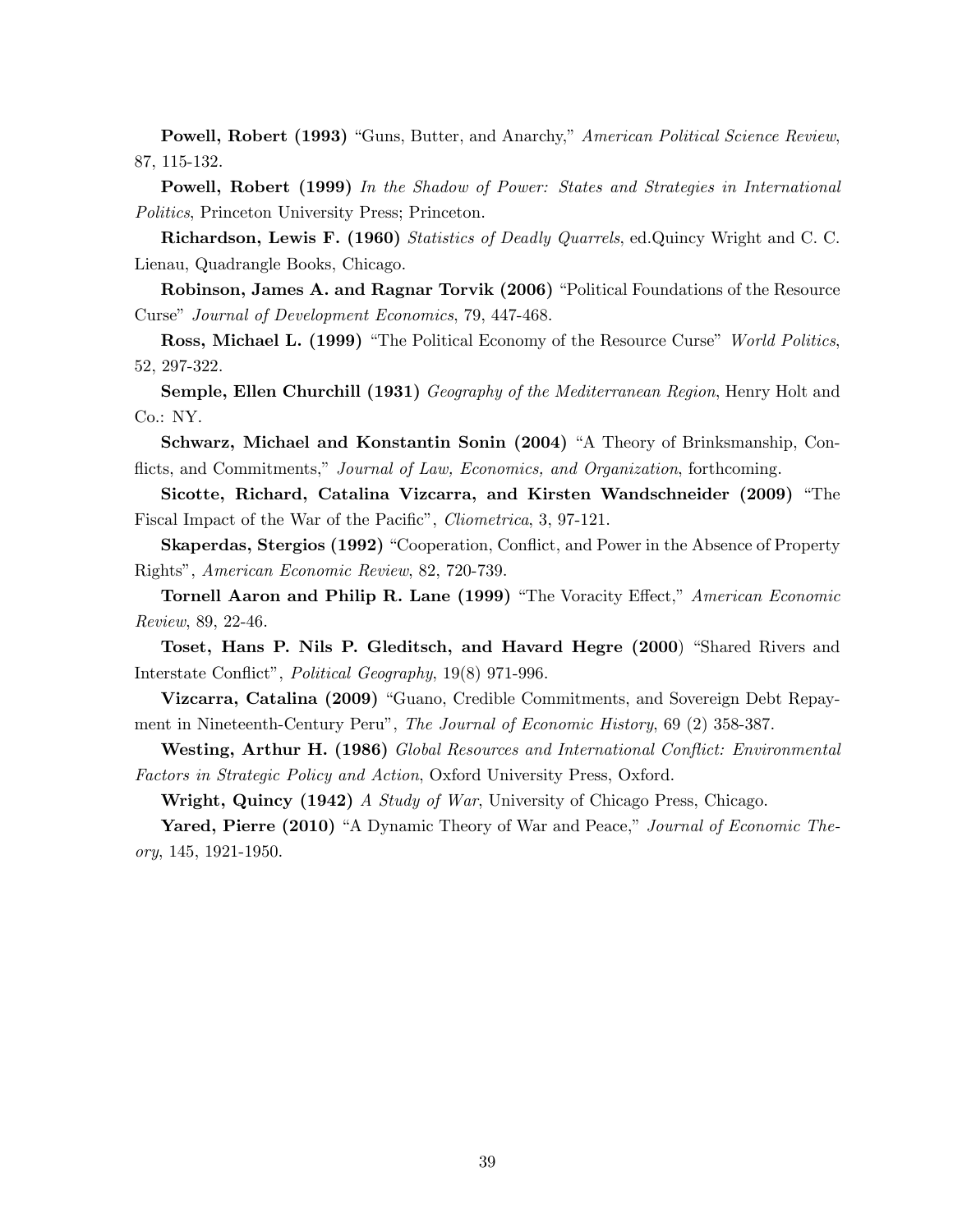**Powell, Robert (1993)** "Guns, Butter, and Anarchy," *American Political Science Review*, 87, 115-132.

**Powell, Robert (1999)** *In the Shadow of Power: States and Strategies in International Politics*, Princeton University Press; Princeton.

**Richardson, Lewis F. (1960)** *Statistics of Deadly Quarrels*, ed.Quincy Wright and C. C. Lienau, Quadrangle Books, Chicago.

**Robinson, James A. and Ragnar Torvik (2006)** "Political Foundations of the Resource Curse" *Journal of Development Economics*, 79, 447-468.

**Ross, Michael L. (1999)** "The Political Economy of the Resource Curse" *World Politics*, 52, 297-322.

**Semple, Ellen Churchill (1931)** *Geography of the Mediterranean Region*, Henry Holt and Co.: NY.

**Schwarz, Michael and Konstantin Sonin (2004)** "A Theory of Brinksmanship, Conflicts, and Commitments," *Journal of Law, Economics, and Organization*, forthcoming.

**Sicotte, Richard, Catalina Vizcarra, and Kirsten Wandschneider (2009)** "The Fiscal Impact of the War of the Pacific", *Cliometrica*, 3, 97-121.

**Skaperdas, Stergios (1992)** "Cooperation, Conflict, and Power in the Absence of Property Rights", *American Economic Review*, 82, 720-739.

**Tornell Aaron and Philip R. Lane (1999)** "The Voracity Effect," *American Economic Review*, 89, 22-46.

**Toset, Hans P. Nils P. Gleditsch, and Havard Hegre (2000**) "Shared Rivers and Interstate Conflict", *Political Geography*, 19(8) 971-996.

**Vizcarra, Catalina (2009)** "Guano, Credible Commitments, and Sovereign Debt Repayment in Nineteenth-Century Peru", *The Journal of Economic History*, 69 (2) 358-387.

**Westing, Arthur H. (1986)** *Global Resources and International Conflict: Environmental Factors in Strategic Policy and Action*, Oxford University Press, Oxford.

**Wright, Quincy (1942)** *A Study of War*, University of Chicago Press, Chicago.

**Yared, Pierre (2010)** "A Dynamic Theory of War and Peace," *Journal of Economic Theory*, 145, 1921-1950.